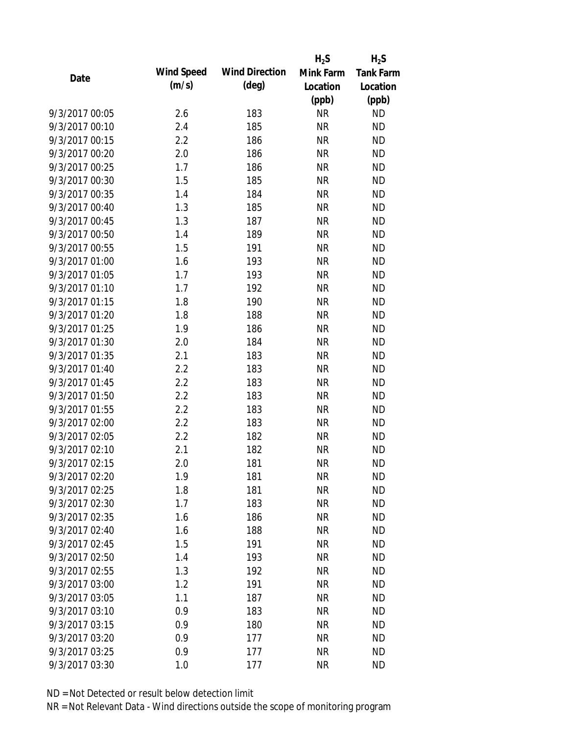| Date | Wind Speed (m/s) | Wind Direction (deg) | $H_2S$ Mink Farm Location (ppb) | $H_2S$ Tank Farm Location (ppb) |
|---|---|---|---|---|
| 9/3/2017 00:05 | 2.6 | 183 | NR | ND |
| 9/3/2017 00:10 | 2.4 | 185 | NR | ND |
| 9/3/2017 00:15 | 2.2 | 186 | NR | ND |
| 9/3/2017 00:20 | 2.0 | 186 | NR | ND |
| 9/3/2017 00:25 | 1.7 | 186 | NR | ND |
| 9/3/2017 00:30 | 1.5 | 185 | NR | ND |
| 9/3/2017 00:35 | 1.4 | 184 | NR | ND |
| 9/3/2017 00:40 | 1.3 | 185 | NR | ND |
| 9/3/2017 00:45 | 1.3 | 187 | NR | ND |
| 9/3/2017 00:50 | 1.4 | 189 | NR | ND |
| 9/3/2017 00:55 | 1.5 | 191 | NR | ND |
| 9/3/2017 01:00 | 1.6 | 193 | NR | ND |
| 9/3/2017 01:05 | 1.7 | 193 | NR | ND |
| 9/3/2017 01:10 | 1.7 | 192 | NR | ND |
| 9/3/2017 01:15 | 1.8 | 190 | NR | ND |
| 9/3/2017 01:20 | 1.8 | 188 | NR | ND |
| 9/3/2017 01:25 | 1.9 | 186 | NR | ND |
| 9/3/2017 01:30 | 2.0 | 184 | NR | ND |
| 9/3/2017 01:35 | 2.1 | 183 | NR | ND |
| 9/3/2017 01:40 | 2.2 | 183 | NR | ND |
| 9/3/2017 01:45 | 2.2 | 183 | NR | ND |
| 9/3/2017 01:50 | 2.2 | 183 | NR | ND |
| 9/3/2017 01:55 | 2.2 | 183 | NR | ND |
| 9/3/2017 02:00 | 2.2 | 183 | NR | ND |
| 9/3/2017 02:05 | 2.2 | 182 | NR | ND |
| 9/3/2017 02:10 | 2.1 | 182 | NR | ND |
| 9/3/2017 02:15 | 2.0 | 181 | NR | ND |
| 9/3/2017 02:20 | 1.9 | 181 | NR | ND |
| 9/3/2017 02:25 | 1.8 | 181 | NR | ND |
| 9/3/2017 02:30 | 1.7 | 183 | NR | ND |
| 9/3/2017 02:35 | 1.6 | 186 | NR | ND |
| 9/3/2017 02:40 | 1.6 | 188 | NR | ND |
| 9/3/2017 02:45 | 1.5 | 191 | NR | ND |
| 9/3/2017 02:50 | 1.4 | 193 | NR | ND |
| 9/3/2017 02:55 | 1.3 | 192 | NR | ND |
| 9/3/2017 03:00 | 1.2 | 191 | NR | ND |
| 9/3/2017 03:05 | 1.1 | 187 | NR | ND |
| 9/3/2017 03:10 | 0.9 | 183 | NR | ND |
| 9/3/2017 03:15 | 0.9 | 180 | NR | ND |
| 9/3/2017 03:20 | 0.9 | 177 | NR | ND |
| 9/3/2017 03:25 | 0.9 | 177 | NR | ND |
| 9/3/2017 03:30 | 1.0 | 177 | NR | ND |

ND = Not Detected or result below detection limit

NR = Not Relevant Data - Wind directions outside the scope of monitoring program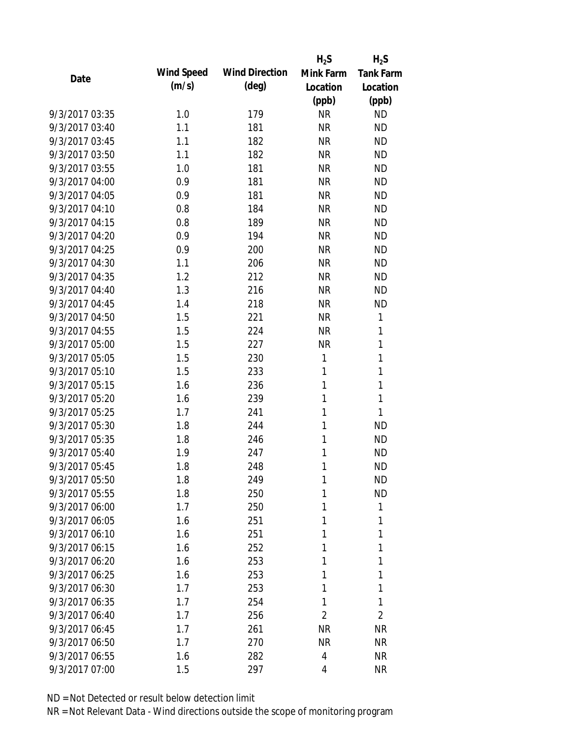| Date | Wind Speed (m/s) | Wind Direction (deg) | $H_2S$ Mink Farm Location (ppb) | $H_2S$ Tank Farm Location (ppb) |
|---|---|---|---|---|
| 9/3/2017 03:35 | 1.0 | 179 | NR | ND |
| 9/3/2017 03:40 | 1.1 | 181 | NR | ND |
| 9/3/2017 03:45 | 1.1 | 182 | NR | ND |
| 9/3/2017 03:50 | 1.1 | 182 | NR | ND |
| 9/3/2017 03:55 | 1.0 | 181 | NR | ND |
| 9/3/2017 04:00 | 0.9 | 181 | NR | ND |
| 9/3/2017 04:05 | 0.9 | 181 | NR | ND |
| 9/3/2017 04:10 | 0.8 | 184 | NR | ND |
| 9/3/2017 04:15 | 0.8 | 189 | NR | ND |
| 9/3/2017 04:20 | 0.9 | 194 | NR | ND |
| 9/3/2017 04:25 | 0.9 | 200 | NR | ND |
| 9/3/2017 04:30 | 1.1 | 206 | NR | ND |
| 9/3/2017 04:35 | 1.2 | 212 | NR | ND |
| 9/3/2017 04:40 | 1.3 | 216 | NR | ND |
| 9/3/2017 04:45 | 1.4 | 218 | NR | ND |
| 9/3/2017 04:50 | 1.5 | 221 | NR | 1 |
| 9/3/2017 04:55 | 1.5 | 224 | NR | 1 |
| 9/3/2017 05:00 | 1.5 | 227 | NR | 1 |
| 9/3/2017 05:05 | 1.5 | 230 | 1 | 1 |
| 9/3/2017 05:10 | 1.5 | 233 | 1 | 1 |
| 9/3/2017 05:15 | 1.6 | 236 | 1 | 1 |
| 9/3/2017 05:20 | 1.6 | 239 | 1 | 1 |
| 9/3/2017 05:25 | 1.7 | 241 | 1 | 1 |
| 9/3/2017 05:30 | 1.8 | 244 | 1 | ND |
| 9/3/2017 05:35 | 1.8 | 246 | 1 | ND |
| 9/3/2017 05:40 | 1.9 | 247 | 1 | ND |
| 9/3/2017 05:45 | 1.8 | 248 | 1 | ND |
| 9/3/2017 05:50 | 1.8 | 249 | 1 | ND |
| 9/3/2017 05:55 | 1.8 | 250 | 1 | ND |
| 9/3/2017 06:00 | 1.7 | 250 | 1 | 1 |
| 9/3/2017 06:05 | 1.6 | 251 | 1 | 1 |
| 9/3/2017 06:10 | 1.6 | 251 | 1 | 1 |
| 9/3/2017 06:15 | 1.6 | 252 | 1 | 1 |
| 9/3/2017 06:20 | 1.6 | 253 | 1 | 1 |
| 9/3/2017 06:25 | 1.6 | 253 | 1 | 1 |
| 9/3/2017 06:30 | 1.7 | 253 | 1 | 1 |
| 9/3/2017 06:35 | 1.7 | 254 | 1 | 1 |
| 9/3/2017 06:40 | 1.7 | 256 | 2 | 2 |
| 9/3/2017 06:45 | 1.7 | 261 | NR | NR |
| 9/3/2017 06:50 | 1.7 | 270 | NR | NR |
| 9/3/2017 06:55 | 1.6 | 282 | 4 | NR |
| 9/3/2017 07:00 | 1.5 | 297 | 4 | NR |

ND = Not Detected or result below detection limit

NR = Not Relevant Data - Wind directions outside the scope of monitoring program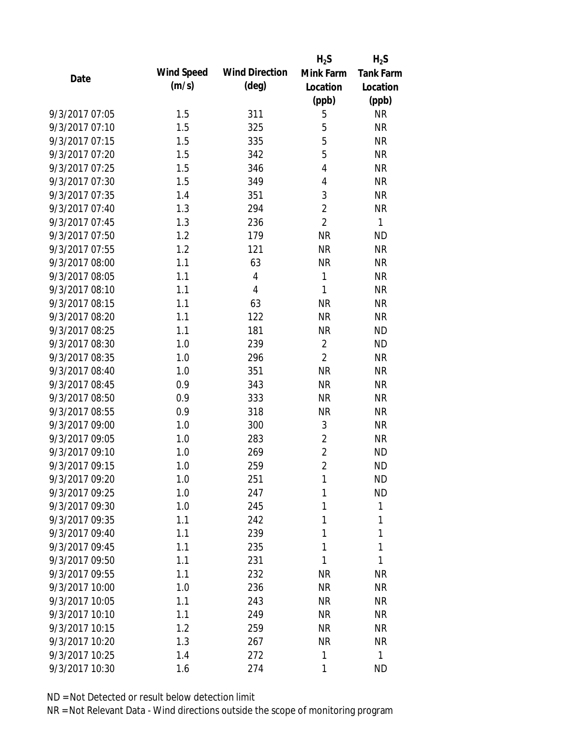| Date | Wind Speed (m/s) | Wind Direction (deg) | $H_2S$ Mink Farm Location (ppb) | $H_2S$ Tank Farm Location (ppb) |
|---|---|---|---|---|
| 9/3/2017 07:05 | 1.5 | 311 | 5 | NR |
| 9/3/2017 07:10 | 1.5 | 325 | 5 | NR |
| 9/3/2017 07:15 | 1.5 | 335 | 5 | NR |
| 9/3/2017 07:20 | 1.5 | 342 | 5 | NR |
| 9/3/2017 07:25 | 1.5 | 346 | 4 | NR |
| 9/3/2017 07:30 | 1.5 | 349 | 4 | NR |
| 9/3/2017 07:35 | 1.4 | 351 | 3 | NR |
| 9/3/2017 07:40 | 1.3 | 294 | 2 | NR |
| 9/3/2017 07:45 | 1.3 | 236 | 2 | 1 |
| 9/3/2017 07:50 | 1.2 | 179 | NR | ND |
| 9/3/2017 07:55 | 1.2 | 121 | NR | NR |
| 9/3/2017 08:00 | 1.1 | 63 | NR | NR |
| 9/3/2017 08:05 | 1.1 | 4 | 1 | NR |
| 9/3/2017 08:10 | 1.1 | 4 | 1 | NR |
| 9/3/2017 08:15 | 1.1 | 63 | NR | NR |
| 9/3/2017 08:20 | 1.1 | 122 | NR | NR |
| 9/3/2017 08:25 | 1.1 | 181 | NR | ND |
| 9/3/2017 08:30 | 1.0 | 239 | 2 | ND |
| 9/3/2017 08:35 | 1.0 | 296 | 2 | NR |
| 9/3/2017 08:40 | 1.0 | 351 | NR | NR |
| 9/3/2017 08:45 | 0.9 | 343 | NR | NR |
| 9/3/2017 08:50 | 0.9 | 333 | NR | NR |
| 9/3/2017 08:55 | 0.9 | 318 | NR | NR |
| 9/3/2017 09:00 | 1.0 | 300 | 3 | NR |
| 9/3/2017 09:05 | 1.0 | 283 | 2 | NR |
| 9/3/2017 09:10 | 1.0 | 269 | 2 | ND |
| 9/3/2017 09:15 | 1.0 | 259 | 2 | ND |
| 9/3/2017 09:20 | 1.0 | 251 | 1 | ND |
| 9/3/2017 09:25 | 1.0 | 247 | 1 | ND |
| 9/3/2017 09:30 | 1.0 | 245 | 1 | 1 |
| 9/3/2017 09:35 | 1.1 | 242 | 1 | 1 |
| 9/3/2017 09:40 | 1.1 | 239 | 1 | 1 |
| 9/3/2017 09:45 | 1.1 | 235 | 1 | 1 |
| 9/3/2017 09:50 | 1.1 | 231 | 1 | 1 |
| 9/3/2017 09:55 | 1.1 | 232 | NR | NR |
| 9/3/2017 10:00 | 1.0 | 236 | NR | NR |
| 9/3/2017 10:05 | 1.1 | 243 | NR | NR |
| 9/3/2017 10:10 | 1.1 | 249 | NR | NR |
| 9/3/2017 10:15 | 1.2 | 259 | NR | NR |
| 9/3/2017 10:20 | 1.3 | 267 | NR | NR |
| 9/3/2017 10:25 | 1.4 | 272 | 1 | 1 |
| 9/3/2017 10:30 | 1.6 | 274 | 1 | ND |

ND = Not Detected or result below detection limit

NR = Not Relevant Data - Wind directions outside the scope of monitoring program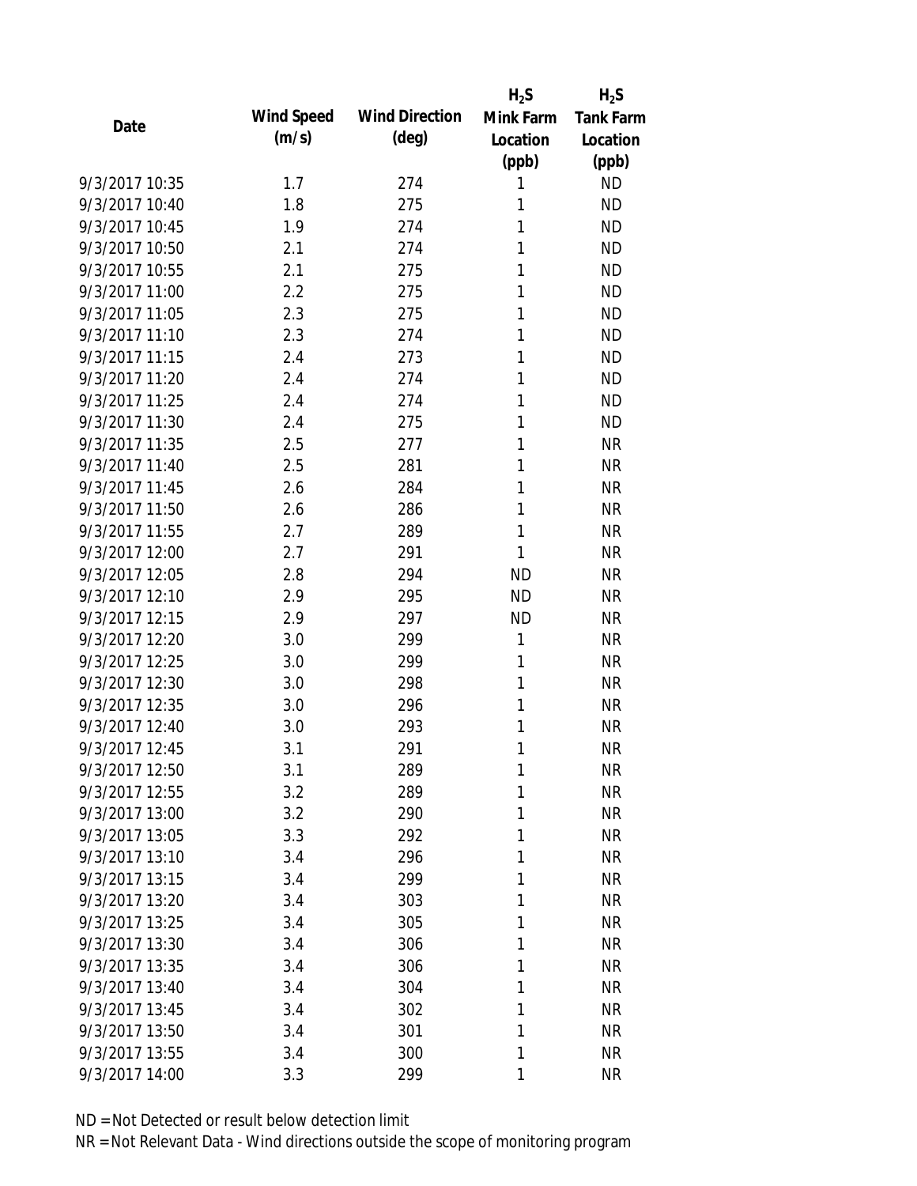| Date | Wind Speed (m/s) | Wind Direction (deg) | $H_2S$ Mink Farm Location (ppb) | $H_2S$ Tank Farm Location (ppb) |
|---|---|---|---|---|
| 9/3/2017 10:35 | 1.7 | 274 | 1 | ND |
| 9/3/2017 10:40 | 1.8 | 275 | 1 | ND |
| 9/3/2017 10:45 | 1.9 | 274 | 1 | ND |
| 9/3/2017 10:50 | 2.1 | 274 | 1 | ND |
| 9/3/2017 10:55 | 2.1 | 275 | 1 | ND |
| 9/3/2017 11:00 | 2.2 | 275 | 1 | ND |
| 9/3/2017 11:05 | 2.3 | 275 | 1 | ND |
| 9/3/2017 11:10 | 2.3 | 274 | 1 | ND |
| 9/3/2017 11:15 | 2.4 | 273 | 1 | ND |
| 9/3/2017 11:20 | 2.4 | 274 | 1 | ND |
| 9/3/2017 11:25 | 2.4 | 274 | 1 | ND |
| 9/3/2017 11:30 | 2.4 | 275 | 1 | ND |
| 9/3/2017 11:35 | 2.5 | 277 | 1 | NR |
| 9/3/2017 11:40 | 2.5 | 281 | 1 | NR |
| 9/3/2017 11:45 | 2.6 | 284 | 1 | NR |
| 9/3/2017 11:50 | 2.6 | 286 | 1 | NR |
| 9/3/2017 11:55 | 2.7 | 289 | 1 | NR |
| 9/3/2017 12:00 | 2.7 | 291 | 1 | NR |
| 9/3/2017 12:05 | 2.8 | 294 | ND | NR |
| 9/3/2017 12:10 | 2.9 | 295 | ND | NR |
| 9/3/2017 12:15 | 2.9 | 297 | ND | NR |
| 9/3/2017 12:20 | 3.0 | 299 | 1 | NR |
| 9/3/2017 12:25 | 3.0 | 299 | 1 | NR |
| 9/3/2017 12:30 | 3.0 | 298 | 1 | NR |
| 9/3/2017 12:35 | 3.0 | 296 | 1 | NR |
| 9/3/2017 12:40 | 3.0 | 293 | 1 | NR |
| 9/3/2017 12:45 | 3.1 | 291 | 1 | NR |
| 9/3/2017 12:50 | 3.1 | 289 | 1 | NR |
| 9/3/2017 12:55 | 3.2 | 289 | 1 | NR |
| 9/3/2017 13:00 | 3.2 | 290 | 1 | NR |
| 9/3/2017 13:05 | 3.3 | 292 | 1 | NR |
| 9/3/2017 13:10 | 3.4 | 296 | 1 | NR |
| 9/3/2017 13:15 | 3.4 | 299 | 1 | NR |
| 9/3/2017 13:20 | 3.4 | 303 | 1 | NR |
| 9/3/2017 13:25 | 3.4 | 305 | 1 | NR |
| 9/3/2017 13:30 | 3.4 | 306 | 1 | NR |
| 9/3/2017 13:35 | 3.4 | 306 | 1 | NR |
| 9/3/2017 13:40 | 3.4 | 304 | 1 | NR |
| 9/3/2017 13:45 | 3.4 | 302 | 1 | NR |
| 9/3/2017 13:50 | 3.4 | 301 | 1 | NR |
| 9/3/2017 13:55 | 3.4 | 300 | 1 | NR |
| 9/3/2017 14:00 | 3.3 | 299 | 1 | NR |

ND = Not Detected or result below detection limit

NR = Not Relevant Data - Wind directions outside the scope of monitoring program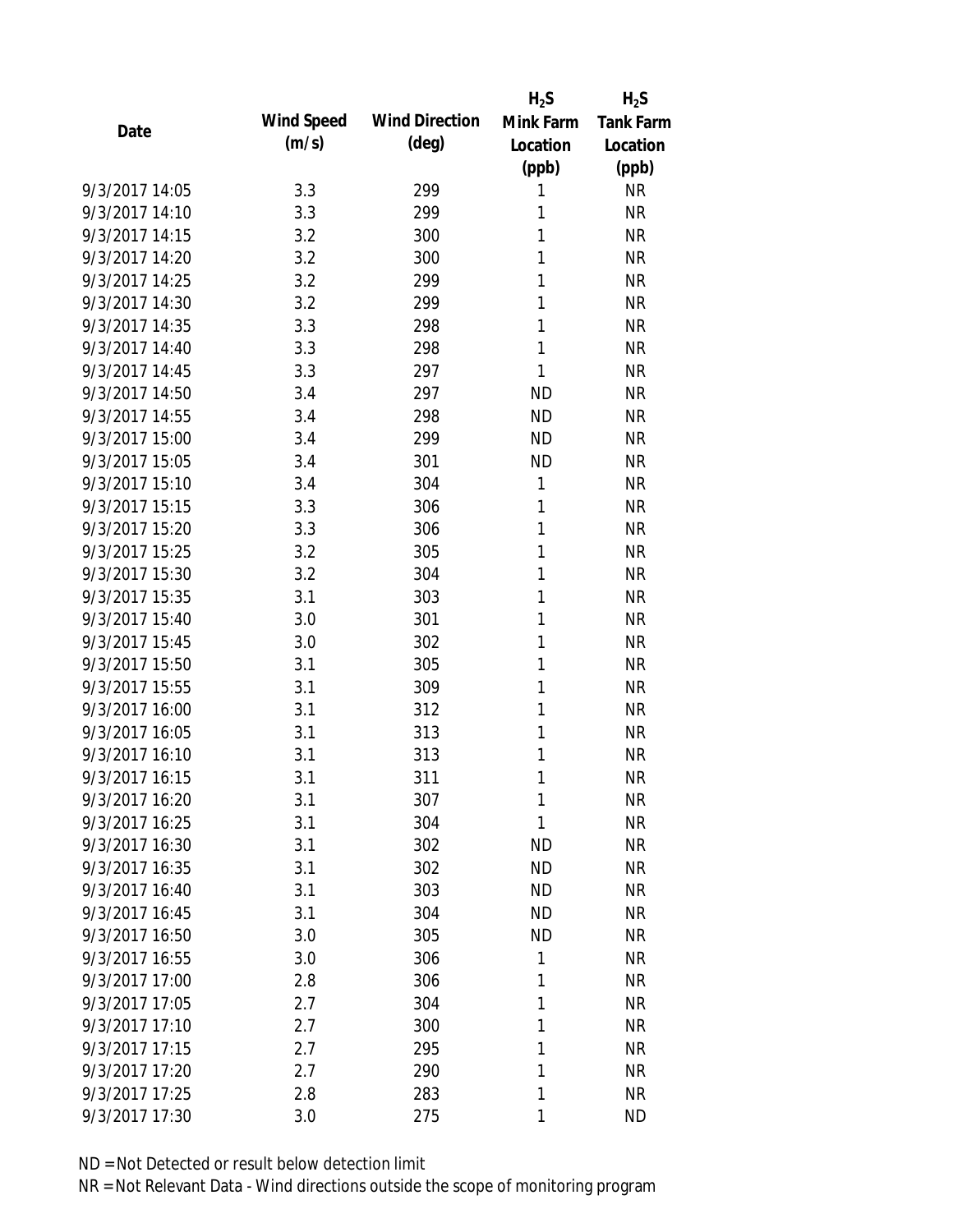| Date | Wind Speed (m/s) | Wind Direction (deg) | $H_2S$ Mink Farm Location (ppb) | $H_2S$ Tank Farm Location (ppb) |
|---|---|---|---|---|
| 9/3/2017 14:05 | 3.3 | 299 | 1 | NR |
| 9/3/2017 14:10 | 3.3 | 299 | 1 | NR |
| 9/3/2017 14:15 | 3.2 | 300 | 1 | NR |
| 9/3/2017 14:20 | 3.2 | 300 | 1 | NR |
| 9/3/2017 14:25 | 3.2 | 299 | 1 | NR |
| 9/3/2017 14:30 | 3.2 | 299 | 1 | NR |
| 9/3/2017 14:35 | 3.3 | 298 | 1 | NR |
| 9/3/2017 14:40 | 3.3 | 298 | 1 | NR |
| 9/3/2017 14:45 | 3.3 | 297 | 1 | NR |
| 9/3/2017 14:50 | 3.4 | 297 | ND | NR |
| 9/3/2017 14:55 | 3.4 | 298 | ND | NR |
| 9/3/2017 15:00 | 3.4 | 299 | ND | NR |
| 9/3/2017 15:05 | 3.4 | 301 | ND | NR |
| 9/3/2017 15:10 | 3.4 | 304 | 1 | NR |
| 9/3/2017 15:15 | 3.3 | 306 | 1 | NR |
| 9/3/2017 15:20 | 3.3 | 306 | 1 | NR |
| 9/3/2017 15:25 | 3.2 | 305 | 1 | NR |
| 9/3/2017 15:30 | 3.2 | 304 | 1 | NR |
| 9/3/2017 15:35 | 3.1 | 303 | 1 | NR |
| 9/3/2017 15:40 | 3.0 | 301 | 1 | NR |
| 9/3/2017 15:45 | 3.0 | 302 | 1 | NR |
| 9/3/2017 15:50 | 3.1 | 305 | 1 | NR |
| 9/3/2017 15:55 | 3.1 | 309 | 1 | NR |
| 9/3/2017 16:00 | 3.1 | 312 | 1 | NR |
| 9/3/2017 16:05 | 3.1 | 313 | 1 | NR |
| 9/3/2017 16:10 | 3.1 | 313 | 1 | NR |
| 9/3/2017 16:15 | 3.1 | 311 | 1 | NR |
| 9/3/2017 16:20 | 3.1 | 307 | 1 | NR |
| 9/3/2017 16:25 | 3.1 | 304 | 1 | NR |
| 9/3/2017 16:30 | 3.1 | 302 | ND | NR |
| 9/3/2017 16:35 | 3.1 | 302 | ND | NR |
| 9/3/2017 16:40 | 3.1 | 303 | ND | NR |
| 9/3/2017 16:45 | 3.1 | 304 | ND | NR |
| 9/3/2017 16:50 | 3.0 | 305 | ND | NR |
| 9/3/2017 16:55 | 3.0 | 306 | 1 | NR |
| 9/3/2017 17:00 | 2.8 | 306 | 1 | NR |
| 9/3/2017 17:05 | 2.7 | 304 | 1 | NR |
| 9/3/2017 17:10 | 2.7 | 300 | 1 | NR |
| 9/3/2017 17:15 | 2.7 | 295 | 1 | NR |
| 9/3/2017 17:20 | 2.7 | 290 | 1 | NR |
| 9/3/2017 17:25 | 2.8 | 283 | 1 | NR |
| 9/3/2017 17:30 | 3.0 | 275 | 1 | ND |

ND = Not Detected or result below detection limit

NR = Not Relevant Data - Wind directions outside the scope of monitoring program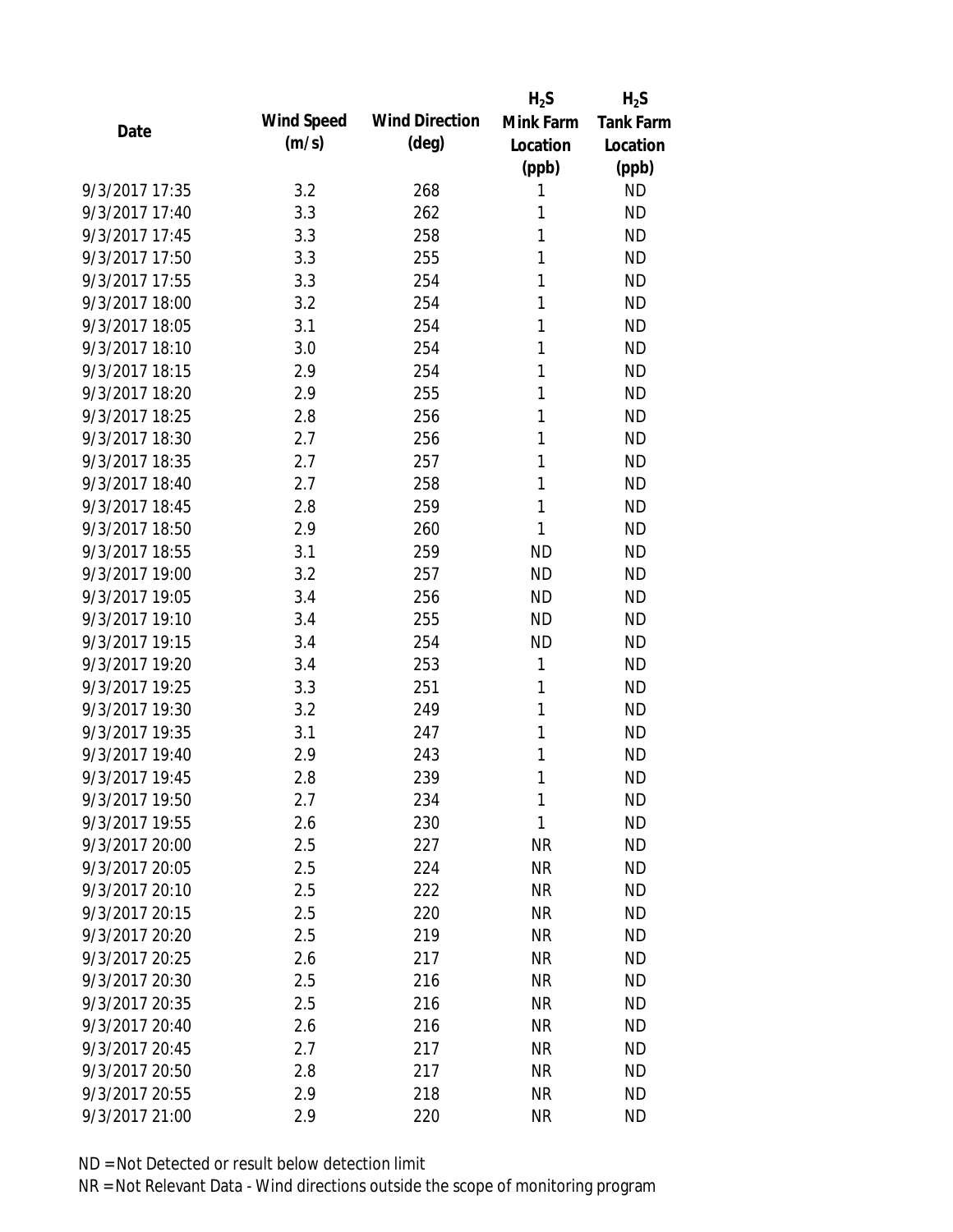| Date | Wind Speed (m/s) | Wind Direction (deg) | $H_2S$ Mink Farm Location (ppb) | $H_2S$ Tank Farm Location (ppb) |
|---|---|---|---|---|
| 9/3/2017 17:35 | 3.2 | 268 | 1 | ND |
| 9/3/2017 17:40 | 3.3 | 262 | 1 | ND |
| 9/3/2017 17:45 | 3.3 | 258 | 1 | ND |
| 9/3/2017 17:50 | 3.3 | 255 | 1 | ND |
| 9/3/2017 17:55 | 3.3 | 254 | 1 | ND |
| 9/3/2017 18:00 | 3.2 | 254 | 1 | ND |
| 9/3/2017 18:05 | 3.1 | 254 | 1 | ND |
| 9/3/2017 18:10 | 3.0 | 254 | 1 | ND |
| 9/3/2017 18:15 | 2.9 | 254 | 1 | ND |
| 9/3/2017 18:20 | 2.9 | 255 | 1 | ND |
| 9/3/2017 18:25 | 2.8 | 256 | 1 | ND |
| 9/3/2017 18:30 | 2.7 | 256 | 1 | ND |
| 9/3/2017 18:35 | 2.7 | 257 | 1 | ND |
| 9/3/2017 18:40 | 2.7 | 258 | 1 | ND |
| 9/3/2017 18:45 | 2.8 | 259 | 1 | ND |
| 9/3/2017 18:50 | 2.9 | 260 | 1 | ND |
| 9/3/2017 18:55 | 3.1 | 259 | ND | ND |
| 9/3/2017 19:00 | 3.2 | 257 | ND | ND |
| 9/3/2017 19:05 | 3.4 | 256 | ND | ND |
| 9/3/2017 19:10 | 3.4 | 255 | ND | ND |
| 9/3/2017 19:15 | 3.4 | 254 | ND | ND |
| 9/3/2017 19:20 | 3.4 | 253 | 1 | ND |
| 9/3/2017 19:25 | 3.3 | 251 | 1 | ND |
| 9/3/2017 19:30 | 3.2 | 249 | 1 | ND |
| 9/3/2017 19:35 | 3.1 | 247 | 1 | ND |
| 9/3/2017 19:40 | 2.9 | 243 | 1 | ND |
| 9/3/2017 19:45 | 2.8 | 239 | 1 | ND |
| 9/3/2017 19:50 | 2.7 | 234 | 1 | ND |
| 9/3/2017 19:55 | 2.6 | 230 | 1 | ND |
| 9/3/2017 20:00 | 2.5 | 227 | NR | ND |
| 9/3/2017 20:05 | 2.5 | 224 | NR | ND |
| 9/3/2017 20:10 | 2.5 | 222 | NR | ND |
| 9/3/2017 20:15 | 2.5 | 220 | NR | ND |
| 9/3/2017 20:20 | 2.5 | 219 | NR | ND |
| 9/3/2017 20:25 | 2.6 | 217 | NR | ND |
| 9/3/2017 20:30 | 2.5 | 216 | NR | ND |
| 9/3/2017 20:35 | 2.5 | 216 | NR | ND |
| 9/3/2017 20:40 | 2.6 | 216 | NR | ND |
| 9/3/2017 20:45 | 2.7 | 217 | NR | ND |
| 9/3/2017 20:50 | 2.8 | 217 | NR | ND |
| 9/3/2017 20:55 | 2.9 | 218 | NR | ND |
| 9/3/2017 21:00 | 2.9 | 220 | NR | ND |

ND = Not Detected or result below detection limit

NR = Not Relevant Data - Wind directions outside the scope of monitoring program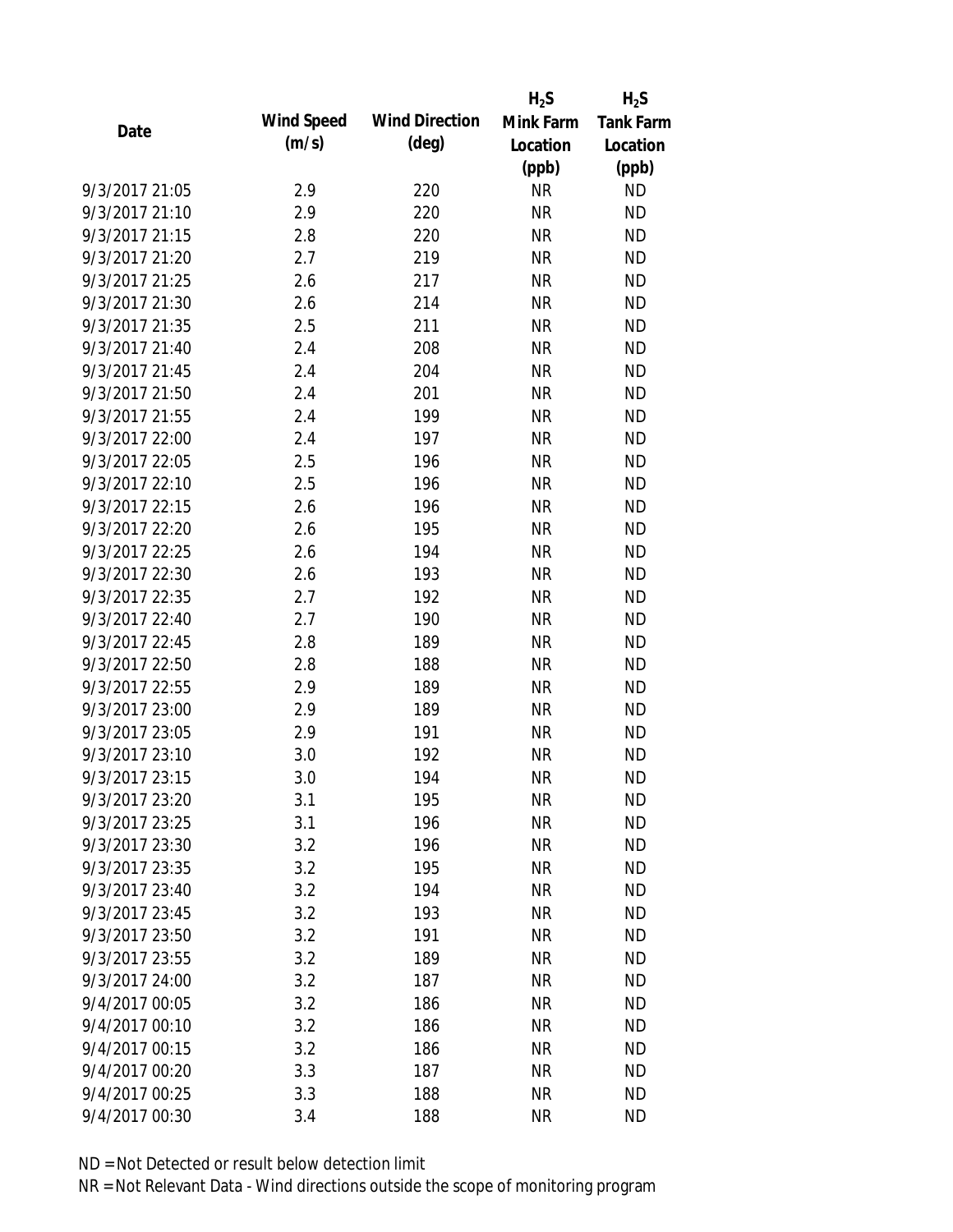| Date | Wind Speed (m/s) | Wind Direction (deg) | $H_2S$ Mink Farm Location (ppb) | $H_2S$ Tank Farm Location (ppb) |
|---|---|---|---|---|
| 9/3/2017 21:05 | 2.9 | 220 | NR | ND |
| 9/3/2017 21:10 | 2.9 | 220 | NR | ND |
| 9/3/2017 21:15 | 2.8 | 220 | NR | ND |
| 9/3/2017 21:20 | 2.7 | 219 | NR | ND |
| 9/3/2017 21:25 | 2.6 | 217 | NR | ND |
| 9/3/2017 21:30 | 2.6 | 214 | NR | ND |
| 9/3/2017 21:35 | 2.5 | 211 | NR | ND |
| 9/3/2017 21:40 | 2.4 | 208 | NR | ND |
| 9/3/2017 21:45 | 2.4 | 204 | NR | ND |
| 9/3/2017 21:50 | 2.4 | 201 | NR | ND |
| 9/3/2017 21:55 | 2.4 | 199 | NR | ND |
| 9/3/2017 22:00 | 2.4 | 197 | NR | ND |
| 9/3/2017 22:05 | 2.5 | 196 | NR | ND |
| 9/3/2017 22:10 | 2.5 | 196 | NR | ND |
| 9/3/2017 22:15 | 2.6 | 196 | NR | ND |
| 9/3/2017 22:20 | 2.6 | 195 | NR | ND |
| 9/3/2017 22:25 | 2.6 | 194 | NR | ND |
| 9/3/2017 22:30 | 2.6 | 193 | NR | ND |
| 9/3/2017 22:35 | 2.7 | 192 | NR | ND |
| 9/3/2017 22:40 | 2.7 | 190 | NR | ND |
| 9/3/2017 22:45 | 2.8 | 189 | NR | ND |
| 9/3/2017 22:50 | 2.8 | 188 | NR | ND |
| 9/3/2017 22:55 | 2.9 | 189 | NR | ND |
| 9/3/2017 23:00 | 2.9 | 189 | NR | ND |
| 9/3/2017 23:05 | 2.9 | 191 | NR | ND |
| 9/3/2017 23:10 | 3.0 | 192 | NR | ND |
| 9/3/2017 23:15 | 3.0 | 194 | NR | ND |
| 9/3/2017 23:20 | 3.1 | 195 | NR | ND |
| 9/3/2017 23:25 | 3.1 | 196 | NR | ND |
| 9/3/2017 23:30 | 3.2 | 196 | NR | ND |
| 9/3/2017 23:35 | 3.2 | 195 | NR | ND |
| 9/3/2017 23:40 | 3.2 | 194 | NR | ND |
| 9/3/2017 23:45 | 3.2 | 193 | NR | ND |
| 9/3/2017 23:50 | 3.2 | 191 | NR | ND |
| 9/3/2017 23:55 | 3.2 | 189 | NR | ND |
| 9/3/2017 24:00 | 3.2 | 187 | NR | ND |
| 9/4/2017 00:05 | 3.2 | 186 | NR | ND |
| 9/4/2017 00:10 | 3.2 | 186 | NR | ND |
| 9/4/2017 00:15 | 3.2 | 186 | NR | ND |
| 9/4/2017 00:20 | 3.3 | 187 | NR | ND |
| 9/4/2017 00:25 | 3.3 | 188 | NR | ND |
| 9/4/2017 00:30 | 3.4 | 188 | NR | ND |

ND = Not Detected or result below detection limit

NR = Not Relevant Data - Wind directions outside the scope of monitoring program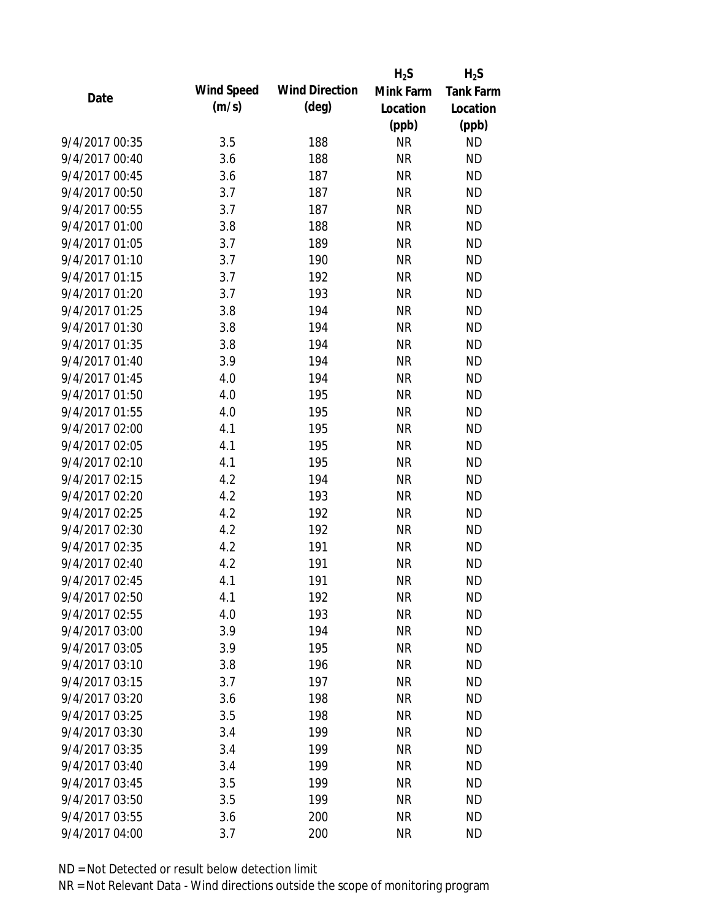| Date | Wind Speed (m/s) | Wind Direction (deg) | $H_2S$ Mink Farm Location (ppb) | $H_2S$ Tank Farm Location (ppb) |
|---|---|---|---|---|
| 9/4/2017 00:35 | 3.5 | 188 | NR | ND |
| 9/4/2017 00:40 | 3.6 | 188 | NR | ND |
| 9/4/2017 00:45 | 3.6 | 187 | NR | ND |
| 9/4/2017 00:50 | 3.7 | 187 | NR | ND |
| 9/4/2017 00:55 | 3.7 | 187 | NR | ND |
| 9/4/2017 01:00 | 3.8 | 188 | NR | ND |
| 9/4/2017 01:05 | 3.7 | 189 | NR | ND |
| 9/4/2017 01:10 | 3.7 | 190 | NR | ND |
| 9/4/2017 01:15 | 3.7 | 192 | NR | ND |
| 9/4/2017 01:20 | 3.7 | 193 | NR | ND |
| 9/4/2017 01:25 | 3.8 | 194 | NR | ND |
| 9/4/2017 01:30 | 3.8 | 194 | NR | ND |
| 9/4/2017 01:35 | 3.8 | 194 | NR | ND |
| 9/4/2017 01:40 | 3.9 | 194 | NR | ND |
| 9/4/2017 01:45 | 4.0 | 194 | NR | ND |
| 9/4/2017 01:50 | 4.0 | 195 | NR | ND |
| 9/4/2017 01:55 | 4.0 | 195 | NR | ND |
| 9/4/2017 02:00 | 4.1 | 195 | NR | ND |
| 9/4/2017 02:05 | 4.1 | 195 | NR | ND |
| 9/4/2017 02:10 | 4.1 | 195 | NR | ND |
| 9/4/2017 02:15 | 4.2 | 194 | NR | ND |
| 9/4/2017 02:20 | 4.2 | 193 | NR | ND |
| 9/4/2017 02:25 | 4.2 | 192 | NR | ND |
| 9/4/2017 02:30 | 4.2 | 192 | NR | ND |
| 9/4/2017 02:35 | 4.2 | 191 | NR | ND |
| 9/4/2017 02:40 | 4.2 | 191 | NR | ND |
| 9/4/2017 02:45 | 4.1 | 191 | NR | ND |
| 9/4/2017 02:50 | 4.1 | 192 | NR | ND |
| 9/4/2017 02:55 | 4.0 | 193 | NR | ND |
| 9/4/2017 03:00 | 3.9 | 194 | NR | ND |
| 9/4/2017 03:05 | 3.9 | 195 | NR | ND |
| 9/4/2017 03:10 | 3.8 | 196 | NR | ND |
| 9/4/2017 03:15 | 3.7 | 197 | NR | ND |
| 9/4/2017 03:20 | 3.6 | 198 | NR | ND |
| 9/4/2017 03:25 | 3.5 | 198 | NR | ND |
| 9/4/2017 03:30 | 3.4 | 199 | NR | ND |
| 9/4/2017 03:35 | 3.4 | 199 | NR | ND |
| 9/4/2017 03:40 | 3.4 | 199 | NR | ND |
| 9/4/2017 03:45 | 3.5 | 199 | NR | ND |
| 9/4/2017 03:50 | 3.5 | 199 | NR | ND |
| 9/4/2017 03:55 | 3.6 | 200 | NR | ND |
| 9/4/2017 04:00 | 3.7 | 200 | NR | ND |

ND = Not Detected or result below detection limit

NR = Not Relevant Data - Wind directions outside the scope of monitoring program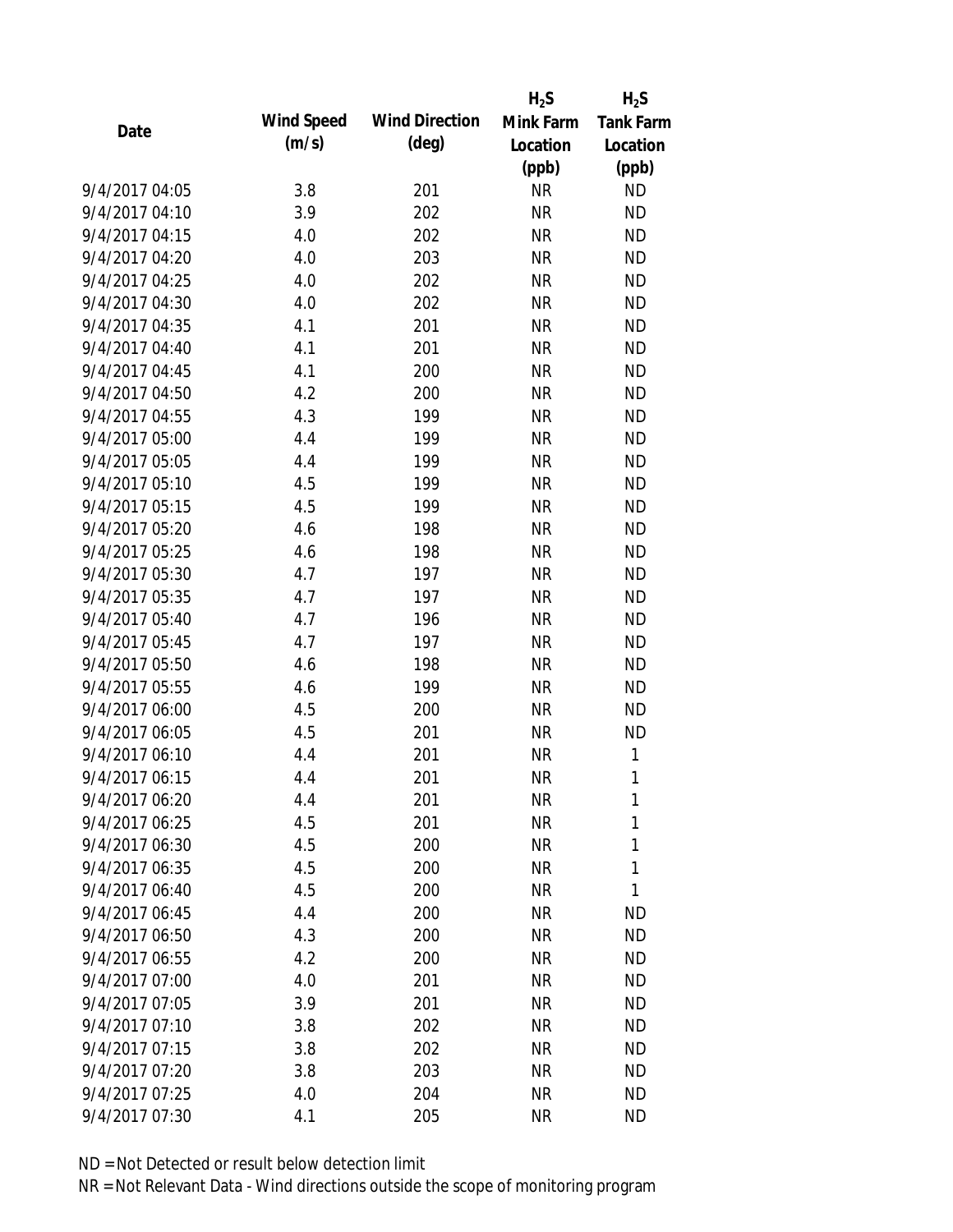| Date | Wind Speed (m/s) | Wind Direction (deg) | $H_2S$ Mink Farm Location (ppb) | $H_2S$ Tank Farm Location (ppb) |
|---|---|---|---|---|
| 9/4/2017 04:05 | 3.8 | 201 | NR | ND |
| 9/4/2017 04:10 | 3.9 | 202 | NR | ND |
| 9/4/2017 04:15 | 4.0 | 202 | NR | ND |
| 9/4/2017 04:20 | 4.0 | 203 | NR | ND |
| 9/4/2017 04:25 | 4.0 | 202 | NR | ND |
| 9/4/2017 04:30 | 4.0 | 202 | NR | ND |
| 9/4/2017 04:35 | 4.1 | 201 | NR | ND |
| 9/4/2017 04:40 | 4.1 | 201 | NR | ND |
| 9/4/2017 04:45 | 4.1 | 200 | NR | ND |
| 9/4/2017 04:50 | 4.2 | 200 | NR | ND |
| 9/4/2017 04:55 | 4.3 | 199 | NR | ND |
| 9/4/2017 05:00 | 4.4 | 199 | NR | ND |
| 9/4/2017 05:05 | 4.4 | 199 | NR | ND |
| 9/4/2017 05:10 | 4.5 | 199 | NR | ND |
| 9/4/2017 05:15 | 4.5 | 199 | NR | ND |
| 9/4/2017 05:20 | 4.6 | 198 | NR | ND |
| 9/4/2017 05:25 | 4.6 | 198 | NR | ND |
| 9/4/2017 05:30 | 4.7 | 197 | NR | ND |
| 9/4/2017 05:35 | 4.7 | 197 | NR | ND |
| 9/4/2017 05:40 | 4.7 | 196 | NR | ND |
| 9/4/2017 05:45 | 4.7 | 197 | NR | ND |
| 9/4/2017 05:50 | 4.6 | 198 | NR | ND |
| 9/4/2017 05:55 | 4.6 | 199 | NR | ND |
| 9/4/2017 06:00 | 4.5 | 200 | NR | ND |
| 9/4/2017 06:05 | 4.5 | 201 | NR | ND |
| 9/4/2017 06:10 | 4.4 | 201 | NR | 1 |
| 9/4/2017 06:15 | 4.4 | 201 | NR | 1 |
| 9/4/2017 06:20 | 4.4 | 201 | NR | 1 |
| 9/4/2017 06:25 | 4.5 | 201 | NR | 1 |
| 9/4/2017 06:30 | 4.5 | 200 | NR | 1 |
| 9/4/2017 06:35 | 4.5 | 200 | NR | 1 |
| 9/4/2017 06:40 | 4.5 | 200 | NR | 1 |
| 9/4/2017 06:45 | 4.4 | 200 | NR | ND |
| 9/4/2017 06:50 | 4.3 | 200 | NR | ND |
| 9/4/2017 06:55 | 4.2 | 200 | NR | ND |
| 9/4/2017 07:00 | 4.0 | 201 | NR | ND |
| 9/4/2017 07:05 | 3.9 | 201 | NR | ND |
| 9/4/2017 07:10 | 3.8 | 202 | NR | ND |
| 9/4/2017 07:15 | 3.8 | 202 | NR | ND |
| 9/4/2017 07:20 | 3.8 | 203 | NR | ND |
| 9/4/2017 07:25 | 4.0 | 204 | NR | ND |
| 9/4/2017 07:30 | 4.1 | 205 | NR | ND |

ND = Not Detected or result below detection limit

NR = Not Relevant Data - Wind directions outside the scope of monitoring program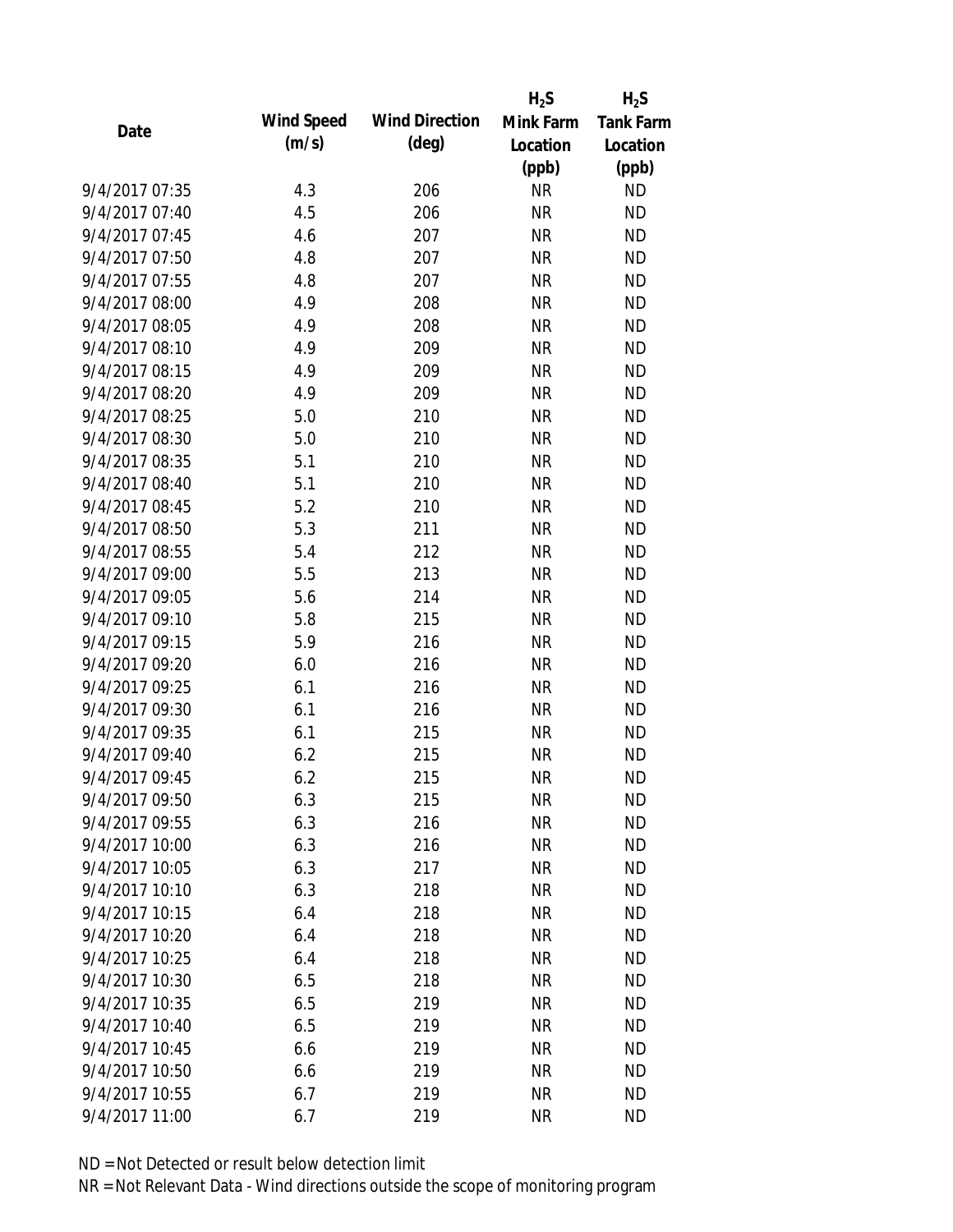| Date | Wind Speed (m/s) | Wind Direction (deg) | $H_2S$ Mink Farm Location (ppb) | $H_2S$ Tank Farm Location (ppb) |
|---|---|---|---|---|
| 9/4/2017 07:35 | 4.3 | 206 | NR | ND |
| 9/4/2017 07:40 | 4.5 | 206 | NR | ND |
| 9/4/2017 07:45 | 4.6 | 207 | NR | ND |
| 9/4/2017 07:50 | 4.8 | 207 | NR | ND |
| 9/4/2017 07:55 | 4.8 | 207 | NR | ND |
| 9/4/2017 08:00 | 4.9 | 208 | NR | ND |
| 9/4/2017 08:05 | 4.9 | 208 | NR | ND |
| 9/4/2017 08:10 | 4.9 | 209 | NR | ND |
| 9/4/2017 08:15 | 4.9 | 209 | NR | ND |
| 9/4/2017 08:20 | 4.9 | 209 | NR | ND |
| 9/4/2017 08:25 | 5.0 | 210 | NR | ND |
| 9/4/2017 08:30 | 5.0 | 210 | NR | ND |
| 9/4/2017 08:35 | 5.1 | 210 | NR | ND |
| 9/4/2017 08:40 | 5.1 | 210 | NR | ND |
| 9/4/2017 08:45 | 5.2 | 210 | NR | ND |
| 9/4/2017 08:50 | 5.3 | 211 | NR | ND |
| 9/4/2017 08:55 | 5.4 | 212 | NR | ND |
| 9/4/2017 09:00 | 5.5 | 213 | NR | ND |
| 9/4/2017 09:05 | 5.6 | 214 | NR | ND |
| 9/4/2017 09:10 | 5.8 | 215 | NR | ND |
| 9/4/2017 09:15 | 5.9 | 216 | NR | ND |
| 9/4/2017 09:20 | 6.0 | 216 | NR | ND |
| 9/4/2017 09:25 | 6.1 | 216 | NR | ND |
| 9/4/2017 09:30 | 6.1 | 216 | NR | ND |
| 9/4/2017 09:35 | 6.1 | 215 | NR | ND |
| 9/4/2017 09:40 | 6.2 | 215 | NR | ND |
| 9/4/2017 09:45 | 6.2 | 215 | NR | ND |
| 9/4/2017 09:50 | 6.3 | 215 | NR | ND |
| 9/4/2017 09:55 | 6.3 | 216 | NR | ND |
| 9/4/2017 10:00 | 6.3 | 216 | NR | ND |
| 9/4/2017 10:05 | 6.3 | 217 | NR | ND |
| 9/4/2017 10:10 | 6.3 | 218 | NR | ND |
| 9/4/2017 10:15 | 6.4 | 218 | NR | ND |
| 9/4/2017 10:20 | 6.4 | 218 | NR | ND |
| 9/4/2017 10:25 | 6.4 | 218 | NR | ND |
| 9/4/2017 10:30 | 6.5 | 218 | NR | ND |
| 9/4/2017 10:35 | 6.5 | 219 | NR | ND |
| 9/4/2017 10:40 | 6.5 | 219 | NR | ND |
| 9/4/2017 10:45 | 6.6 | 219 | NR | ND |
| 9/4/2017 10:50 | 6.6 | 219 | NR | ND |
| 9/4/2017 10:55 | 6.7 | 219 | NR | ND |
| 9/4/2017 11:00 | 6.7 | 219 | NR | ND |

ND = Not Detected or result below detection limit

NR = Not Relevant Data - Wind directions outside the scope of monitoring program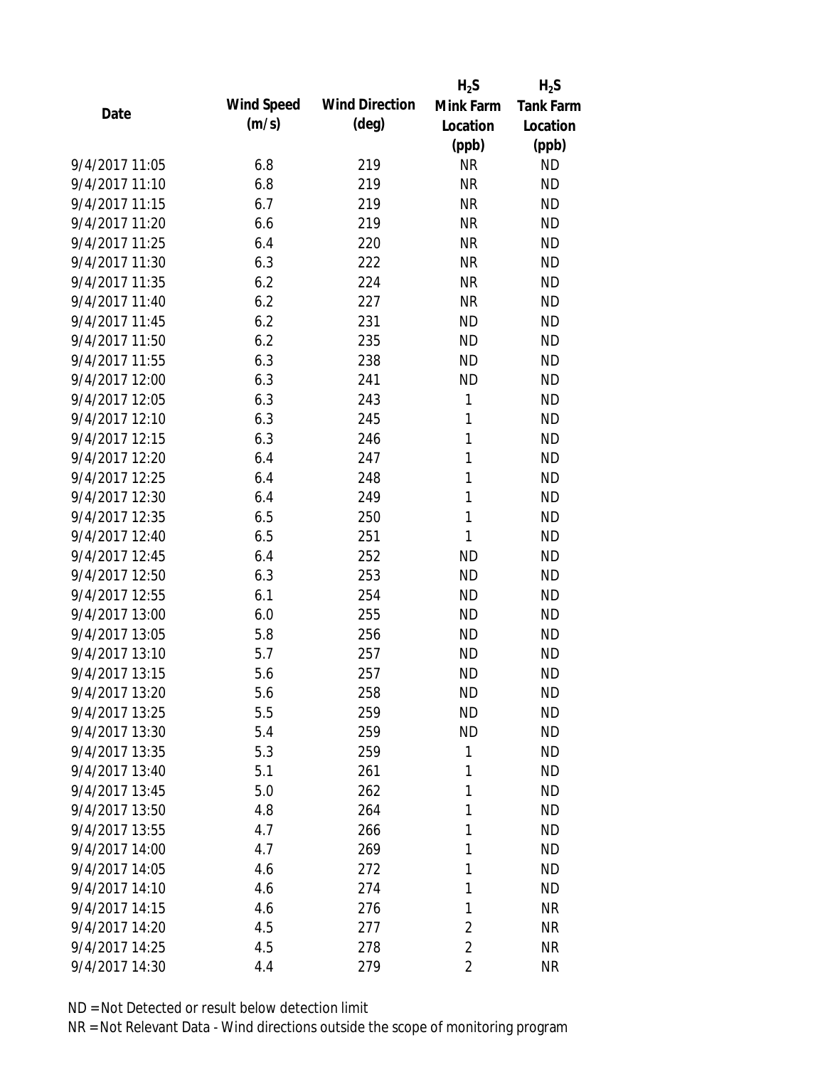| Date | Wind Speed (m/s) | Wind Direction (deg) | $H_2S$ Mink Farm Location (ppb) | $H_2S$ Tank Farm Location (ppb) |
|---|---|---|---|---|
| 9/4/2017 11:05 | 6.8 | 219 | NR | ND |
| 9/4/2017 11:10 | 6.8 | 219 | NR | ND |
| 9/4/2017 11:15 | 6.7 | 219 | NR | ND |
| 9/4/2017 11:20 | 6.6 | 219 | NR | ND |
| 9/4/2017 11:25 | 6.4 | 220 | NR | ND |
| 9/4/2017 11:30 | 6.3 | 222 | NR | ND |
| 9/4/2017 11:35 | 6.2 | 224 | NR | ND |
| 9/4/2017 11:40 | 6.2 | 227 | NR | ND |
| 9/4/2017 11:45 | 6.2 | 231 | ND | ND |
| 9/4/2017 11:50 | 6.2 | 235 | ND | ND |
| 9/4/2017 11:55 | 6.3 | 238 | ND | ND |
| 9/4/2017 12:00 | 6.3 | 241 | ND | ND |
| 9/4/2017 12:05 | 6.3 | 243 | 1 | ND |
| 9/4/2017 12:10 | 6.3 | 245 | 1 | ND |
| 9/4/2017 12:15 | 6.3 | 246 | 1 | ND |
| 9/4/2017 12:20 | 6.4 | 247 | 1 | ND |
| 9/4/2017 12:25 | 6.4 | 248 | 1 | ND |
| 9/4/2017 12:30 | 6.4 | 249 | 1 | ND |
| 9/4/2017 12:35 | 6.5 | 250 | 1 | ND |
| 9/4/2017 12:40 | 6.5 | 251 | 1 | ND |
| 9/4/2017 12:45 | 6.4 | 252 | ND | ND |
| 9/4/2017 12:50 | 6.3 | 253 | ND | ND |
| 9/4/2017 12:55 | 6.1 | 254 | ND | ND |
| 9/4/2017 13:00 | 6.0 | 255 | ND | ND |
| 9/4/2017 13:05 | 5.8 | 256 | ND | ND |
| 9/4/2017 13:10 | 5.7 | 257 | ND | ND |
| 9/4/2017 13:15 | 5.6 | 257 | ND | ND |
| 9/4/2017 13:20 | 5.6 | 258 | ND | ND |
| 9/4/2017 13:25 | 5.5 | 259 | ND | ND |
| 9/4/2017 13:30 | 5.4 | 259 | ND | ND |
| 9/4/2017 13:35 | 5.3 | 259 | 1 | ND |
| 9/4/2017 13:40 | 5.1 | 261 | 1 | ND |
| 9/4/2017 13:45 | 5.0 | 262 | 1 | ND |
| 9/4/2017 13:50 | 4.8 | 264 | 1 | ND |
| 9/4/2017 13:55 | 4.7 | 266 | 1 | ND |
| 9/4/2017 14:00 | 4.7 | 269 | 1 | ND |
| 9/4/2017 14:05 | 4.6 | 272 | 1 | ND |
| 9/4/2017 14:10 | 4.6 | 274 | 1 | ND |
| 9/4/2017 14:15 | 4.6 | 276 | 1 | NR |
| 9/4/2017 14:20 | 4.5 | 277 | 2 | NR |
| 9/4/2017 14:25 | 4.5 | 278 | 2 | NR |
| 9/4/2017 14:30 | 4.4 | 279 | 2 | NR |

ND = Not Detected or result below detection limit

NR = Not Relevant Data - Wind directions outside the scope of monitoring program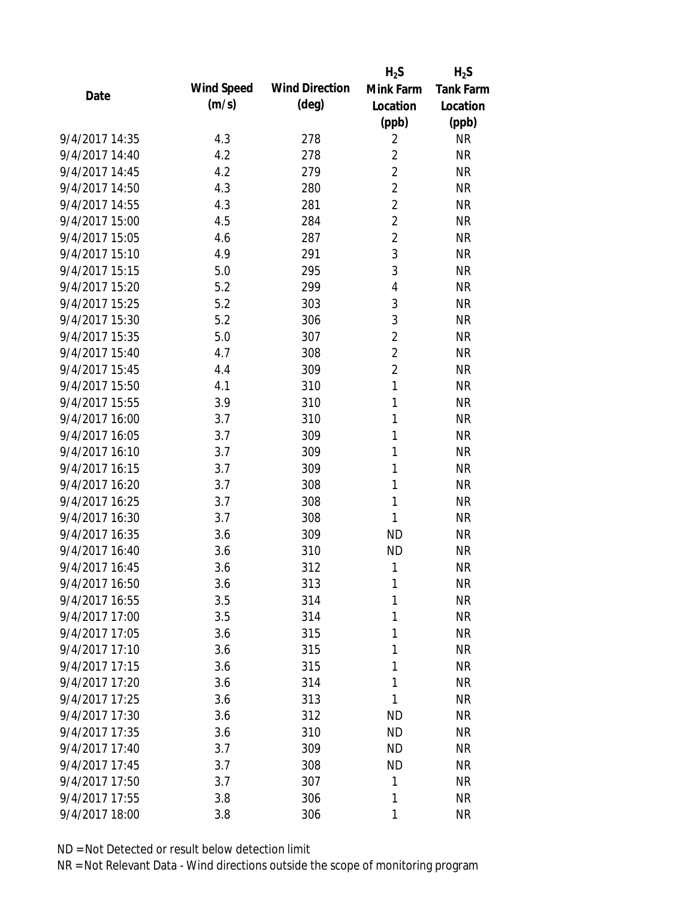| Date | Wind Speed (m/s) | Wind Direction (deg) | $H_2S$ Mink Farm Location (ppb) | $H_2S$ Tank Farm Location (ppb) |
|---|---|---|---|---|
| 9/4/2017 14:35 | 4.3 | 278 | 2 | NR |
| 9/4/2017 14:40 | 4.2 | 278 | 2 | NR |
| 9/4/2017 14:45 | 4.2 | 279 | 2 | NR |
| 9/4/2017 14:50 | 4.3 | 280 | 2 | NR |
| 9/4/2017 14:55 | 4.3 | 281 | 2 | NR |
| 9/4/2017 15:00 | 4.5 | 284 | 2 | NR |
| 9/4/2017 15:05 | 4.6 | 287 | 2 | NR |
| 9/4/2017 15:10 | 4.9 | 291 | 3 | NR |
| 9/4/2017 15:15 | 5.0 | 295 | 3 | NR |
| 9/4/2017 15:20 | 5.2 | 299 | 4 | NR |
| 9/4/2017 15:25 | 5.2 | 303 | 3 | NR |
| 9/4/2017 15:30 | 5.2 | 306 | 3 | NR |
| 9/4/2017 15:35 | 5.0 | 307 | 2 | NR |
| 9/4/2017 15:40 | 4.7 | 308 | 2 | NR |
| 9/4/2017 15:45 | 4.4 | 309 | 2 | NR |
| 9/4/2017 15:50 | 4.1 | 310 | 1 | NR |
| 9/4/2017 15:55 | 3.9 | 310 | 1 | NR |
| 9/4/2017 16:00 | 3.7 | 310 | 1 | NR |
| 9/4/2017 16:05 | 3.7 | 309 | 1 | NR |
| 9/4/2017 16:10 | 3.7 | 309 | 1 | NR |
| 9/4/2017 16:15 | 3.7 | 309 | 1 | NR |
| 9/4/2017 16:20 | 3.7 | 308 | 1 | NR |
| 9/4/2017 16:25 | 3.7 | 308 | 1 | NR |
| 9/4/2017 16:30 | 3.7 | 308 | 1 | NR |
| 9/4/2017 16:35 | 3.6 | 309 | ND | NR |
| 9/4/2017 16:40 | 3.6 | 310 | ND | NR |
| 9/4/2017 16:45 | 3.6 | 312 | 1 | NR |
| 9/4/2017 16:50 | 3.6 | 313 | 1 | NR |
| 9/4/2017 16:55 | 3.5 | 314 | 1 | NR |
| 9/4/2017 17:00 | 3.5 | 314 | 1 | NR |
| 9/4/2017 17:05 | 3.6 | 315 | 1 | NR |
| 9/4/2017 17:10 | 3.6 | 315 | 1 | NR |
| 9/4/2017 17:15 | 3.6 | 315 | 1 | NR |
| 9/4/2017 17:20 | 3.6 | 314 | 1 | NR |
| 9/4/2017 17:25 | 3.6 | 313 | 1 | NR |
| 9/4/2017 17:30 | 3.6 | 312 | ND | NR |
| 9/4/2017 17:35 | 3.6 | 310 | ND | NR |
| 9/4/2017 17:40 | 3.7 | 309 | ND | NR |
| 9/4/2017 17:45 | 3.7 | 308 | ND | NR |
| 9/4/2017 17:50 | 3.7 | 307 | 1 | NR |
| 9/4/2017 17:55 | 3.8 | 306 | 1 | NR |
| 9/4/2017 18:00 | 3.8 | 306 | 1 | NR |

ND = Not Detected or result below detection limit

NR = Not Relevant Data - Wind directions outside the scope of monitoring program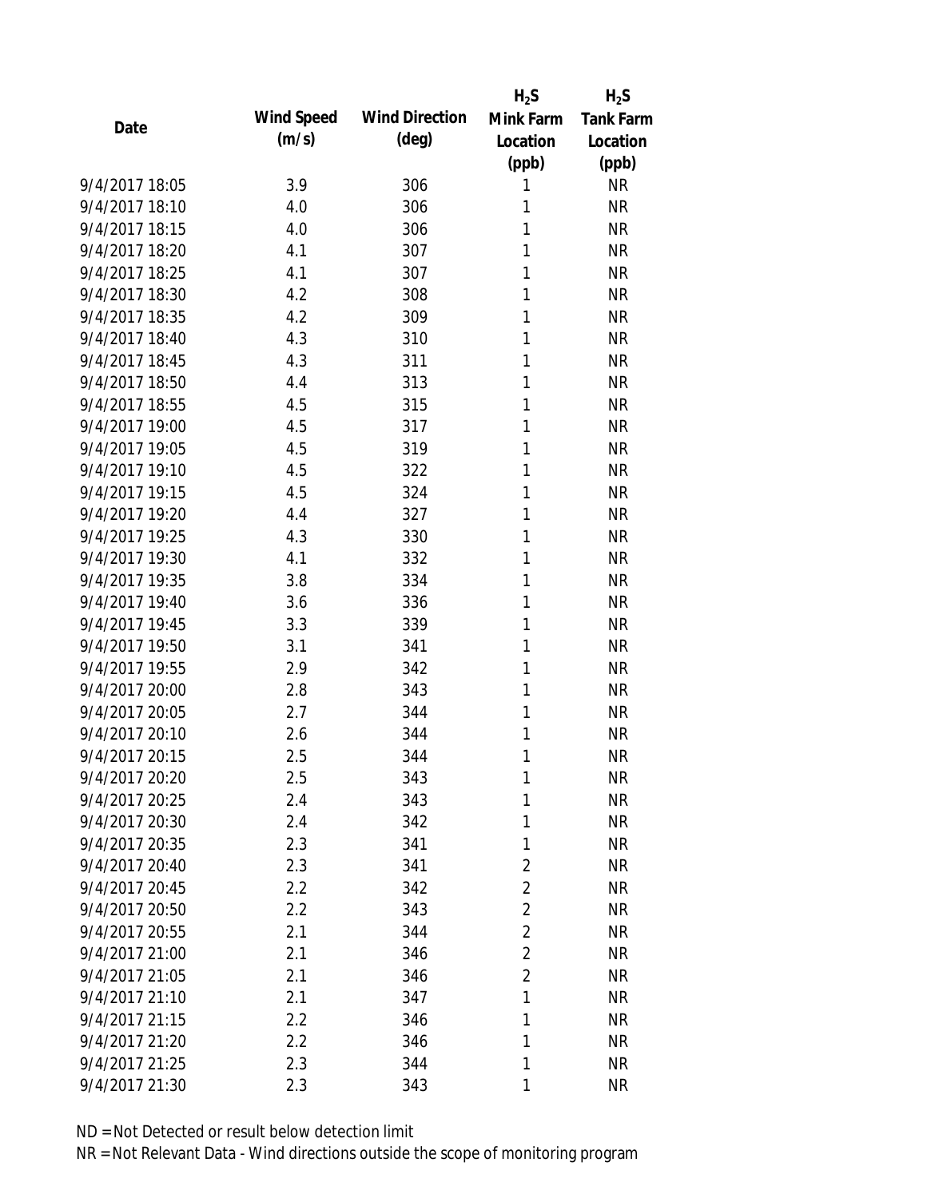| Date | Wind Speed (m/s) | Wind Direction (deg) | $H_2S$ Mink Farm Location (ppb) | $H_2S$ Tank Farm Location (ppb) |
|---|---|---|---|---|
| 9/4/2017 18:05 | 3.9 | 306 | 1 | NR |
| 9/4/2017 18:10 | 4.0 | 306 | 1 | NR |
| 9/4/2017 18:15 | 4.0 | 306 | 1 | NR |
| 9/4/2017 18:20 | 4.1 | 307 | 1 | NR |
| 9/4/2017 18:25 | 4.1 | 307 | 1 | NR |
| 9/4/2017 18:30 | 4.2 | 308 | 1 | NR |
| 9/4/2017 18:35 | 4.2 | 309 | 1 | NR |
| 9/4/2017 18:40 | 4.3 | 310 | 1 | NR |
| 9/4/2017 18:45 | 4.3 | 311 | 1 | NR |
| 9/4/2017 18:50 | 4.4 | 313 | 1 | NR |
| 9/4/2017 18:55 | 4.5 | 315 | 1 | NR |
| 9/4/2017 19:00 | 4.5 | 317 | 1 | NR |
| 9/4/2017 19:05 | 4.5 | 319 | 1 | NR |
| 9/4/2017 19:10 | 4.5 | 322 | 1 | NR |
| 9/4/2017 19:15 | 4.5 | 324 | 1 | NR |
| 9/4/2017 19:20 | 4.4 | 327 | 1 | NR |
| 9/4/2017 19:25 | 4.3 | 330 | 1 | NR |
| 9/4/2017 19:30 | 4.1 | 332 | 1 | NR |
| 9/4/2017 19:35 | 3.8 | 334 | 1 | NR |
| 9/4/2017 19:40 | 3.6 | 336 | 1 | NR |
| 9/4/2017 19:45 | 3.3 | 339 | 1 | NR |
| 9/4/2017 19:50 | 3.1 | 341 | 1 | NR |
| 9/4/2017 19:55 | 2.9 | 342 | 1 | NR |
| 9/4/2017 20:00 | 2.8 | 343 | 1 | NR |
| 9/4/2017 20:05 | 2.7 | 344 | 1 | NR |
| 9/4/2017 20:10 | 2.6 | 344 | 1 | NR |
| 9/4/2017 20:15 | 2.5 | 344 | 1 | NR |
| 9/4/2017 20:20 | 2.5 | 343 | 1 | NR |
| 9/4/2017 20:25 | 2.4 | 343 | 1 | NR |
| 9/4/2017 20:30 | 2.4 | 342 | 1 | NR |
| 9/4/2017 20:35 | 2.3 | 341 | 1 | NR |
| 9/4/2017 20:40 | 2.3 | 341 | 2 | NR |
| 9/4/2017 20:45 | 2.2 | 342 | 2 | NR |
| 9/4/2017 20:50 | 2.2 | 343 | 2 | NR |
| 9/4/2017 20:55 | 2.1 | 344 | 2 | NR |
| 9/4/2017 21:00 | 2.1 | 346 | 2 | NR |
| 9/4/2017 21:05 | 2.1 | 346 | 2 | NR |
| 9/4/2017 21:10 | 2.1 | 347 | 1 | NR |
| 9/4/2017 21:15 | 2.2 | 346 | 1 | NR |
| 9/4/2017 21:20 | 2.2 | 346 | 1 | NR |
| 9/4/2017 21:25 | 2.3 | 344 | 1 | NR |
| 9/4/2017 21:30 | 2.3 | 343 | 1 | NR |

ND = Not Detected or result below detection limit

NR = Not Relevant Data - Wind directions outside the scope of monitoring program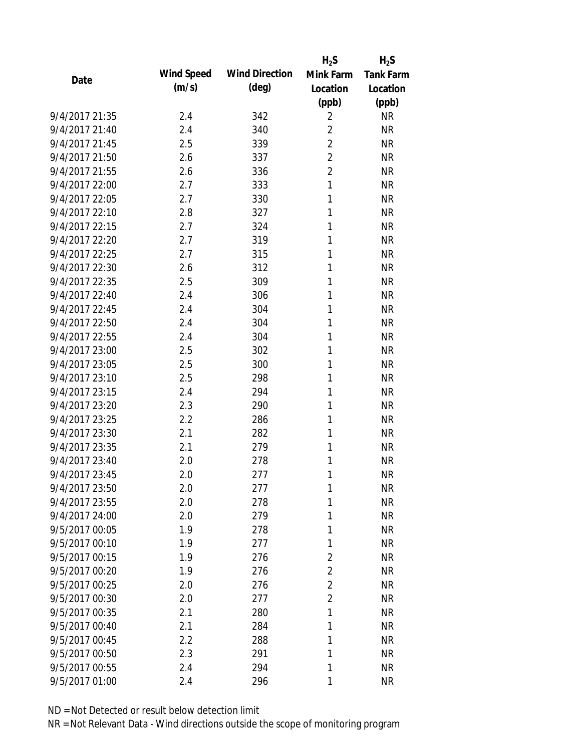| Date | Wind Speed (m/s) | Wind Direction (deg) | $H_2S$ Mink Farm Location (ppb) | $H_2S$ Tank Farm Location (ppb) |
|---|---|---|---|---|
| 9/4/2017 21:35 | 2.4 | 342 | 2 | NR |
| 9/4/2017 21:40 | 2.4 | 340 | 2 | NR |
| 9/4/2017 21:45 | 2.5 | 339 | 2 | NR |
| 9/4/2017 21:50 | 2.6 | 337 | 2 | NR |
| 9/4/2017 21:55 | 2.6 | 336 | 2 | NR |
| 9/4/2017 22:00 | 2.7 | 333 | 1 | NR |
| 9/4/2017 22:05 | 2.7 | 330 | 1 | NR |
| 9/4/2017 22:10 | 2.8 | 327 | 1 | NR |
| 9/4/2017 22:15 | 2.7 | 324 | 1 | NR |
| 9/4/2017 22:20 | 2.7 | 319 | 1 | NR |
| 9/4/2017 22:25 | 2.7 | 315 | 1 | NR |
| 9/4/2017 22:30 | 2.6 | 312 | 1 | NR |
| 9/4/2017 22:35 | 2.5 | 309 | 1 | NR |
| 9/4/2017 22:40 | 2.4 | 306 | 1 | NR |
| 9/4/2017 22:45 | 2.4 | 304 | 1 | NR |
| 9/4/2017 22:50 | 2.4 | 304 | 1 | NR |
| 9/4/2017 22:55 | 2.4 | 304 | 1 | NR |
| 9/4/2017 23:00 | 2.5 | 302 | 1 | NR |
| 9/4/2017 23:05 | 2.5 | 300 | 1 | NR |
| 9/4/2017 23:10 | 2.5 | 298 | 1 | NR |
| 9/4/2017 23:15 | 2.4 | 294 | 1 | NR |
| 9/4/2017 23:20 | 2.3 | 290 | 1 | NR |
| 9/4/2017 23:25 | 2.2 | 286 | 1 | NR |
| 9/4/2017 23:30 | 2.1 | 282 | 1 | NR |
| 9/4/2017 23:35 | 2.1 | 279 | 1 | NR |
| 9/4/2017 23:40 | 2.0 | 278 | 1 | NR |
| 9/4/2017 23:45 | 2.0 | 277 | 1 | NR |
| 9/4/2017 23:50 | 2.0 | 277 | 1 | NR |
| 9/4/2017 23:55 | 2.0 | 278 | 1 | NR |
| 9/4/2017 24:00 | 2.0 | 279 | 1 | NR |
| 9/5/2017 00:05 | 1.9 | 278 | 1 | NR |
| 9/5/2017 00:10 | 1.9 | 277 | 1 | NR |
| 9/5/2017 00:15 | 1.9 | 276 | 2 | NR |
| 9/5/2017 00:20 | 1.9 | 276 | 2 | NR |
| 9/5/2017 00:25 | 2.0 | 276 | 2 | NR |
| 9/5/2017 00:30 | 2.0 | 277 | 2 | NR |
| 9/5/2017 00:35 | 2.1 | 280 | 1 | NR |
| 9/5/2017 00:40 | 2.1 | 284 | 1 | NR |
| 9/5/2017 00:45 | 2.2 | 288 | 1 | NR |
| 9/5/2017 00:50 | 2.3 | 291 | 1 | NR |
| 9/5/2017 00:55 | 2.4 | 294 | 1 | NR |
| 9/5/2017 01:00 | 2.4 | 296 | 1 | NR |

ND = Not Detected or result below detection limit

NR = Not Relevant Data - Wind directions outside the scope of monitoring program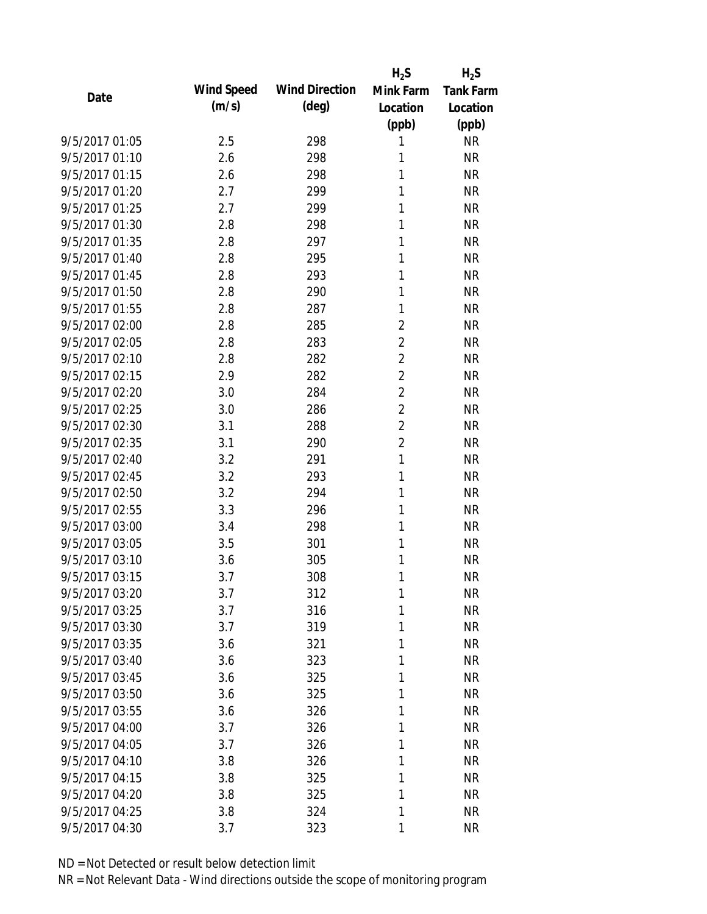| Date | Wind Speed (m/s) | Wind Direction (deg) | $H_2S$ Mink Farm Location (ppb) | $H_2S$ Tank Farm Location (ppb) |
|---|---|---|---|---|
| 9/5/2017 01:05 | 2.5 | 298 | 1 | NR |
| 9/5/2017 01:10 | 2.6 | 298 | 1 | NR |
| 9/5/2017 01:15 | 2.6 | 298 | 1 | NR |
| 9/5/2017 01:20 | 2.7 | 299 | 1 | NR |
| 9/5/2017 01:25 | 2.7 | 299 | 1 | NR |
| 9/5/2017 01:30 | 2.8 | 298 | 1 | NR |
| 9/5/2017 01:35 | 2.8 | 297 | 1 | NR |
| 9/5/2017 01:40 | 2.8 | 295 | 1 | NR |
| 9/5/2017 01:45 | 2.8 | 293 | 1 | NR |
| 9/5/2017 01:50 | 2.8 | 290 | 1 | NR |
| 9/5/2017 01:55 | 2.8 | 287 | 1 | NR |
| 9/5/2017 02:00 | 2.8 | 285 | 2 | NR |
| 9/5/2017 02:05 | 2.8 | 283 | 2 | NR |
| 9/5/2017 02:10 | 2.8 | 282 | 2 | NR |
| 9/5/2017 02:15 | 2.9 | 282 | 2 | NR |
| 9/5/2017 02:20 | 3.0 | 284 | 2 | NR |
| 9/5/2017 02:25 | 3.0 | 286 | 2 | NR |
| 9/5/2017 02:30 | 3.1 | 288 | 2 | NR |
| 9/5/2017 02:35 | 3.1 | 290 | 2 | NR |
| 9/5/2017 02:40 | 3.2 | 291 | 1 | NR |
| 9/5/2017 02:45 | 3.2 | 293 | 1 | NR |
| 9/5/2017 02:50 | 3.2 | 294 | 1 | NR |
| 9/5/2017 02:55 | 3.3 | 296 | 1 | NR |
| 9/5/2017 03:00 | 3.4 | 298 | 1 | NR |
| 9/5/2017 03:05 | 3.5 | 301 | 1 | NR |
| 9/5/2017 03:10 | 3.6 | 305 | 1 | NR |
| 9/5/2017 03:15 | 3.7 | 308 | 1 | NR |
| 9/5/2017 03:20 | 3.7 | 312 | 1 | NR |
| 9/5/2017 03:25 | 3.7 | 316 | 1 | NR |
| 9/5/2017 03:30 | 3.7 | 319 | 1 | NR |
| 9/5/2017 03:35 | 3.6 | 321 | 1 | NR |
| 9/5/2017 03:40 | 3.6 | 323 | 1 | NR |
| 9/5/2017 03:45 | 3.6 | 325 | 1 | NR |
| 9/5/2017 03:50 | 3.6 | 325 | 1 | NR |
| 9/5/2017 03:55 | 3.6 | 326 | 1 | NR |
| 9/5/2017 04:00 | 3.7 | 326 | 1 | NR |
| 9/5/2017 04:05 | 3.7 | 326 | 1 | NR |
| 9/5/2017 04:10 | 3.8 | 326 | 1 | NR |
| 9/5/2017 04:15 | 3.8 | 325 | 1 | NR |
| 9/5/2017 04:20 | 3.8 | 325 | 1 | NR |
| 9/5/2017 04:25 | 3.8 | 324 | 1 | NR |
| 9/5/2017 04:30 | 3.7 | 323 | 1 | NR |

ND = Not Detected or result below detection limit

NR = Not Relevant Data - Wind directions outside the scope of monitoring program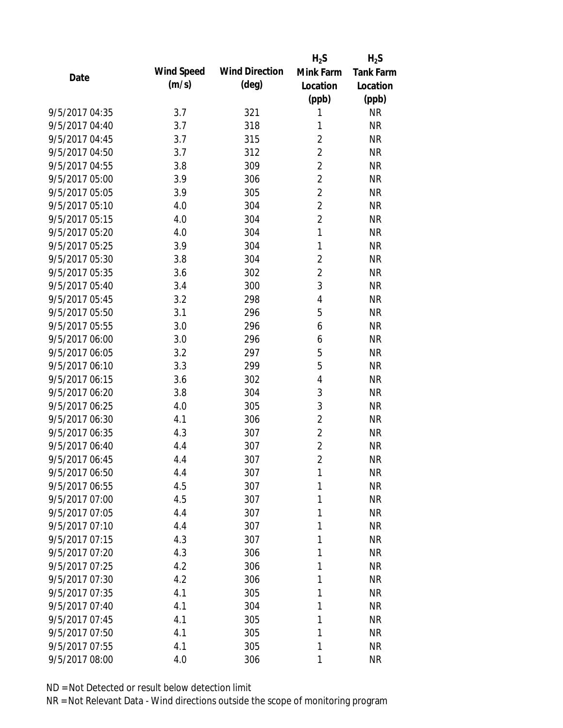| Date | Wind Speed (m/s) | Wind Direction (deg) | $H_2S$ Mink Farm Location (ppb) | $H_2S$ Tank Farm Location (ppb) |
|---|---|---|---|---|
| 9/5/2017 04:35 | 3.7 | 321 | 1 | NR |
| 9/5/2017 04:40 | 3.7 | 318 | 1 | NR |
| 9/5/2017 04:45 | 3.7 | 315 | 2 | NR |
| 9/5/2017 04:50 | 3.7 | 312 | 2 | NR |
| 9/5/2017 04:55 | 3.8 | 309 | 2 | NR |
| 9/5/2017 05:00 | 3.9 | 306 | 2 | NR |
| 9/5/2017 05:05 | 3.9 | 305 | 2 | NR |
| 9/5/2017 05:10 | 4.0 | 304 | 2 | NR |
| 9/5/2017 05:15 | 4.0 | 304 | 2 | NR |
| 9/5/2017 05:20 | 4.0 | 304 | 1 | NR |
| 9/5/2017 05:25 | 3.9 | 304 | 1 | NR |
| 9/5/2017 05:30 | 3.8 | 304 | 2 | NR |
| 9/5/2017 05:35 | 3.6 | 302 | 2 | NR |
| 9/5/2017 05:40 | 3.4 | 300 | 3 | NR |
| 9/5/2017 05:45 | 3.2 | 298 | 4 | NR |
| 9/5/2017 05:50 | 3.1 | 296 | 5 | NR |
| 9/5/2017 05:55 | 3.0 | 296 | 6 | NR |
| 9/5/2017 06:00 | 3.0 | 296 | 6 | NR |
| 9/5/2017 06:05 | 3.2 | 297 | 5 | NR |
| 9/5/2017 06:10 | 3.3 | 299 | 5 | NR |
| 9/5/2017 06:15 | 3.6 | 302 | 4 | NR |
| 9/5/2017 06:20 | 3.8 | 304 | 3 | NR |
| 9/5/2017 06:25 | 4.0 | 305 | 3 | NR |
| 9/5/2017 06:30 | 4.1 | 306 | 2 | NR |
| 9/5/2017 06:35 | 4.3 | 307 | 2 | NR |
| 9/5/2017 06:40 | 4.4 | 307 | 2 | NR |
| 9/5/2017 06:45 | 4.4 | 307 | 2 | NR |
| 9/5/2017 06:50 | 4.4 | 307 | 1 | NR |
| 9/5/2017 06:55 | 4.5 | 307 | 1 | NR |
| 9/5/2017 07:00 | 4.5 | 307 | 1 | NR |
| 9/5/2017 07:05 | 4.4 | 307 | 1 | NR |
| 9/5/2017 07:10 | 4.4 | 307 | 1 | NR |
| 9/5/2017 07:15 | 4.3 | 307 | 1 | NR |
| 9/5/2017 07:20 | 4.3 | 306 | 1 | NR |
| 9/5/2017 07:25 | 4.2 | 306 | 1 | NR |
| 9/5/2017 07:30 | 4.2 | 306 | 1 | NR |
| 9/5/2017 07:35 | 4.1 | 305 | 1 | NR |
| 9/5/2017 07:40 | 4.1 | 304 | 1 | NR |
| 9/5/2017 07:45 | 4.1 | 305 | 1 | NR |
| 9/5/2017 07:50 | 4.1 | 305 | 1 | NR |
| 9/5/2017 07:55 | 4.1 | 305 | 1 | NR |
| 9/5/2017 08:00 | 4.0 | 306 | 1 | NR |

ND = Not Detected or result below detection limit

NR = Not Relevant Data - Wind directions outside the scope of monitoring program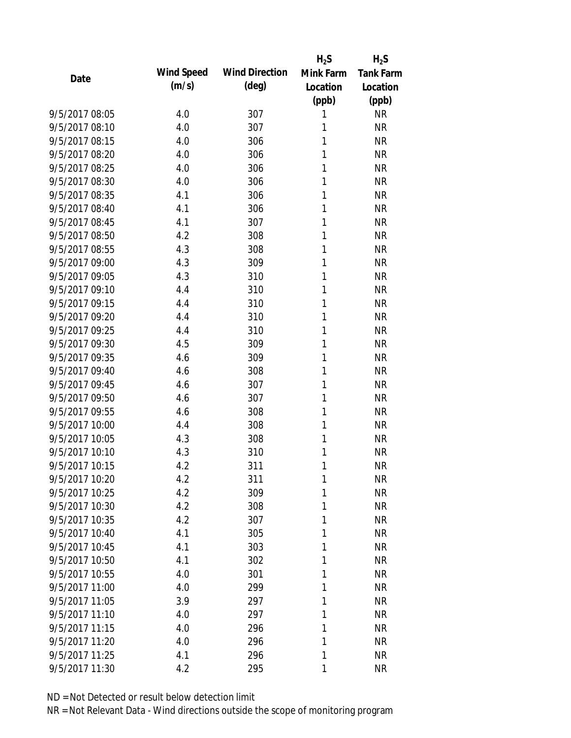| Date | Wind Speed (m/s) | Wind Direction (deg) | $H_2S$ Mink Farm Location (ppb) | $H_2S$ Tank Farm Location (ppb) |
|---|---|---|---|---|
| 9/5/2017 08:05 | 4.0 | 307 | 1 | NR |
| 9/5/2017 08:10 | 4.0 | 307 | 1 | NR |
| 9/5/2017 08:15 | 4.0 | 306 | 1 | NR |
| 9/5/2017 08:20 | 4.0 | 306 | 1 | NR |
| 9/5/2017 08:25 | 4.0 | 306 | 1 | NR |
| 9/5/2017 08:30 | 4.0 | 306 | 1 | NR |
| 9/5/2017 08:35 | 4.1 | 306 | 1 | NR |
| 9/5/2017 08:40 | 4.1 | 306 | 1 | NR |
| 9/5/2017 08:45 | 4.1 | 307 | 1 | NR |
| 9/5/2017 08:50 | 4.2 | 308 | 1 | NR |
| 9/5/2017 08:55 | 4.3 | 308 | 1 | NR |
| 9/5/2017 09:00 | 4.3 | 309 | 1 | NR |
| 9/5/2017 09:05 | 4.3 | 310 | 1 | NR |
| 9/5/2017 09:10 | 4.4 | 310 | 1 | NR |
| 9/5/2017 09:15 | 4.4 | 310 | 1 | NR |
| 9/5/2017 09:20 | 4.4 | 310 | 1 | NR |
| 9/5/2017 09:25 | 4.4 | 310 | 1 | NR |
| 9/5/2017 09:30 | 4.5 | 309 | 1 | NR |
| 9/5/2017 09:35 | 4.6 | 309 | 1 | NR |
| 9/5/2017 09:40 | 4.6 | 308 | 1 | NR |
| 9/5/2017 09:45 | 4.6 | 307 | 1 | NR |
| 9/5/2017 09:50 | 4.6 | 307 | 1 | NR |
| 9/5/2017 09:55 | 4.6 | 308 | 1 | NR |
| 9/5/2017 10:00 | 4.4 | 308 | 1 | NR |
| 9/5/2017 10:05 | 4.3 | 308 | 1 | NR |
| 9/5/2017 10:10 | 4.3 | 310 | 1 | NR |
| 9/5/2017 10:15 | 4.2 | 311 | 1 | NR |
| 9/5/2017 10:20 | 4.2 | 311 | 1 | NR |
| 9/5/2017 10:25 | 4.2 | 309 | 1 | NR |
| 9/5/2017 10:30 | 4.2 | 308 | 1 | NR |
| 9/5/2017 10:35 | 4.2 | 307 | 1 | NR |
| 9/5/2017 10:40 | 4.1 | 305 | 1 | NR |
| 9/5/2017 10:45 | 4.1 | 303 | 1 | NR |
| 9/5/2017 10:50 | 4.1 | 302 | 1 | NR |
| 9/5/2017 10:55 | 4.0 | 301 | 1 | NR |
| 9/5/2017 11:00 | 4.0 | 299 | 1 | NR |
| 9/5/2017 11:05 | 3.9 | 297 | 1 | NR |
| 9/5/2017 11:10 | 4.0 | 297 | 1 | NR |
| 9/5/2017 11:15 | 4.0 | 296 | 1 | NR |
| 9/5/2017 11:20 | 4.0 | 296 | 1 | NR |
| 9/5/2017 11:25 | 4.1 | 296 | 1 | NR |
| 9/5/2017 11:30 | 4.2 | 295 | 1 | NR |

ND = Not Detected or result below detection limit

NR = Not Relevant Data - Wind directions outside the scope of monitoring program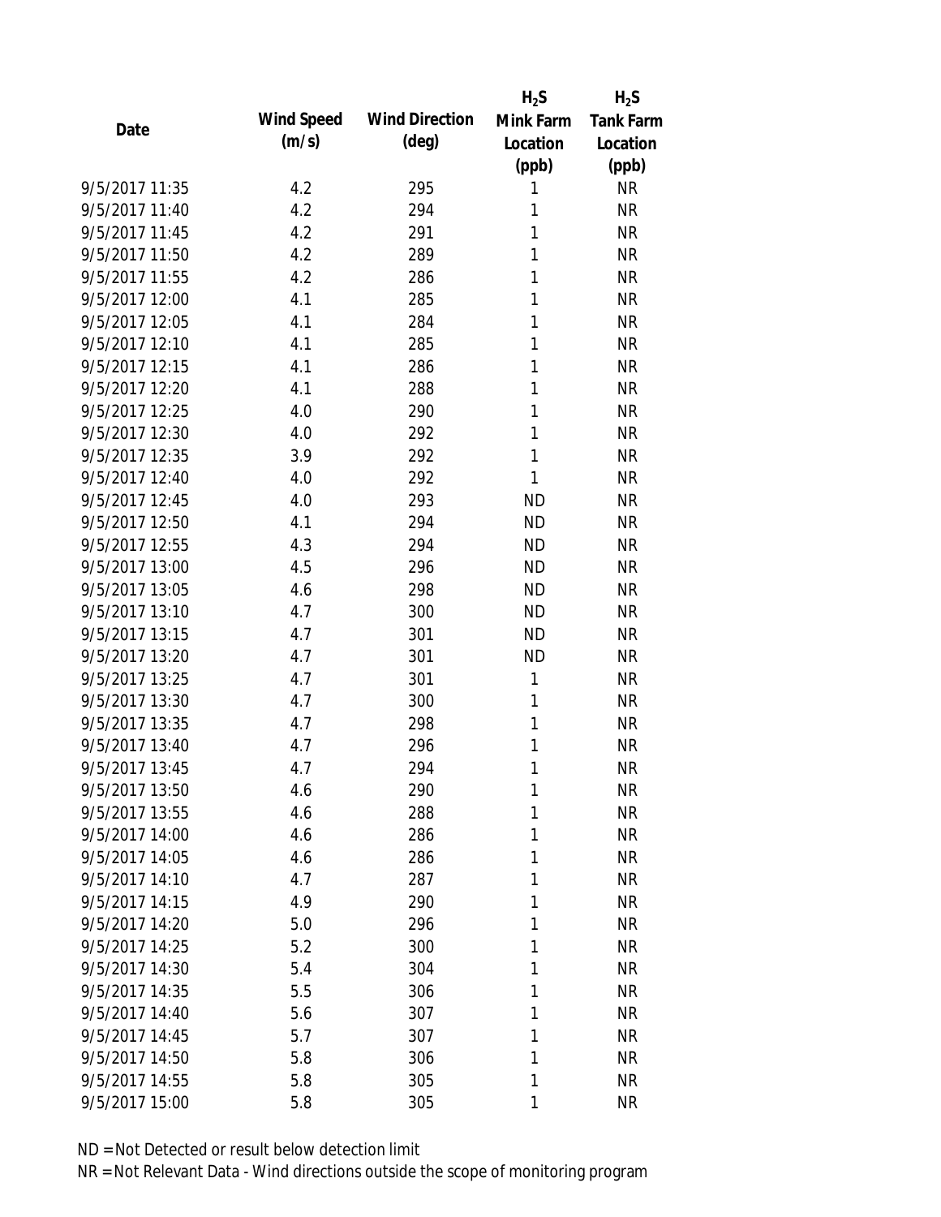| Date | Wind Speed (m/s) | Wind Direction (deg) | $H_2S$ Mink Farm Location (ppb) | $H_2S$ Tank Farm Location (ppb) |
|---|---|---|---|---|
| 9/5/2017 11:35 | 4.2 | 295 | 1 | NR |
| 9/5/2017 11:40 | 4.2 | 294 | 1 | NR |
| 9/5/2017 11:45 | 4.2 | 291 | 1 | NR |
| 9/5/2017 11:50 | 4.2 | 289 | 1 | NR |
| 9/5/2017 11:55 | 4.2 | 286 | 1 | NR |
| 9/5/2017 12:00 | 4.1 | 285 | 1 | NR |
| 9/5/2017 12:05 | 4.1 | 284 | 1 | NR |
| 9/5/2017 12:10 | 4.1 | 285 | 1 | NR |
| 9/5/2017 12:15 | 4.1 | 286 | 1 | NR |
| 9/5/2017 12:20 | 4.1 | 288 | 1 | NR |
| 9/5/2017 12:25 | 4.0 | 290 | 1 | NR |
| 9/5/2017 12:30 | 4.0 | 292 | 1 | NR |
| 9/5/2017 12:35 | 3.9 | 292 | 1 | NR |
| 9/5/2017 12:40 | 4.0 | 292 | 1 | NR |
| 9/5/2017 12:45 | 4.0 | 293 | ND | NR |
| 9/5/2017 12:50 | 4.1 | 294 | ND | NR |
| 9/5/2017 12:55 | 4.3 | 294 | ND | NR |
| 9/5/2017 13:00 | 4.5 | 296 | ND | NR |
| 9/5/2017 13:05 | 4.6 | 298 | ND | NR |
| 9/5/2017 13:10 | 4.7 | 300 | ND | NR |
| 9/5/2017 13:15 | 4.7 | 301 | ND | NR |
| 9/5/2017 13:20 | 4.7 | 301 | ND | NR |
| 9/5/2017 13:25 | 4.7 | 301 | 1 | NR |
| 9/5/2017 13:30 | 4.7 | 300 | 1 | NR |
| 9/5/2017 13:35 | 4.7 | 298 | 1 | NR |
| 9/5/2017 13:40 | 4.7 | 296 | 1 | NR |
| 9/5/2017 13:45 | 4.7 | 294 | 1 | NR |
| 9/5/2017 13:50 | 4.6 | 290 | 1 | NR |
| 9/5/2017 13:55 | 4.6 | 288 | 1 | NR |
| 9/5/2017 14:00 | 4.6 | 286 | 1 | NR |
| 9/5/2017 14:05 | 4.6 | 286 | 1 | NR |
| 9/5/2017 14:10 | 4.7 | 287 | 1 | NR |
| 9/5/2017 14:15 | 4.9 | 290 | 1 | NR |
| 9/5/2017 14:20 | 5.0 | 296 | 1 | NR |
| 9/5/2017 14:25 | 5.2 | 300 | 1 | NR |
| 9/5/2017 14:30 | 5.4 | 304 | 1 | NR |
| 9/5/2017 14:35 | 5.5 | 306 | 1 | NR |
| 9/5/2017 14:40 | 5.6 | 307 | 1 | NR |
| 9/5/2017 14:45 | 5.7 | 307 | 1 | NR |
| 9/5/2017 14:50 | 5.8 | 306 | 1 | NR |
| 9/5/2017 14:55 | 5.8 | 305 | 1 | NR |
| 9/5/2017 15:00 | 5.8 | 305 | 1 | NR |

ND = Not Detected or result below detection limit

NR = Not Relevant Data - Wind directions outside the scope of monitoring program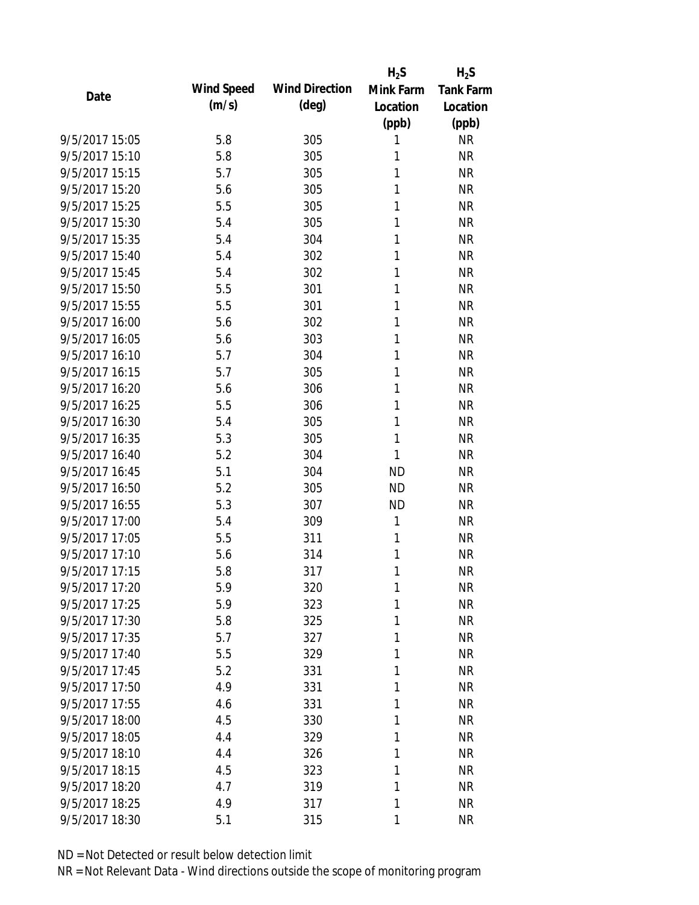| Date | Wind Speed (m/s) | Wind Direction (deg) | $H_2S$ Mink Farm Location (ppb) | $H_2S$ Tank Farm Location (ppb) |
|---|---|---|---|---|
| 9/5/2017 15:05 | 5.8 | 305 | 1 | NR |
| 9/5/2017 15:10 | 5.8 | 305 | 1 | NR |
| 9/5/2017 15:15 | 5.7 | 305 | 1 | NR |
| 9/5/2017 15:20 | 5.6 | 305 | 1 | NR |
| 9/5/2017 15:25 | 5.5 | 305 | 1 | NR |
| 9/5/2017 15:30 | 5.4 | 305 | 1 | NR |
| 9/5/2017 15:35 | 5.4 | 304 | 1 | NR |
| 9/5/2017 15:40 | 5.4 | 302 | 1 | NR |
| 9/5/2017 15:45 | 5.4 | 302 | 1 | NR |
| 9/5/2017 15:50 | 5.5 | 301 | 1 | NR |
| 9/5/2017 15:55 | 5.5 | 301 | 1 | NR |
| 9/5/2017 16:00 | 5.6 | 302 | 1 | NR |
| 9/5/2017 16:05 | 5.6 | 303 | 1 | NR |
| 9/5/2017 16:10 | 5.7 | 304 | 1 | NR |
| 9/5/2017 16:15 | 5.7 | 305 | 1 | NR |
| 9/5/2017 16:20 | 5.6 | 306 | 1 | NR |
| 9/5/2017 16:25 | 5.5 | 306 | 1 | NR |
| 9/5/2017 16:30 | 5.4 | 305 | 1 | NR |
| 9/5/2017 16:35 | 5.3 | 305 | 1 | NR |
| 9/5/2017 16:40 | 5.2 | 304 | 1 | NR |
| 9/5/2017 16:45 | 5.1 | 304 | ND | NR |
| 9/5/2017 16:50 | 5.2 | 305 | ND | NR |
| 9/5/2017 16:55 | 5.3 | 307 | ND | NR |
| 9/5/2017 17:00 | 5.4 | 309 | 1 | NR |
| 9/5/2017 17:05 | 5.5 | 311 | 1 | NR |
| 9/5/2017 17:10 | 5.6 | 314 | 1 | NR |
| 9/5/2017 17:15 | 5.8 | 317 | 1 | NR |
| 9/5/2017 17:20 | 5.9 | 320 | 1 | NR |
| 9/5/2017 17:25 | 5.9 | 323 | 1 | NR |
| 9/5/2017 17:30 | 5.8 | 325 | 1 | NR |
| 9/5/2017 17:35 | 5.7 | 327 | 1 | NR |
| 9/5/2017 17:40 | 5.5 | 329 | 1 | NR |
| 9/5/2017 17:45 | 5.2 | 331 | 1 | NR |
| 9/5/2017 17:50 | 4.9 | 331 | 1 | NR |
| 9/5/2017 17:55 | 4.6 | 331 | 1 | NR |
| 9/5/2017 18:00 | 4.5 | 330 | 1 | NR |
| 9/5/2017 18:05 | 4.4 | 329 | 1 | NR |
| 9/5/2017 18:10 | 4.4 | 326 | 1 | NR |
| 9/5/2017 18:15 | 4.5 | 323 | 1 | NR |
| 9/5/2017 18:20 | 4.7 | 319 | 1 | NR |
| 9/5/2017 18:25 | 4.9 | 317 | 1 | NR |
| 9/5/2017 18:30 | 5.1 | 315 | 1 | NR |

ND = Not Detected or result below detection limit

NR = Not Relevant Data - Wind directions outside the scope of monitoring program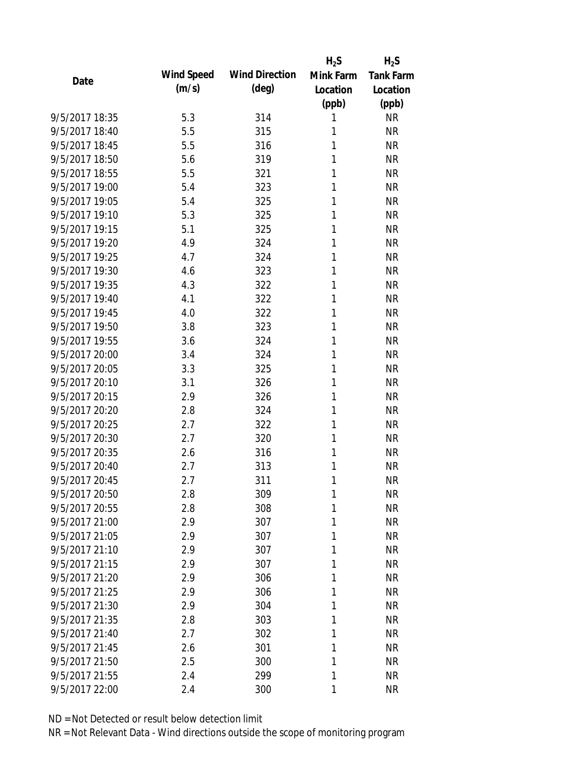| Date | Wind Speed (m/s) | Wind Direction (deg) | $H_2S$ Mink Farm Location (ppb) | $H_2S$ Tank Farm Location (ppb) |
|---|---|---|---|---|
| 9/5/2017 18:35 | 5.3 | 314 | 1 | NR |
| 9/5/2017 18:40 | 5.5 | 315 | 1 | NR |
| 9/5/2017 18:45 | 5.5 | 316 | 1 | NR |
| 9/5/2017 18:50 | 5.6 | 319 | 1 | NR |
| 9/5/2017 18:55 | 5.5 | 321 | 1 | NR |
| 9/5/2017 19:00 | 5.4 | 323 | 1 | NR |
| 9/5/2017 19:05 | 5.4 | 325 | 1 | NR |
| 9/5/2017 19:10 | 5.3 | 325 | 1 | NR |
| 9/5/2017 19:15 | 5.1 | 325 | 1 | NR |
| 9/5/2017 19:20 | 4.9 | 324 | 1 | NR |
| 9/5/2017 19:25 | 4.7 | 324 | 1 | NR |
| 9/5/2017 19:30 | 4.6 | 323 | 1 | NR |
| 9/5/2017 19:35 | 4.3 | 322 | 1 | NR |
| 9/5/2017 19:40 | 4.1 | 322 | 1 | NR |
| 9/5/2017 19:45 | 4.0 | 322 | 1 | NR |
| 9/5/2017 19:50 | 3.8 | 323 | 1 | NR |
| 9/5/2017 19:55 | 3.6 | 324 | 1 | NR |
| 9/5/2017 20:00 | 3.4 | 324 | 1 | NR |
| 9/5/2017 20:05 | 3.3 | 325 | 1 | NR |
| 9/5/2017 20:10 | 3.1 | 326 | 1 | NR |
| 9/5/2017 20:15 | 2.9 | 326 | 1 | NR |
| 9/5/2017 20:20 | 2.8 | 324 | 1 | NR |
| 9/5/2017 20:25 | 2.7 | 322 | 1 | NR |
| 9/5/2017 20:30 | 2.7 | 320 | 1 | NR |
| 9/5/2017 20:35 | 2.6 | 316 | 1 | NR |
| 9/5/2017 20:40 | 2.7 | 313 | 1 | NR |
| 9/5/2017 20:45 | 2.7 | 311 | 1 | NR |
| 9/5/2017 20:50 | 2.8 | 309 | 1 | NR |
| 9/5/2017 20:55 | 2.8 | 308 | 1 | NR |
| 9/5/2017 21:00 | 2.9 | 307 | 1 | NR |
| 9/5/2017 21:05 | 2.9 | 307 | 1 | NR |
| 9/5/2017 21:10 | 2.9 | 307 | 1 | NR |
| 9/5/2017 21:15 | 2.9 | 307 | 1 | NR |
| 9/5/2017 21:20 | 2.9 | 306 | 1 | NR |
| 9/5/2017 21:25 | 2.9 | 306 | 1 | NR |
| 9/5/2017 21:30 | 2.9 | 304 | 1 | NR |
| 9/5/2017 21:35 | 2.8 | 303 | 1 | NR |
| 9/5/2017 21:40 | 2.7 | 302 | 1 | NR |
| 9/5/2017 21:45 | 2.6 | 301 | 1 | NR |
| 9/5/2017 21:50 | 2.5 | 300 | 1 | NR |
| 9/5/2017 21:55 | 2.4 | 299 | 1 | NR |
| 9/5/2017 22:00 | 2.4 | 300 | 1 | NR |

ND = Not Detected or result below detection limit

NR = Not Relevant Data - Wind directions outside the scope of monitoring program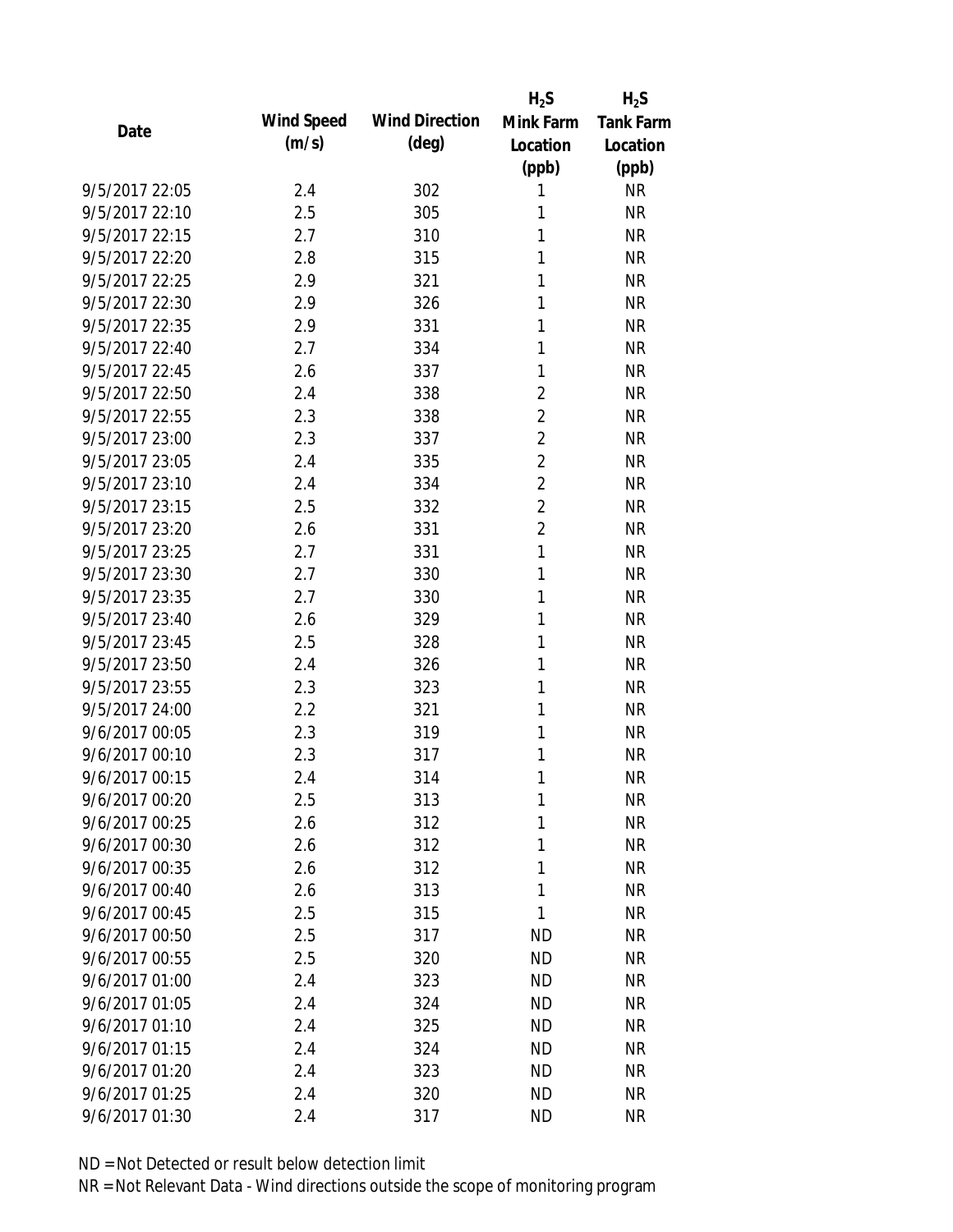| Date | Wind Speed (m/s) | Wind Direction (deg) | $H_2S$ Mink Farm Location (ppb) | $H_2S$ Tank Farm Location (ppb) |
|---|---|---|---|---|
| 9/5/2017 22:05 | 2.4 | 302 | 1 | NR |
| 9/5/2017 22:10 | 2.5 | 305 | 1 | NR |
| 9/5/2017 22:15 | 2.7 | 310 | 1 | NR |
| 9/5/2017 22:20 | 2.8 | 315 | 1 | NR |
| 9/5/2017 22:25 | 2.9 | 321 | 1 | NR |
| 9/5/2017 22:30 | 2.9 | 326 | 1 | NR |
| 9/5/2017 22:35 | 2.9 | 331 | 1 | NR |
| 9/5/2017 22:40 | 2.7 | 334 | 1 | NR |
| 9/5/2017 22:45 | 2.6 | 337 | 1 | NR |
| 9/5/2017 22:50 | 2.4 | 338 | 2 | NR |
| 9/5/2017 22:55 | 2.3 | 338 | 2 | NR |
| 9/5/2017 23:00 | 2.3 | 337 | 2 | NR |
| 9/5/2017 23:05 | 2.4 | 335 | 2 | NR |
| 9/5/2017 23:10 | 2.4 | 334 | 2 | NR |
| 9/5/2017 23:15 | 2.5 | 332 | 2 | NR |
| 9/5/2017 23:20 | 2.6 | 331 | 2 | NR |
| 9/5/2017 23:25 | 2.7 | 331 | 1 | NR |
| 9/5/2017 23:30 | 2.7 | 330 | 1 | NR |
| 9/5/2017 23:35 | 2.7 | 330 | 1 | NR |
| 9/5/2017 23:40 | 2.6 | 329 | 1 | NR |
| 9/5/2017 23:45 | 2.5 | 328 | 1 | NR |
| 9/5/2017 23:50 | 2.4 | 326 | 1 | NR |
| 9/5/2017 23:55 | 2.3 | 323 | 1 | NR |
| 9/5/2017 24:00 | 2.2 | 321 | 1 | NR |
| 9/6/2017 00:05 | 2.3 | 319 | 1 | NR |
| 9/6/2017 00:10 | 2.3 | 317 | 1 | NR |
| 9/6/2017 00:15 | 2.4 | 314 | 1 | NR |
| 9/6/2017 00:20 | 2.5 | 313 | 1 | NR |
| 9/6/2017 00:25 | 2.6 | 312 | 1 | NR |
| 9/6/2017 00:30 | 2.6 | 312 | 1 | NR |
| 9/6/2017 00:35 | 2.6 | 312 | 1 | NR |
| 9/6/2017 00:40 | 2.6 | 313 | 1 | NR |
| 9/6/2017 00:45 | 2.5 | 315 | 1 | NR |
| 9/6/2017 00:50 | 2.5 | 317 | ND | NR |
| 9/6/2017 00:55 | 2.5 | 320 | ND | NR |
| 9/6/2017 01:00 | 2.4 | 323 | ND | NR |
| 9/6/2017 01:05 | 2.4 | 324 | ND | NR |
| 9/6/2017 01:10 | 2.4 | 325 | ND | NR |
| 9/6/2017 01:15 | 2.4 | 324 | ND | NR |
| 9/6/2017 01:20 | 2.4 | 323 | ND | NR |
| 9/6/2017 01:25 | 2.4 | 320 | ND | NR |
| 9/6/2017 01:30 | 2.4 | 317 | ND | NR |

ND = Not Detected or result below detection limit

NR = Not Relevant Data - Wind directions outside the scope of monitoring program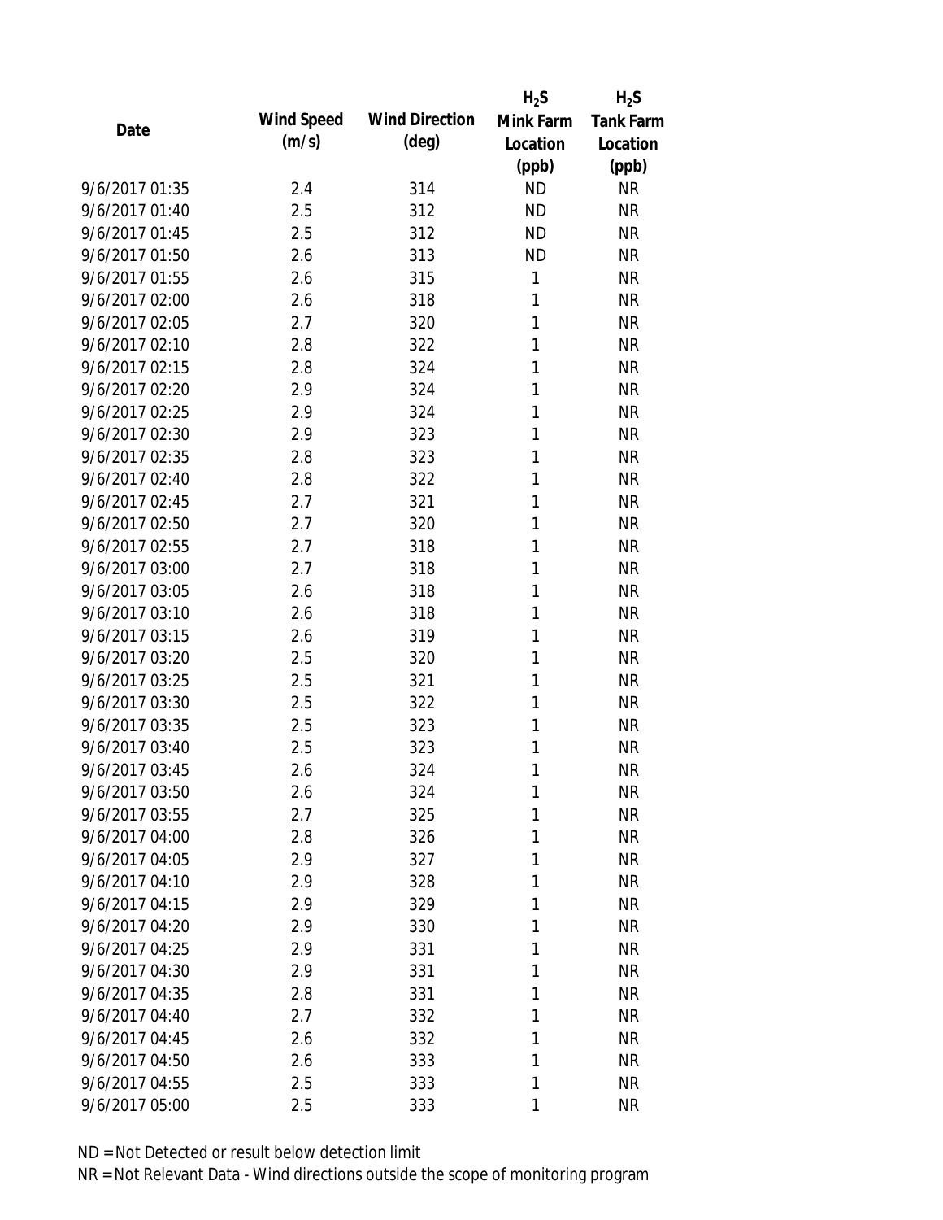| Date | Wind Speed (m/s) | Wind Direction (deg) | $H_2S$ Mink Farm Location (ppb) | $H_2S$ Tank Farm Location (ppb) |
| --- | --- | --- | --- | --- |
| 9/6/2017 01:35 | 2.4 | 314 | ND | NR |
| 9/6/2017 01:40 | 2.5 | 312 | ND | NR |
| 9/6/2017 01:45 | 2.5 | 312 | ND | NR |
| 9/6/2017 01:50 | 2.6 | 313 | ND | NR |
| 9/6/2017 01:55 | 2.6 | 315 | 1 | NR |
| 9/6/2017 02:00 | 2.6 | 318 | 1 | NR |
| 9/6/2017 02:05 | 2.7 | 320 | 1 | NR |
| 9/6/2017 02:10 | 2.8 | 322 | 1 | NR |
| 9/6/2017 02:15 | 2.8 | 324 | 1 | NR |
| 9/6/2017 02:20 | 2.9 | 324 | 1 | NR |
| 9/6/2017 02:25 | 2.9 | 324 | 1 | NR |
| 9/6/2017 02:30 | 2.9 | 323 | 1 | NR |
| 9/6/2017 02:35 | 2.8 | 323 | 1 | NR |
| 9/6/2017 02:40 | 2.8 | 322 | 1 | NR |
| 9/6/2017 02:45 | 2.7 | 321 | 1 | NR |
| 9/6/2017 02:50 | 2.7 | 320 | 1 | NR |
| 9/6/2017 02:55 | 2.7 | 318 | 1 | NR |
| 9/6/2017 03:00 | 2.7 | 318 | 1 | NR |
| 9/6/2017 03:05 | 2.6 | 318 | 1 | NR |
| 9/6/2017 03:10 | 2.6 | 318 | 1 | NR |
| 9/6/2017 03:15 | 2.6 | 319 | 1 | NR |
| 9/6/2017 03:20 | 2.5 | 320 | 1 | NR |
| 9/6/2017 03:25 | 2.5 | 321 | 1 | NR |
| 9/6/2017 03:30 | 2.5 | 322 | 1 | NR |
| 9/6/2017 03:35 | 2.5 | 323 | 1 | NR |
| 9/6/2017 03:40 | 2.5 | 323 | 1 | NR |
| 9/6/2017 03:45 | 2.6 | 324 | 1 | NR |
| 9/6/2017 03:50 | 2.6 | 324 | 1 | NR |
| 9/6/2017 03:55 | 2.7 | 325 | 1 | NR |
| 9/6/2017 04:00 | 2.8 | 326 | 1 | NR |
| 9/6/2017 04:05 | 2.9 | 327 | 1 | NR |
| 9/6/2017 04:10 | 2.9 | 328 | 1 | NR |
| 9/6/2017 04:15 | 2.9 | 329 | 1 | NR |
| 9/6/2017 04:20 | 2.9 | 330 | 1 | NR |
| 9/6/2017 04:25 | 2.9 | 331 | 1 | NR |
| 9/6/2017 04:30 | 2.9 | 331 | 1 | NR |
| 9/6/2017 04:35 | 2.8 | 331 | 1 | NR |
| 9/6/2017 04:40 | 2.7 | 332 | 1 | NR |
| 9/6/2017 04:45 | 2.6 | 332 | 1 | NR |
| 9/6/2017 04:50 | 2.6 | 333 | 1 | NR |
| 9/6/2017 04:55 | 2.5 | 333 | 1 | NR |
| 9/6/2017 05:00 | 2.5 | 333 | 1 | NR |

ND = Not Detected or result below detection limit

NR = Not Relevant Data - Wind directions outside the scope of monitoring program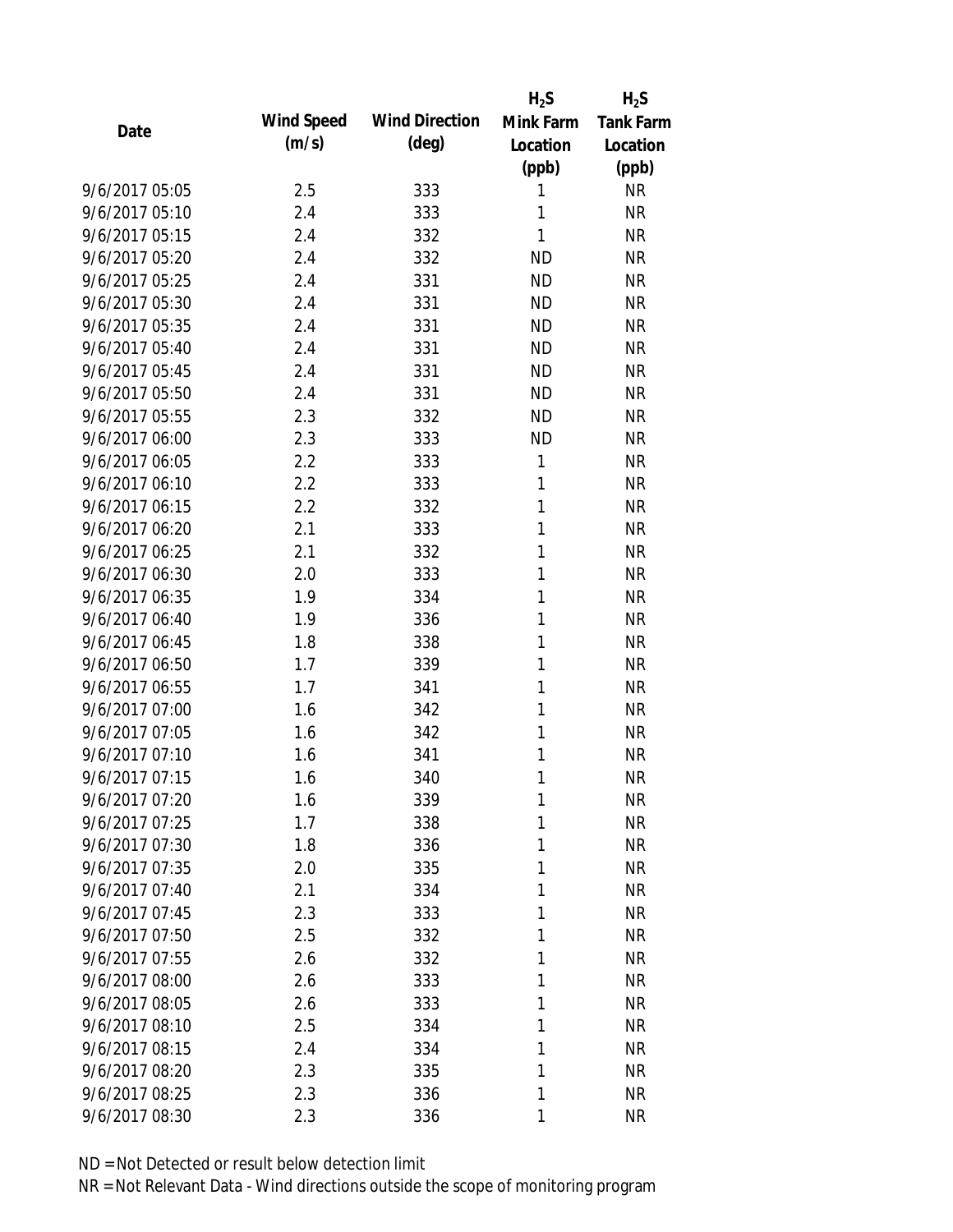| Date | Wind Speed (m/s) | Wind Direction (deg) | $H_2S$ Mink Farm Location (ppb) | $H_2S$ Tank Farm Location (ppb) |
|---|---|---|---|---|
| 9/6/2017 05:05 | 2.5 | 333 | 1 | NR |
| 9/6/2017 05:10 | 2.4 | 333 | 1 | NR |
| 9/6/2017 05:15 | 2.4 | 332 | 1 | NR |
| 9/6/2017 05:20 | 2.4 | 332 | ND | NR |
| 9/6/2017 05:25 | 2.4 | 331 | ND | NR |
| 9/6/2017 05:30 | 2.4 | 331 | ND | NR |
| 9/6/2017 05:35 | 2.4 | 331 | ND | NR |
| 9/6/2017 05:40 | 2.4 | 331 | ND | NR |
| 9/6/2017 05:45 | 2.4 | 331 | ND | NR |
| 9/6/2017 05:50 | 2.4 | 331 | ND | NR |
| 9/6/2017 05:55 | 2.3 | 332 | ND | NR |
| 9/6/2017 06:00 | 2.3 | 333 | ND | NR |
| 9/6/2017 06:05 | 2.2 | 333 | 1 | NR |
| 9/6/2017 06:10 | 2.2 | 333 | 1 | NR |
| 9/6/2017 06:15 | 2.2 | 332 | 1 | NR |
| 9/6/2017 06:20 | 2.1 | 333 | 1 | NR |
| 9/6/2017 06:25 | 2.1 | 332 | 1 | NR |
| 9/6/2017 06:30 | 2.0 | 333 | 1 | NR |
| 9/6/2017 06:35 | 1.9 | 334 | 1 | NR |
| 9/6/2017 06:40 | 1.9 | 336 | 1 | NR |
| 9/6/2017 06:45 | 1.8 | 338 | 1 | NR |
| 9/6/2017 06:50 | 1.7 | 339 | 1 | NR |
| 9/6/2017 06:55 | 1.7 | 341 | 1 | NR |
| 9/6/2017 07:00 | 1.6 | 342 | 1 | NR |
| 9/6/2017 07:05 | 1.6 | 342 | 1 | NR |
| 9/6/2017 07:10 | 1.6 | 341 | 1 | NR |
| 9/6/2017 07:15 | 1.6 | 340 | 1 | NR |
| 9/6/2017 07:20 | 1.6 | 339 | 1 | NR |
| 9/6/2017 07:25 | 1.7 | 338 | 1 | NR |
| 9/6/2017 07:30 | 1.8 | 336 | 1 | NR |
| 9/6/2017 07:35 | 2.0 | 335 | 1 | NR |
| 9/6/2017 07:40 | 2.1 | 334 | 1 | NR |
| 9/6/2017 07:45 | 2.3 | 333 | 1 | NR |
| 9/6/2017 07:50 | 2.5 | 332 | 1 | NR |
| 9/6/2017 07:55 | 2.6 | 332 | 1 | NR |
| 9/6/2017 08:00 | 2.6 | 333 | 1 | NR |
| 9/6/2017 08:05 | 2.6 | 333 | 1 | NR |
| 9/6/2017 08:10 | 2.5 | 334 | 1 | NR |
| 9/6/2017 08:15 | 2.4 | 334 | 1 | NR |
| 9/6/2017 08:20 | 2.3 | 335 | 1 | NR |
| 9/6/2017 08:25 | 2.3 | 336 | 1 | NR |
| 9/6/2017 08:30 | 2.3 | 336 | 1 | NR |

ND = Not Detected or result below detection limit

NR = Not Relevant Data - Wind directions outside the scope of monitoring program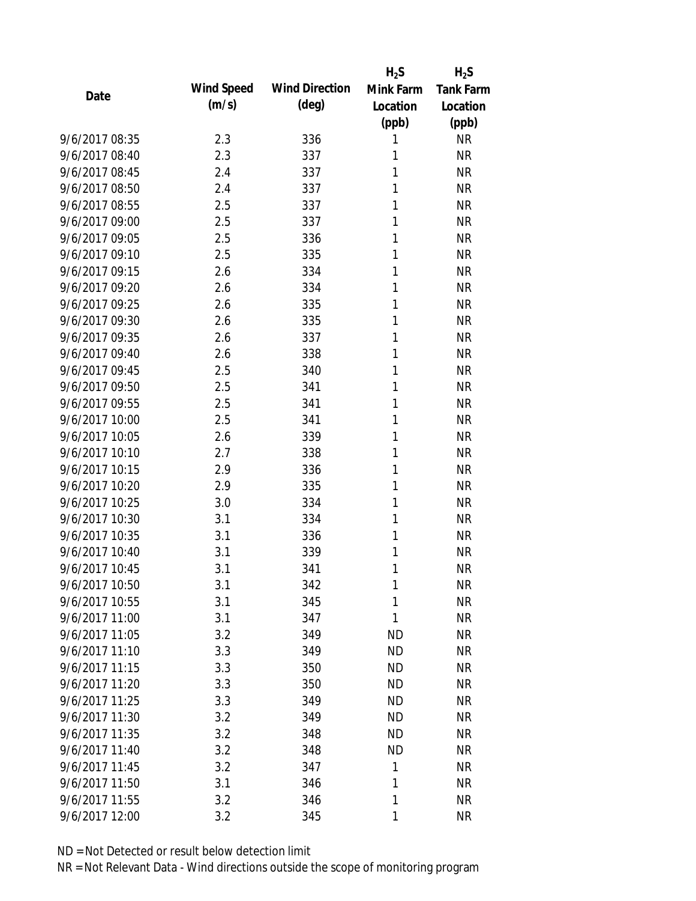| Date | Wind Speed (m/s) | Wind Direction (deg) | $H_2S$ Mink Farm Location (ppb) | $H_2S$ Tank Farm Location (ppb) |
|---|---|---|---|---|
| 9/6/2017 08:35 | 2.3 | 336 | 1 | NR |
| 9/6/2017 08:40 | 2.3 | 337 | 1 | NR |
| 9/6/2017 08:45 | 2.4 | 337 | 1 | NR |
| 9/6/2017 08:50 | 2.4 | 337 | 1 | NR |
| 9/6/2017 08:55 | 2.5 | 337 | 1 | NR |
| 9/6/2017 09:00 | 2.5 | 337 | 1 | NR |
| 9/6/2017 09:05 | 2.5 | 336 | 1 | NR |
| 9/6/2017 09:10 | 2.5 | 335 | 1 | NR |
| 9/6/2017 09:15 | 2.6 | 334 | 1 | NR |
| 9/6/2017 09:20 | 2.6 | 334 | 1 | NR |
| 9/6/2017 09:25 | 2.6 | 335 | 1 | NR |
| 9/6/2017 09:30 | 2.6 | 335 | 1 | NR |
| 9/6/2017 09:35 | 2.6 | 337 | 1 | NR |
| 9/6/2017 09:40 | 2.6 | 338 | 1 | NR |
| 9/6/2017 09:45 | 2.5 | 340 | 1 | NR |
| 9/6/2017 09:50 | 2.5 | 341 | 1 | NR |
| 9/6/2017 09:55 | 2.5 | 341 | 1 | NR |
| 9/6/2017 10:00 | 2.5 | 341 | 1 | NR |
| 9/6/2017 10:05 | 2.6 | 339 | 1 | NR |
| 9/6/2017 10:10 | 2.7 | 338 | 1 | NR |
| 9/6/2017 10:15 | 2.9 | 336 | 1 | NR |
| 9/6/2017 10:20 | 2.9 | 335 | 1 | NR |
| 9/6/2017 10:25 | 3.0 | 334 | 1 | NR |
| 9/6/2017 10:30 | 3.1 | 334 | 1 | NR |
| 9/6/2017 10:35 | 3.1 | 336 | 1 | NR |
| 9/6/2017 10:40 | 3.1 | 339 | 1 | NR |
| 9/6/2017 10:45 | 3.1 | 341 | 1 | NR |
| 9/6/2017 10:50 | 3.1 | 342 | 1 | NR |
| 9/6/2017 10:55 | 3.1 | 345 | 1 | NR |
| 9/6/2017 11:00 | 3.1 | 347 | 1 | NR |
| 9/6/2017 11:05 | 3.2 | 349 | ND | NR |
| 9/6/2017 11:10 | 3.3 | 349 | ND | NR |
| 9/6/2017 11:15 | 3.3 | 350 | ND | NR |
| 9/6/2017 11:20 | 3.3 | 350 | ND | NR |
| 9/6/2017 11:25 | 3.3 | 349 | ND | NR |
| 9/6/2017 11:30 | 3.2 | 349 | ND | NR |
| 9/6/2017 11:35 | 3.2 | 348 | ND | NR |
| 9/6/2017 11:40 | 3.2 | 348 | ND | NR |
| 9/6/2017 11:45 | 3.2 | 347 | 1 | NR |
| 9/6/2017 11:50 | 3.1 | 346 | 1 | NR |
| 9/6/2017 11:55 | 3.2 | 346 | 1 | NR |
| 9/6/2017 12:00 | 3.2 | 345 | 1 | NR |

ND = Not Detected or result below detection limit

NR = Not Relevant Data - Wind directions outside the scope of monitoring program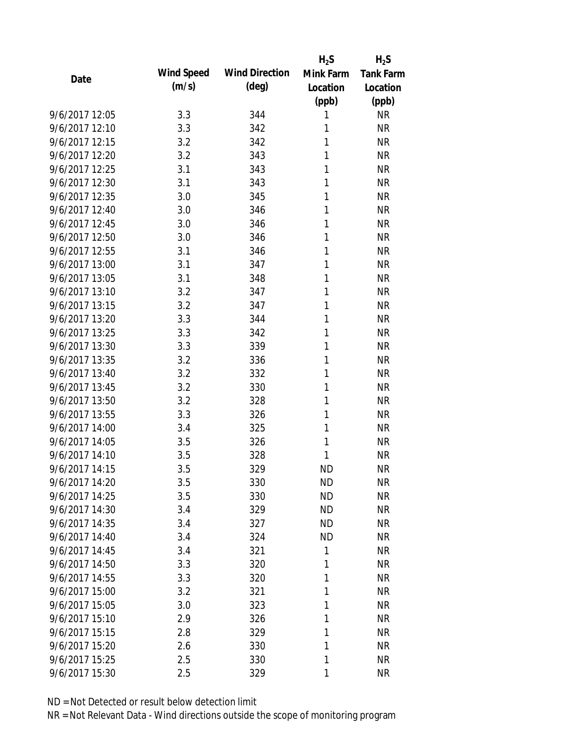| Date | Wind Speed (m/s) | Wind Direction (deg) | $H_2S$ Mink Farm Location (ppb) | $H_2S$ Tank Farm Location (ppb) |
|---|---|---|---|---|
| 9/6/2017 12:05 | 3.3 | 344 | 1 | NR |
| 9/6/2017 12:10 | 3.3 | 342 | 1 | NR |
| 9/6/2017 12:15 | 3.2 | 342 | 1 | NR |
| 9/6/2017 12:20 | 3.2 | 343 | 1 | NR |
| 9/6/2017 12:25 | 3.1 | 343 | 1 | NR |
| 9/6/2017 12:30 | 3.1 | 343 | 1 | NR |
| 9/6/2017 12:35 | 3.0 | 345 | 1 | NR |
| 9/6/2017 12:40 | 3.0 | 346 | 1 | NR |
| 9/6/2017 12:45 | 3.0 | 346 | 1 | NR |
| 9/6/2017 12:50 | 3.0 | 346 | 1 | NR |
| 9/6/2017 12:55 | 3.1 | 346 | 1 | NR |
| 9/6/2017 13:00 | 3.1 | 347 | 1 | NR |
| 9/6/2017 13:05 | 3.1 | 348 | 1 | NR |
| 9/6/2017 13:10 | 3.2 | 347 | 1 | NR |
| 9/6/2017 13:15 | 3.2 | 347 | 1 | NR |
| 9/6/2017 13:20 | 3.3 | 344 | 1 | NR |
| 9/6/2017 13:25 | 3.3 | 342 | 1 | NR |
| 9/6/2017 13:30 | 3.3 | 339 | 1 | NR |
| 9/6/2017 13:35 | 3.2 | 336 | 1 | NR |
| 9/6/2017 13:40 | 3.2 | 332 | 1 | NR |
| 9/6/2017 13:45 | 3.2 | 330 | 1 | NR |
| 9/6/2017 13:50 | 3.2 | 328 | 1 | NR |
| 9/6/2017 13:55 | 3.3 | 326 | 1 | NR |
| 9/6/2017 14:00 | 3.4 | 325 | 1 | NR |
| 9/6/2017 14:05 | 3.5 | 326 | 1 | NR |
| 9/6/2017 14:10 | 3.5 | 328 | 1 | NR |
| 9/6/2017 14:15 | 3.5 | 329 | ND | NR |
| 9/6/2017 14:20 | 3.5 | 330 | ND | NR |
| 9/6/2017 14:25 | 3.5 | 330 | ND | NR |
| 9/6/2017 14:30 | 3.4 | 329 | ND | NR |
| 9/6/2017 14:35 | 3.4 | 327 | ND | NR |
| 9/6/2017 14:40 | 3.4 | 324 | ND | NR |
| 9/6/2017 14:45 | 3.4 | 321 | 1 | NR |
| 9/6/2017 14:50 | 3.3 | 320 | 1 | NR |
| 9/6/2017 14:55 | 3.3 | 320 | 1 | NR |
| 9/6/2017 15:00 | 3.2 | 321 | 1 | NR |
| 9/6/2017 15:05 | 3.0 | 323 | 1 | NR |
| 9/6/2017 15:10 | 2.9 | 326 | 1 | NR |
| 9/6/2017 15:15 | 2.8 | 329 | 1 | NR |
| 9/6/2017 15:20 | 2.6 | 330 | 1 | NR |
| 9/6/2017 15:25 | 2.5 | 330 | 1 | NR |
| 9/6/2017 15:30 | 2.5 | 329 | 1 | NR |

ND = Not Detected or result below detection limit

NR = Not Relevant Data - Wind directions outside the scope of monitoring program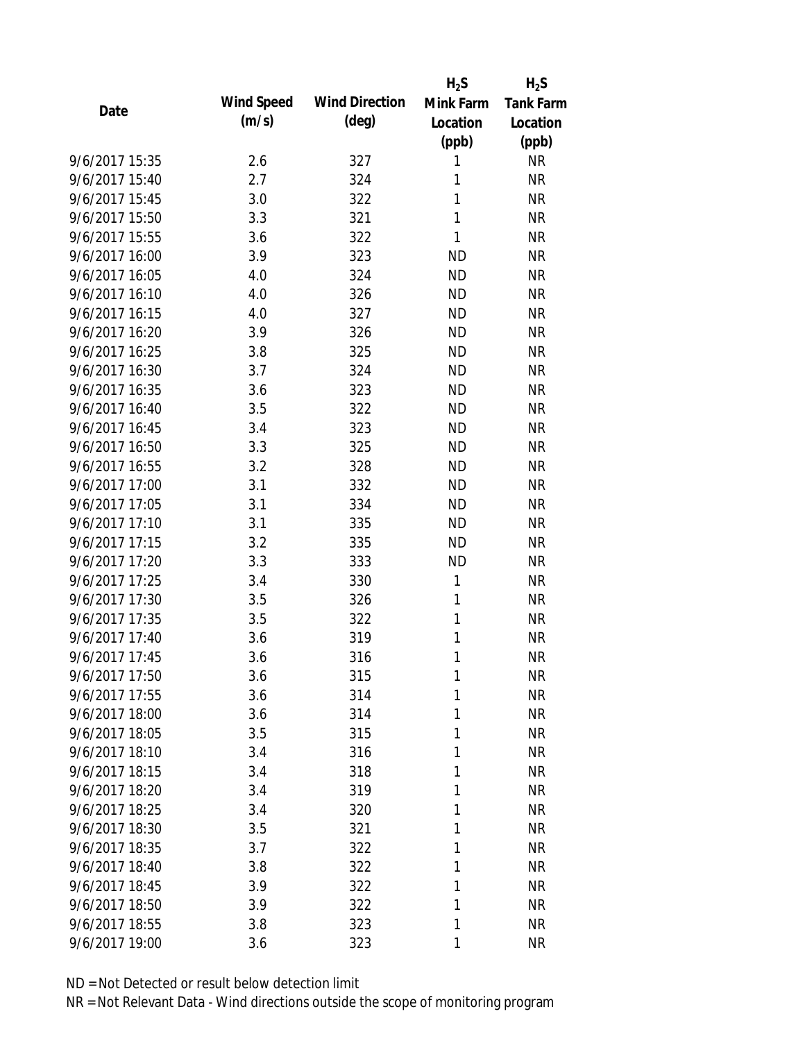| Date | Wind Speed (m/s) | Wind Direction (deg) | $H_2S$ Mink Farm Location (ppb) | $H_2S$ Tank Farm Location (ppb) |
|---|---|---|---|---|
| 9/6/2017 15:35 | 2.6 | 327 | 1 | NR |
| 9/6/2017 15:40 | 2.7 | 324 | 1 | NR |
| 9/6/2017 15:45 | 3.0 | 322 | 1 | NR |
| 9/6/2017 15:50 | 3.3 | 321 | 1 | NR |
| 9/6/2017 15:55 | 3.6 | 322 | 1 | NR |
| 9/6/2017 16:00 | 3.9 | 323 | ND | NR |
| 9/6/2017 16:05 | 4.0 | 324 | ND | NR |
| 9/6/2017 16:10 | 4.0 | 326 | ND | NR |
| 9/6/2017 16:15 | 4.0 | 327 | ND | NR |
| 9/6/2017 16:20 | 3.9 | 326 | ND | NR |
| 9/6/2017 16:25 | 3.8 | 325 | ND | NR |
| 9/6/2017 16:30 | 3.7 | 324 | ND | NR |
| 9/6/2017 16:35 | 3.6 | 323 | ND | NR |
| 9/6/2017 16:40 | 3.5 | 322 | ND | NR |
| 9/6/2017 16:45 | 3.4 | 323 | ND | NR |
| 9/6/2017 16:50 | 3.3 | 325 | ND | NR |
| 9/6/2017 16:55 | 3.2 | 328 | ND | NR |
| 9/6/2017 17:00 | 3.1 | 332 | ND | NR |
| 9/6/2017 17:05 | 3.1 | 334 | ND | NR |
| 9/6/2017 17:10 | 3.1 | 335 | ND | NR |
| 9/6/2017 17:15 | 3.2 | 335 | ND | NR |
| 9/6/2017 17:20 | 3.3 | 333 | ND | NR |
| 9/6/2017 17:25 | 3.4 | 330 | 1 | NR |
| 9/6/2017 17:30 | 3.5 | 326 | 1 | NR |
| 9/6/2017 17:35 | 3.5 | 322 | 1 | NR |
| 9/6/2017 17:40 | 3.6 | 319 | 1 | NR |
| 9/6/2017 17:45 | 3.6 | 316 | 1 | NR |
| 9/6/2017 17:50 | 3.6 | 315 | 1 | NR |
| 9/6/2017 17:55 | 3.6 | 314 | 1 | NR |
| 9/6/2017 18:00 | 3.6 | 314 | 1 | NR |
| 9/6/2017 18:05 | 3.5 | 315 | 1 | NR |
| 9/6/2017 18:10 | 3.4 | 316 | 1 | NR |
| 9/6/2017 18:15 | 3.4 | 318 | 1 | NR |
| 9/6/2017 18:20 | 3.4 | 319 | 1 | NR |
| 9/6/2017 18:25 | 3.4 | 320 | 1 | NR |
| 9/6/2017 18:30 | 3.5 | 321 | 1 | NR |
| 9/6/2017 18:35 | 3.7 | 322 | 1 | NR |
| 9/6/2017 18:40 | 3.8 | 322 | 1 | NR |
| 9/6/2017 18:45 | 3.9 | 322 | 1 | NR |
| 9/6/2017 18:50 | 3.9 | 322 | 1 | NR |
| 9/6/2017 18:55 | 3.8 | 323 | 1 | NR |
| 9/6/2017 19:00 | 3.6 | 323 | 1 | NR |

ND = Not Detected or result below detection limit

NR = Not Relevant Data - Wind directions outside the scope of monitoring program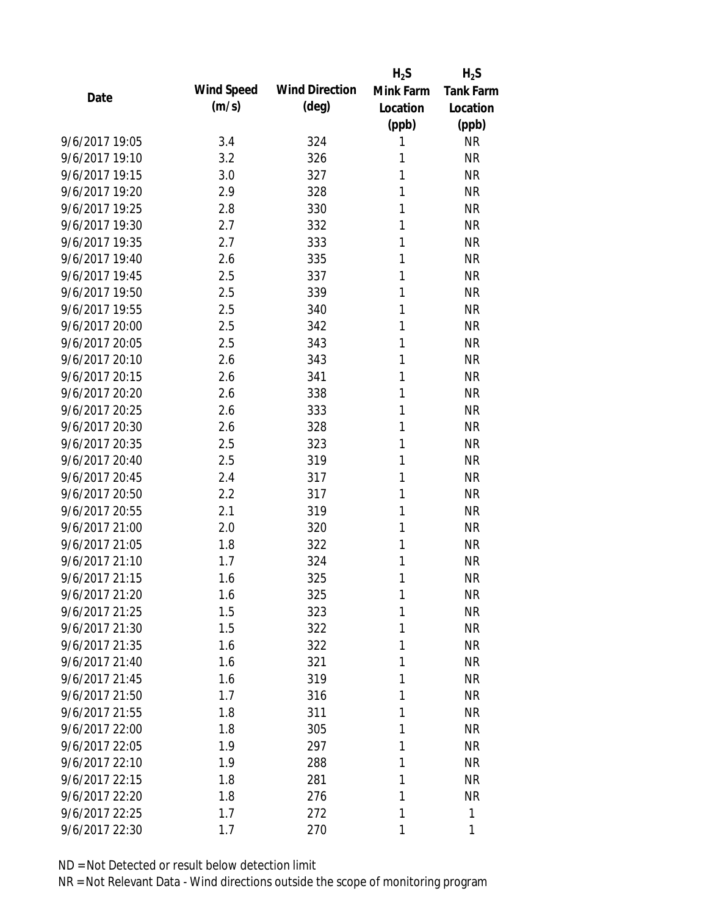| Date | Wind Speed (m/s) | Wind Direction (deg) | $H_2S$ Mink Farm Location (ppb) | $H_2S$ Tank Farm Location (ppb) |
|---|---|---|---|---|
| 9/6/2017 19:05 | 3.4 | 324 | 1 | NR |
| 9/6/2017 19:10 | 3.2 | 326 | 1 | NR |
| 9/6/2017 19:15 | 3.0 | 327 | 1 | NR |
| 9/6/2017 19:20 | 2.9 | 328 | 1 | NR |
| 9/6/2017 19:25 | 2.8 | 330 | 1 | NR |
| 9/6/2017 19:30 | 2.7 | 332 | 1 | NR |
| 9/6/2017 19:35 | 2.7 | 333 | 1 | NR |
| 9/6/2017 19:40 | 2.6 | 335 | 1 | NR |
| 9/6/2017 19:45 | 2.5 | 337 | 1 | NR |
| 9/6/2017 19:50 | 2.5 | 339 | 1 | NR |
| 9/6/2017 19:55 | 2.5 | 340 | 1 | NR |
| 9/6/2017 20:00 | 2.5 | 342 | 1 | NR |
| 9/6/2017 20:05 | 2.5 | 343 | 1 | NR |
| 9/6/2017 20:10 | 2.6 | 343 | 1 | NR |
| 9/6/2017 20:15 | 2.6 | 341 | 1 | NR |
| 9/6/2017 20:20 | 2.6 | 338 | 1 | NR |
| 9/6/2017 20:25 | 2.6 | 333 | 1 | NR |
| 9/6/2017 20:30 | 2.6 | 328 | 1 | NR |
| 9/6/2017 20:35 | 2.5 | 323 | 1 | NR |
| 9/6/2017 20:40 | 2.5 | 319 | 1 | NR |
| 9/6/2017 20:45 | 2.4 | 317 | 1 | NR |
| 9/6/2017 20:50 | 2.2 | 317 | 1 | NR |
| 9/6/2017 20:55 | 2.1 | 319 | 1 | NR |
| 9/6/2017 21:00 | 2.0 | 320 | 1 | NR |
| 9/6/2017 21:05 | 1.8 | 322 | 1 | NR |
| 9/6/2017 21:10 | 1.7 | 324 | 1 | NR |
| 9/6/2017 21:15 | 1.6 | 325 | 1 | NR |
| 9/6/2017 21:20 | 1.6 | 325 | 1 | NR |
| 9/6/2017 21:25 | 1.5 | 323 | 1 | NR |
| 9/6/2017 21:30 | 1.5 | 322 | 1 | NR |
| 9/6/2017 21:35 | 1.6 | 322 | 1 | NR |
| 9/6/2017 21:40 | 1.6 | 321 | 1 | NR |
| 9/6/2017 21:45 | 1.6 | 319 | 1 | NR |
| 9/6/2017 21:50 | 1.7 | 316 | 1 | NR |
| 9/6/2017 21:55 | 1.8 | 311 | 1 | NR |
| 9/6/2017 22:00 | 1.8 | 305 | 1 | NR |
| 9/6/2017 22:05 | 1.9 | 297 | 1 | NR |
| 9/6/2017 22:10 | 1.9 | 288 | 1 | NR |
| 9/6/2017 22:15 | 1.8 | 281 | 1 | NR |
| 9/6/2017 22:20 | 1.8 | 276 | 1 | NR |
| 9/6/2017 22:25 | 1.7 | 272 | 1 | 1 |
| 9/6/2017 22:30 | 1.7 | 270 | 1 | 1 |

ND = Not Detected or result below detection limit

NR = Not Relevant Data - Wind directions outside the scope of monitoring program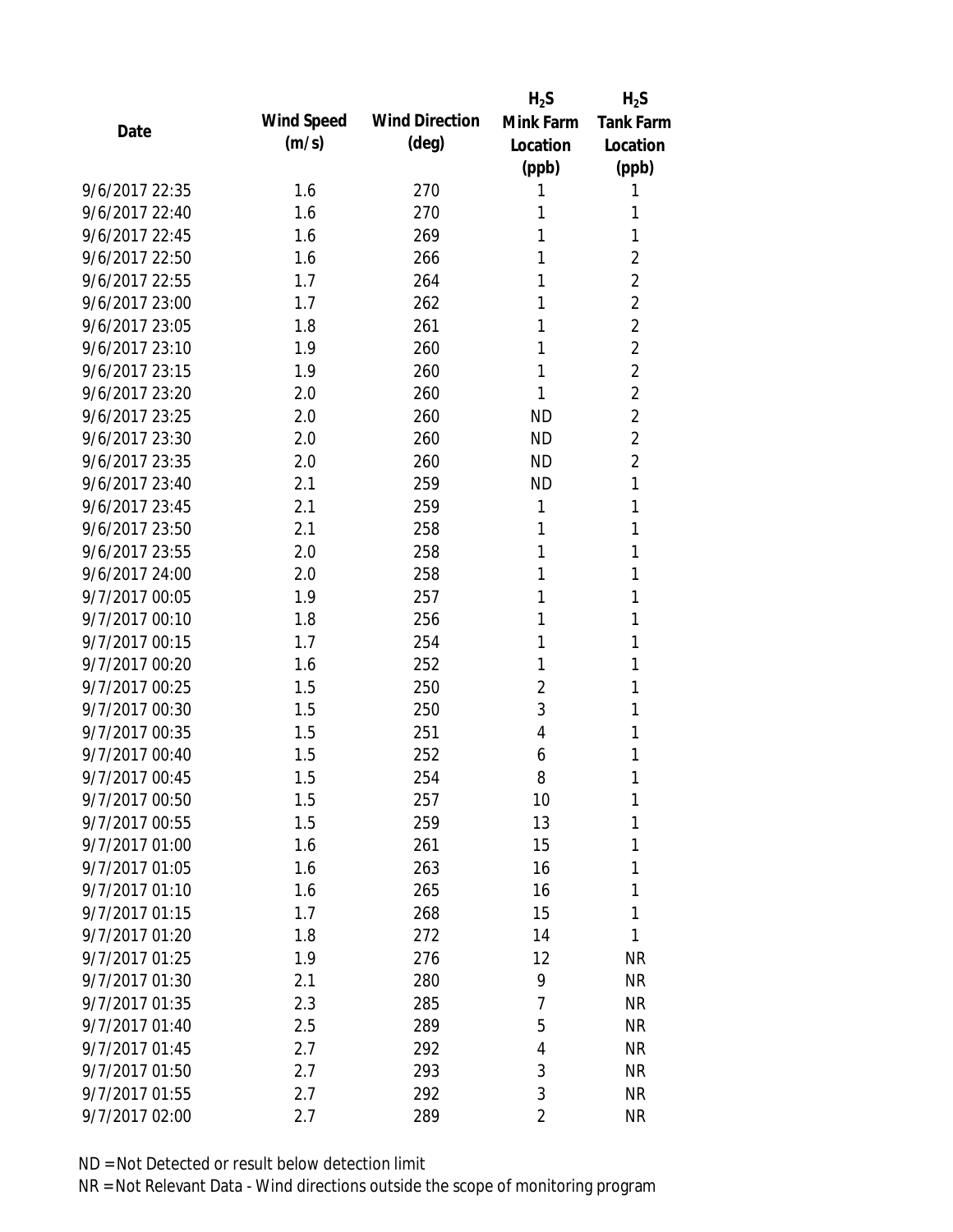| Date | Wind Speed (m/s) | Wind Direction (deg) | $H_2S$ Mink Farm Location (ppb) | $H_2S$ Tank Farm Location (ppb) |
|---|---|---|---|---|
| 9/6/2017 22:35 | 1.6 | 270 | 1 | 1 |
| 9/6/2017 22:40 | 1.6 | 270 | 1 | 1 |
| 9/6/2017 22:45 | 1.6 | 269 | 1 | 1 |
| 9/6/2017 22:50 | 1.6 | 266 | 1 | 2 |
| 9/6/2017 22:55 | 1.7 | 264 | 1 | 2 |
| 9/6/2017 23:00 | 1.7 | 262 | 1 | 2 |
| 9/6/2017 23:05 | 1.8 | 261 | 1 | 2 |
| 9/6/2017 23:10 | 1.9 | 260 | 1 | 2 |
| 9/6/2017 23:15 | 1.9 | 260 | 1 | 2 |
| 9/6/2017 23:20 | 2.0 | 260 | 1 | 2 |
| 9/6/2017 23:25 | 2.0 | 260 | ND | 2 |
| 9/6/2017 23:30 | 2.0 | 260 | ND | 2 |
| 9/6/2017 23:35 | 2.0 | 260 | ND | 2 |
| 9/6/2017 23:40 | 2.1 | 259 | ND | 1 |
| 9/6/2017 23:45 | 2.1 | 259 | 1 | 1 |
| 9/6/2017 23:50 | 2.1 | 258 | 1 | 1 |
| 9/6/2017 23:55 | 2.0 | 258 | 1 | 1 |
| 9/6/2017 24:00 | 2.0 | 258 | 1 | 1 |
| 9/7/2017 00:05 | 1.9 | 257 | 1 | 1 |
| 9/7/2017 00:10 | 1.8 | 256 | 1 | 1 |
| 9/7/2017 00:15 | 1.7 | 254 | 1 | 1 |
| 9/7/2017 00:20 | 1.6 | 252 | 1 | 1 |
| 9/7/2017 00:25 | 1.5 | 250 | 2 | 1 |
| 9/7/2017 00:30 | 1.5 | 250 | 3 | 1 |
| 9/7/2017 00:35 | 1.5 | 251 | 4 | 1 |
| 9/7/2017 00:40 | 1.5 | 252 | 6 | 1 |
| 9/7/2017 00:45 | 1.5 | 254 | 8 | 1 |
| 9/7/2017 00:50 | 1.5 | 257 | 10 | 1 |
| 9/7/2017 00:55 | 1.5 | 259 | 13 | 1 |
| 9/7/2017 01:00 | 1.6 | 261 | 15 | 1 |
| 9/7/2017 01:05 | 1.6 | 263 | 16 | 1 |
| 9/7/2017 01:10 | 1.6 | 265 | 16 | 1 |
| 9/7/2017 01:15 | 1.7 | 268 | 15 | 1 |
| 9/7/2017 01:20 | 1.8 | 272 | 14 | 1 |
| 9/7/2017 01:25 | 1.9 | 276 | 12 | NR |
| 9/7/2017 01:30 | 2.1 | 280 | 9 | NR |
| 9/7/2017 01:35 | 2.3 | 285 | 7 | NR |
| 9/7/2017 01:40 | 2.5 | 289 | 5 | NR |
| 9/7/2017 01:45 | 2.7 | 292 | 4 | NR |
| 9/7/2017 01:50 | 2.7 | 293 | 3 | NR |
| 9/7/2017 01:55 | 2.7 | 292 | 3 | NR |
| 9/7/2017 02:00 | 2.7 | 289 | 2 | NR |

ND = Not Detected or result below detection limit

NR = Not Relevant Data - Wind directions outside the scope of monitoring program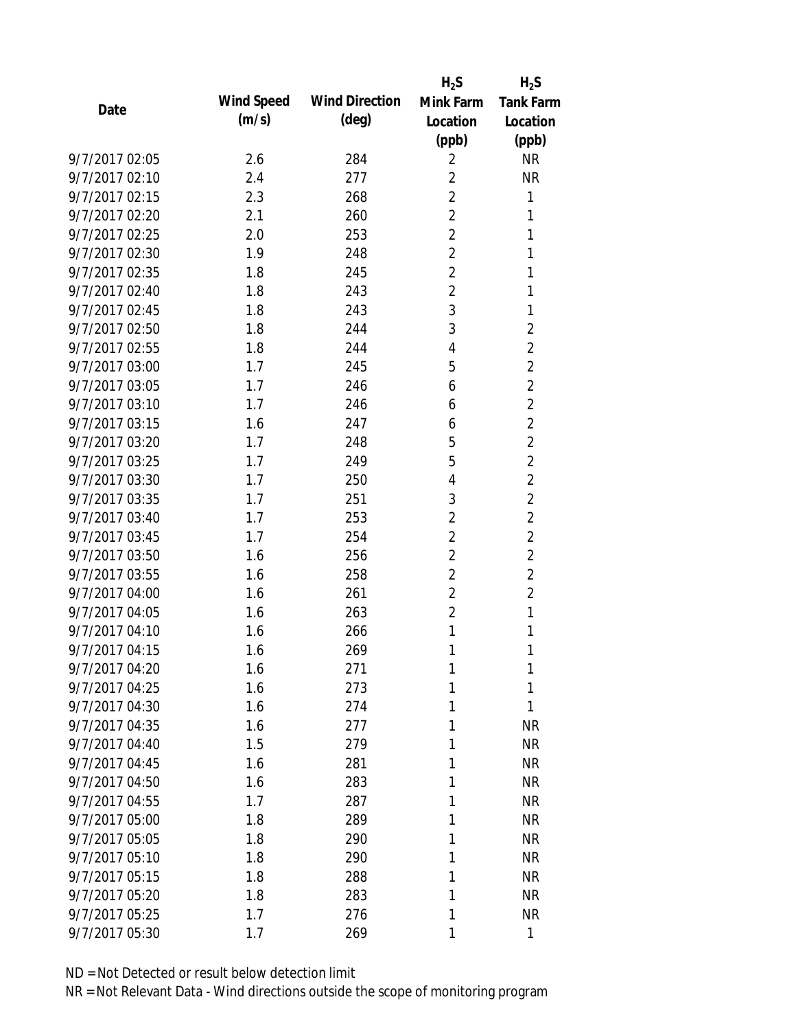| Date | Wind Speed (m/s) | Wind Direction (deg) | $H_2S$ Mink Farm Location (ppb) | $H_2S$ Tank Farm Location (ppb) |
|---|---|---|---|---|
| 9/7/2017 02:05 | 2.6 | 284 | 2 | NR |
| 9/7/2017 02:10 | 2.4 | 277 | 2 | NR |
| 9/7/2017 02:15 | 2.3 | 268 | 2 | 1 |
| 9/7/2017 02:20 | 2.1 | 260 | 2 | 1 |
| 9/7/2017 02:25 | 2.0 | 253 | 2 | 1 |
| 9/7/2017 02:30 | 1.9 | 248 | 2 | 1 |
| 9/7/2017 02:35 | 1.8 | 245 | 2 | 1 |
| 9/7/2017 02:40 | 1.8 | 243 | 2 | 1 |
| 9/7/2017 02:45 | 1.8 | 243 | 3 | 1 |
| 9/7/2017 02:50 | 1.8 | 244 | 3 | 2 |
| 9/7/2017 02:55 | 1.8 | 244 | 4 | 2 |
| 9/7/2017 03:00 | 1.7 | 245 | 5 | 2 |
| 9/7/2017 03:05 | 1.7 | 246 | 6 | 2 |
| 9/7/2017 03:10 | 1.7 | 246 | 6 | 2 |
| 9/7/2017 03:15 | 1.6 | 247 | 6 | 2 |
| 9/7/2017 03:20 | 1.7 | 248 | 5 | 2 |
| 9/7/2017 03:25 | 1.7 | 249 | 5 | 2 |
| 9/7/2017 03:30 | 1.7 | 250 | 4 | 2 |
| 9/7/2017 03:35 | 1.7 | 251 | 3 | 2 |
| 9/7/2017 03:40 | 1.7 | 253 | 2 | 2 |
| 9/7/2017 03:45 | 1.7 | 254 | 2 | 2 |
| 9/7/2017 03:50 | 1.6 | 256 | 2 | 2 |
| 9/7/2017 03:55 | 1.6 | 258 | 2 | 2 |
| 9/7/2017 04:00 | 1.6 | 261 | 2 | 2 |
| 9/7/2017 04:05 | 1.6 | 263 | 2 | 1 |
| 9/7/2017 04:10 | 1.6 | 266 | 1 | 1 |
| 9/7/2017 04:15 | 1.6 | 269 | 1 | 1 |
| 9/7/2017 04:20 | 1.6 | 271 | 1 | 1 |
| 9/7/2017 04:25 | 1.6 | 273 | 1 | 1 |
| 9/7/2017 04:30 | 1.6 | 274 | 1 | 1 |
| 9/7/2017 04:35 | 1.6 | 277 | 1 | NR |
| 9/7/2017 04:40 | 1.5 | 279 | 1 | NR |
| 9/7/2017 04:45 | 1.6 | 281 | 1 | NR |
| 9/7/2017 04:50 | 1.6 | 283 | 1 | NR |
| 9/7/2017 04:55 | 1.7 | 287 | 1 | NR |
| 9/7/2017 05:00 | 1.8 | 289 | 1 | NR |
| 9/7/2017 05:05 | 1.8 | 290 | 1 | NR |
| 9/7/2017 05:10 | 1.8 | 290 | 1 | NR |
| 9/7/2017 05:15 | 1.8 | 288 | 1 | NR |
| 9/7/2017 05:20 | 1.8 | 283 | 1 | NR |
| 9/7/2017 05:25 | 1.7 | 276 | 1 | NR |
| 9/7/2017 05:30 | 1.7 | 269 | 1 | 1 |

ND = Not Detected or result below detection limit

NR = Not Relevant Data - Wind directions outside the scope of monitoring program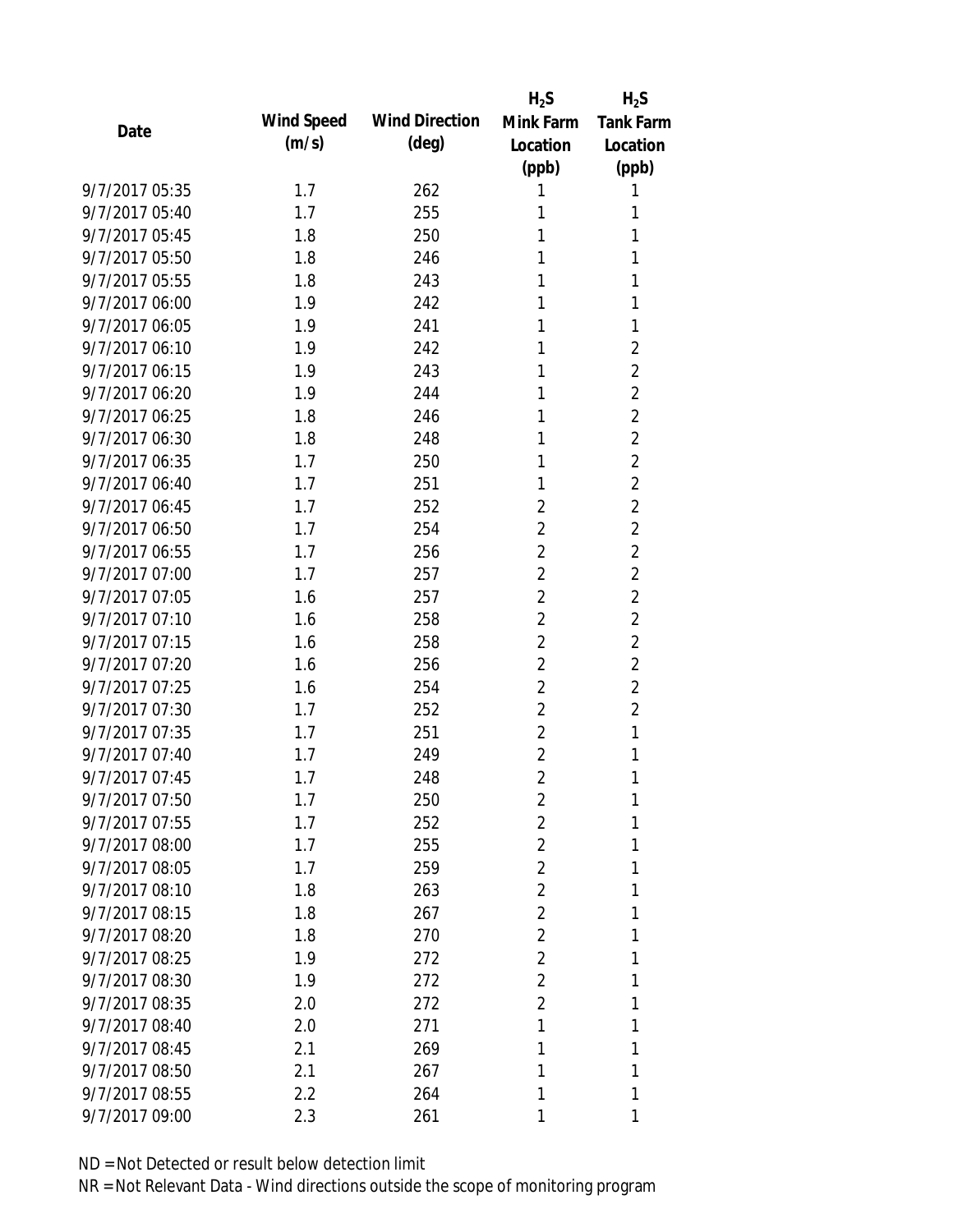| Date | Wind Speed (m/s) | Wind Direction (deg) | $H_2S$ Mink Farm Location (ppb) | $H_2S$ Tank Farm Location (ppb) |
|---|---|---|---|---|
| 9/7/2017 05:35 | 1.7 | 262 | 1 | 1 |
| 9/7/2017 05:40 | 1.7 | 255 | 1 | 1 |
| 9/7/2017 05:45 | 1.8 | 250 | 1 | 1 |
| 9/7/2017 05:50 | 1.8 | 246 | 1 | 1 |
| 9/7/2017 05:55 | 1.8 | 243 | 1 | 1 |
| 9/7/2017 06:00 | 1.9 | 242 | 1 | 1 |
| 9/7/2017 06:05 | 1.9 | 241 | 1 | 1 |
| 9/7/2017 06:10 | 1.9 | 242 | 1 | 2 |
| 9/7/2017 06:15 | 1.9 | 243 | 1 | 2 |
| 9/7/2017 06:20 | 1.9 | 244 | 1 | 2 |
| 9/7/2017 06:25 | 1.8 | 246 | 1 | 2 |
| 9/7/2017 06:30 | 1.8 | 248 | 1 | 2 |
| 9/7/2017 06:35 | 1.7 | 250 | 1 | 2 |
| 9/7/2017 06:40 | 1.7 | 251 | 1 | 2 |
| 9/7/2017 06:45 | 1.7 | 252 | 2 | 2 |
| 9/7/2017 06:50 | 1.7 | 254 | 2 | 2 |
| 9/7/2017 06:55 | 1.7 | 256 | 2 | 2 |
| 9/7/2017 07:00 | 1.7 | 257 | 2 | 2 |
| 9/7/2017 07:05 | 1.6 | 257 | 2 | 2 |
| 9/7/2017 07:10 | 1.6 | 258 | 2 | 2 |
| 9/7/2017 07:15 | 1.6 | 258 | 2 | 2 |
| 9/7/2017 07:20 | 1.6 | 256 | 2 | 2 |
| 9/7/2017 07:25 | 1.6 | 254 | 2 | 2 |
| 9/7/2017 07:30 | 1.7 | 252 | 2 | 2 |
| 9/7/2017 07:35 | 1.7 | 251 | 2 | 1 |
| 9/7/2017 07:40 | 1.7 | 249 | 2 | 1 |
| 9/7/2017 07:45 | 1.7 | 248 | 2 | 1 |
| 9/7/2017 07:50 | 1.7 | 250 | 2 | 1 |
| 9/7/2017 07:55 | 1.7 | 252 | 2 | 1 |
| 9/7/2017 08:00 | 1.7 | 255 | 2 | 1 |
| 9/7/2017 08:05 | 1.7 | 259 | 2 | 1 |
| 9/7/2017 08:10 | 1.8 | 263 | 2 | 1 |
| 9/7/2017 08:15 | 1.8 | 267 | 2 | 1 |
| 9/7/2017 08:20 | 1.8 | 270 | 2 | 1 |
| 9/7/2017 08:25 | 1.9 | 272 | 2 | 1 |
| 9/7/2017 08:30 | 1.9 | 272 | 2 | 1 |
| 9/7/2017 08:35 | 2.0 | 272 | 2 | 1 |
| 9/7/2017 08:40 | 2.0 | 271 | 1 | 1 |
| 9/7/2017 08:45 | 2.1 | 269 | 1 | 1 |
| 9/7/2017 08:50 | 2.1 | 267 | 1 | 1 |
| 9/7/2017 08:55 | 2.2 | 264 | 1 | 1 |
| 9/7/2017 09:00 | 2.3 | 261 | 1 | 1 |

ND = Not Detected or result below detection limit
NR = Not Relevant Data - Wind directions outside the scope of monitoring program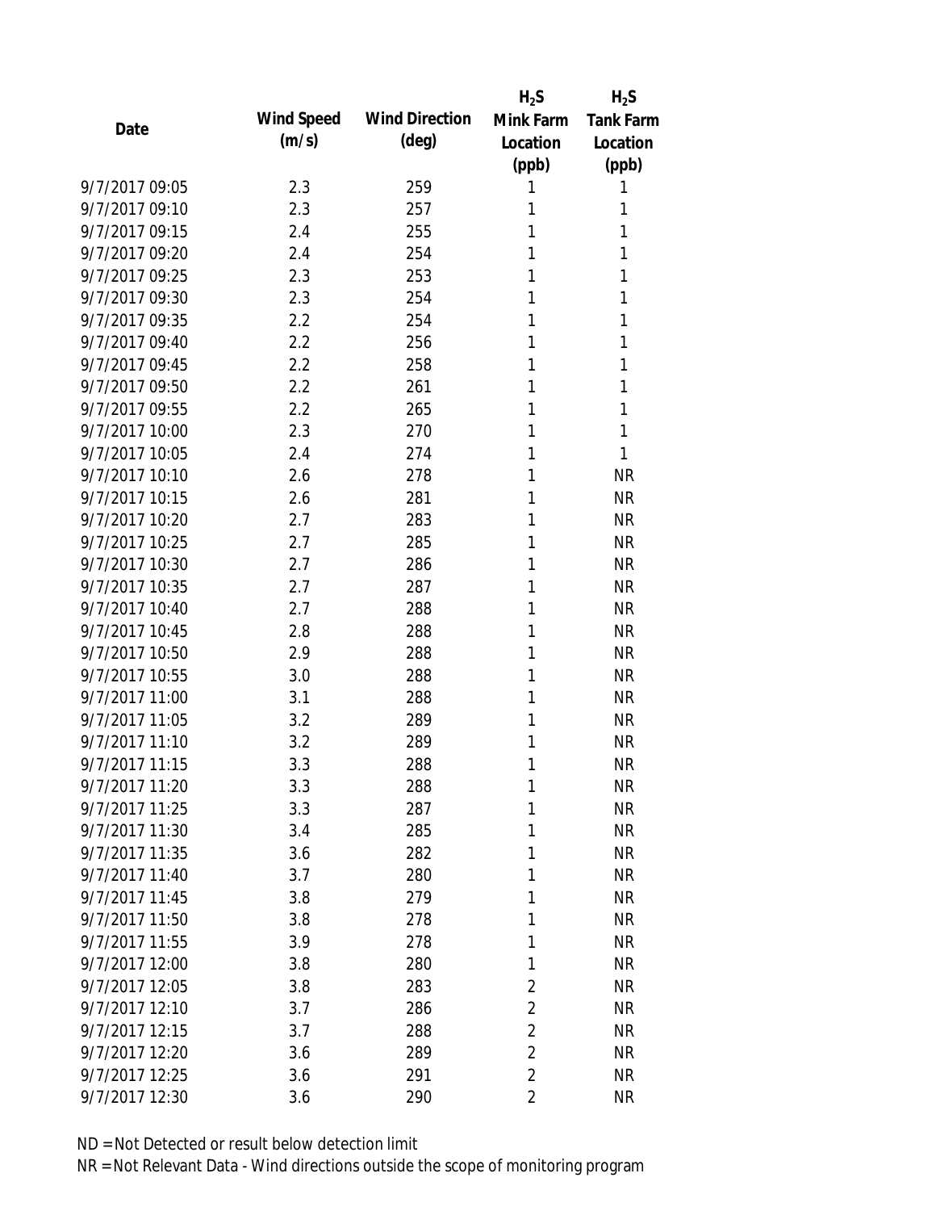| Date | Wind Speed (m/s) | Wind Direction (deg) | $H_2S$ Mink Farm Location (ppb) | $H_2S$ Tank Farm Location (ppb) |
|---|---|---|---|---|
| 9/7/2017 09:05 | 2.3 | 259 | 1 | 1 |
| 9/7/2017 09:10 | 2.3 | 257 | 1 | 1 |
| 9/7/2017 09:15 | 2.4 | 255 | 1 | 1 |
| 9/7/2017 09:20 | 2.4 | 254 | 1 | 1 |
| 9/7/2017 09:25 | 2.3 | 253 | 1 | 1 |
| 9/7/2017 09:30 | 2.3 | 254 | 1 | 1 |
| 9/7/2017 09:35 | 2.2 | 254 | 1 | 1 |
| 9/7/2017 09:40 | 2.2 | 256 | 1 | 1 |
| 9/7/2017 09:45 | 2.2 | 258 | 1 | 1 |
| 9/7/2017 09:50 | 2.2 | 261 | 1 | 1 |
| 9/7/2017 09:55 | 2.2 | 265 | 1 | 1 |
| 9/7/2017 10:00 | 2.3 | 270 | 1 | 1 |
| 9/7/2017 10:05 | 2.4 | 274 | 1 | 1 |
| 9/7/2017 10:10 | 2.6 | 278 | 1 | NR |
| 9/7/2017 10:15 | 2.6 | 281 | 1 | NR |
| 9/7/2017 10:20 | 2.7 | 283 | 1 | NR |
| 9/7/2017 10:25 | 2.7 | 285 | 1 | NR |
| 9/7/2017 10:30 | 2.7 | 286 | 1 | NR |
| 9/7/2017 10:35 | 2.7 | 287 | 1 | NR |
| 9/7/2017 10:40 | 2.7 | 288 | 1 | NR |
| 9/7/2017 10:45 | 2.8 | 288 | 1 | NR |
| 9/7/2017 10:50 | 2.9 | 288 | 1 | NR |
| 9/7/2017 10:55 | 3.0 | 288 | 1 | NR |
| 9/7/2017 11:00 | 3.1 | 288 | 1 | NR |
| 9/7/2017 11:05 | 3.2 | 289 | 1 | NR |
| 9/7/2017 11:10 | 3.2 | 289 | 1 | NR |
| 9/7/2017 11:15 | 3.3 | 288 | 1 | NR |
| 9/7/2017 11:20 | 3.3 | 288 | 1 | NR |
| 9/7/2017 11:25 | 3.3 | 287 | 1 | NR |
| 9/7/2017 11:30 | 3.4 | 285 | 1 | NR |
| 9/7/2017 11:35 | 3.6 | 282 | 1 | NR |
| 9/7/2017 11:40 | 3.7 | 280 | 1 | NR |
| 9/7/2017 11:45 | 3.8 | 279 | 1 | NR |
| 9/7/2017 11:50 | 3.8 | 278 | 1 | NR |
| 9/7/2017 11:55 | 3.9 | 278 | 1 | NR |
| 9/7/2017 12:00 | 3.8 | 280 | 1 | NR |
| 9/7/2017 12:05 | 3.8 | 283 | 2 | NR |
| 9/7/2017 12:10 | 3.7 | 286 | 2 | NR |
| 9/7/2017 12:15 | 3.7 | 288 | 2 | NR |
| 9/7/2017 12:20 | 3.6 | 289 | 2 | NR |
| 9/7/2017 12:25 | 3.6 | 291 | 2 | NR |
| 9/7/2017 12:30 | 3.6 | 290 | 2 | NR |

ND = Not Detected or result below detection limit

NR = Not Relevant Data - Wind directions outside the scope of monitoring program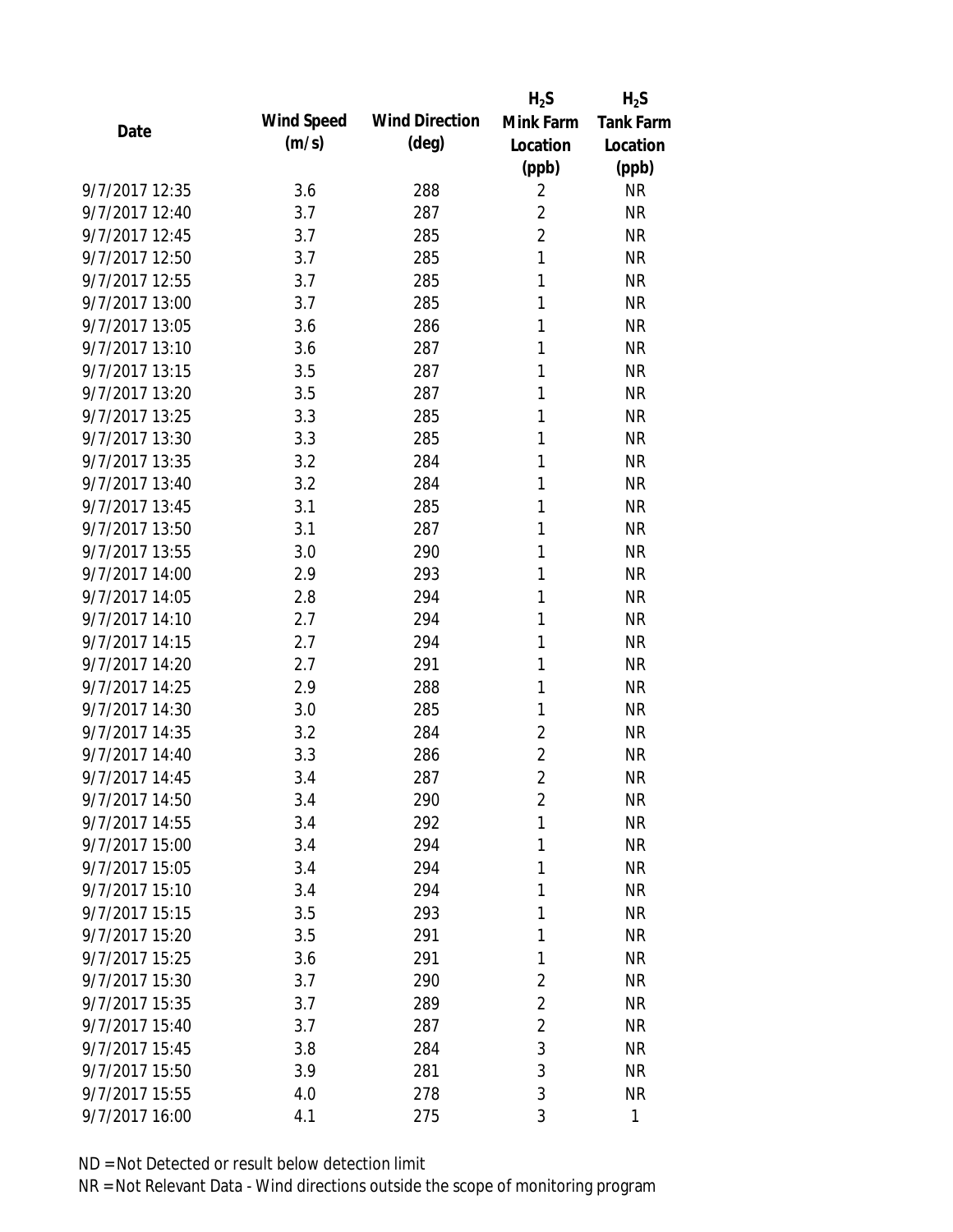| Date | Wind Speed (m/s) | Wind Direction (deg) | $H_2S$ Mink Farm Location (ppb) | $H_2S$ Tank Farm Location (ppb) |
|---|---|---|---|---|
| 9/7/2017 12:35 | 3.6 | 288 | 2 | NR |
| 9/7/2017 12:40 | 3.7 | 287 | 2 | NR |
| 9/7/2017 12:45 | 3.7 | 285 | 2 | NR |
| 9/7/2017 12:50 | 3.7 | 285 | 1 | NR |
| 9/7/2017 12:55 | 3.7 | 285 | 1 | NR |
| 9/7/2017 13:00 | 3.7 | 285 | 1 | NR |
| 9/7/2017 13:05 | 3.6 | 286 | 1 | NR |
| 9/7/2017 13:10 | 3.6 | 287 | 1 | NR |
| 9/7/2017 13:15 | 3.5 | 287 | 1 | NR |
| 9/7/2017 13:20 | 3.5 | 287 | 1 | NR |
| 9/7/2017 13:25 | 3.3 | 285 | 1 | NR |
| 9/7/2017 13:30 | 3.3 | 285 | 1 | NR |
| 9/7/2017 13:35 | 3.2 | 284 | 1 | NR |
| 9/7/2017 13:40 | 3.2 | 284 | 1 | NR |
| 9/7/2017 13:45 | 3.1 | 285 | 1 | NR |
| 9/7/2017 13:50 | 3.1 | 287 | 1 | NR |
| 9/7/2017 13:55 | 3.0 | 290 | 1 | NR |
| 9/7/2017 14:00 | 2.9 | 293 | 1 | NR |
| 9/7/2017 14:05 | 2.8 | 294 | 1 | NR |
| 9/7/2017 14:10 | 2.7 | 294 | 1 | NR |
| 9/7/2017 14:15 | 2.7 | 294 | 1 | NR |
| 9/7/2017 14:20 | 2.7 | 291 | 1 | NR |
| 9/7/2017 14:25 | 2.9 | 288 | 1 | NR |
| 9/7/2017 14:30 | 3.0 | 285 | 1 | NR |
| 9/7/2017 14:35 | 3.2 | 284 | 2 | NR |
| 9/7/2017 14:40 | 3.3 | 286 | 2 | NR |
| 9/7/2017 14:45 | 3.4 | 287 | 2 | NR |
| 9/7/2017 14:50 | 3.4 | 290 | 2 | NR |
| 9/7/2017 14:55 | 3.4 | 292 | 1 | NR |
| 9/7/2017 15:00 | 3.4 | 294 | 1 | NR |
| 9/7/2017 15:05 | 3.4 | 294 | 1 | NR |
| 9/7/2017 15:10 | 3.4 | 294 | 1 | NR |
| 9/7/2017 15:15 | 3.5 | 293 | 1 | NR |
| 9/7/2017 15:20 | 3.5 | 291 | 1 | NR |
| 9/7/2017 15:25 | 3.6 | 291 | 1 | NR |
| 9/7/2017 15:30 | 3.7 | 290 | 2 | NR |
| 9/7/2017 15:35 | 3.7 | 289 | 2 | NR |
| 9/7/2017 15:40 | 3.7 | 287 | 2 | NR |
| 9/7/2017 15:45 | 3.8 | 284 | 3 | NR |
| 9/7/2017 15:50 | 3.9 | 281 | 3 | NR |
| 9/7/2017 15:55 | 4.0 | 278 | 3 | NR |
| 9/7/2017 16:00 | 4.1 | 275 | 3 | 1 |

ND = Not Detected or result below detection limit

NR = Not Relevant Data - Wind directions outside the scope of monitoring program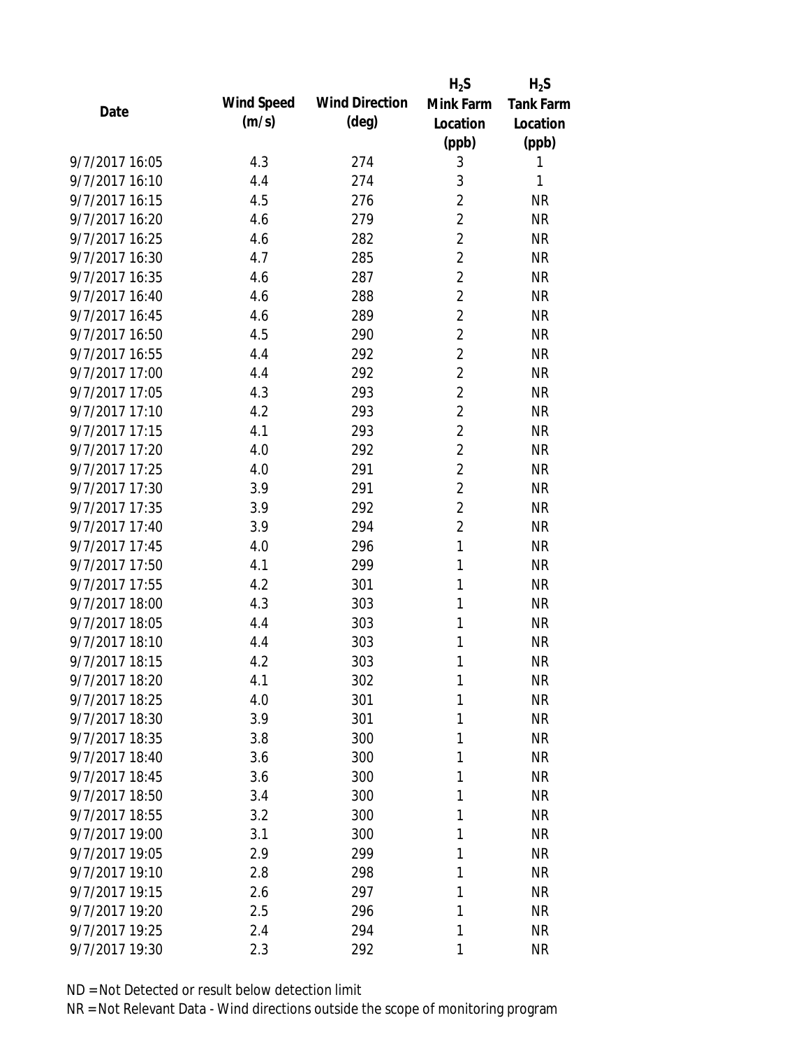| Date | Wind Speed (m/s) | Wind Direction (deg) | $H_2S$ Mink Farm Location (ppb) | $H_2S$ Tank Farm Location (ppb) |
|---|---|---|---|---|
| 9/7/2017 16:05 | 4.3 | 274 | 3 | 1 |
| 9/7/2017 16:10 | 4.4 | 274 | 3 | 1 |
| 9/7/2017 16:15 | 4.5 | 276 | 2 | NR |
| 9/7/2017 16:20 | 4.6 | 279 | 2 | NR |
| 9/7/2017 16:25 | 4.6 | 282 | 2 | NR |
| 9/7/2017 16:30 | 4.7 | 285 | 2 | NR |
| 9/7/2017 16:35 | 4.6 | 287 | 2 | NR |
| 9/7/2017 16:40 | 4.6 | 288 | 2 | NR |
| 9/7/2017 16:45 | 4.6 | 289 | 2 | NR |
| 9/7/2017 16:50 | 4.5 | 290 | 2 | NR |
| 9/7/2017 16:55 | 4.4 | 292 | 2 | NR |
| 9/7/2017 17:00 | 4.4 | 292 | 2 | NR |
| 9/7/2017 17:05 | 4.3 | 293 | 2 | NR |
| 9/7/2017 17:10 | 4.2 | 293 | 2 | NR |
| 9/7/2017 17:15 | 4.1 | 293 | 2 | NR |
| 9/7/2017 17:20 | 4.0 | 292 | 2 | NR |
| 9/7/2017 17:25 | 4.0 | 291 | 2 | NR |
| 9/7/2017 17:30 | 3.9 | 291 | 2 | NR |
| 9/7/2017 17:35 | 3.9 | 292 | 2 | NR |
| 9/7/2017 17:40 | 3.9 | 294 | 2 | NR |
| 9/7/2017 17:45 | 4.0 | 296 | 1 | NR |
| 9/7/2017 17:50 | 4.1 | 299 | 1 | NR |
| 9/7/2017 17:55 | 4.2 | 301 | 1 | NR |
| 9/7/2017 18:00 | 4.3 | 303 | 1 | NR |
| 9/7/2017 18:05 | 4.4 | 303 | 1 | NR |
| 9/7/2017 18:10 | 4.4 | 303 | 1 | NR |
| 9/7/2017 18:15 | 4.2 | 303 | 1 | NR |
| 9/7/2017 18:20 | 4.1 | 302 | 1 | NR |
| 9/7/2017 18:25 | 4.0 | 301 | 1 | NR |
| 9/7/2017 18:30 | 3.9 | 301 | 1 | NR |
| 9/7/2017 18:35 | 3.8 | 300 | 1 | NR |
| 9/7/2017 18:40 | 3.6 | 300 | 1 | NR |
| 9/7/2017 18:45 | 3.6 | 300 | 1 | NR |
| 9/7/2017 18:50 | 3.4 | 300 | 1 | NR |
| 9/7/2017 18:55 | 3.2 | 300 | 1 | NR |
| 9/7/2017 19:00 | 3.1 | 300 | 1 | NR |
| 9/7/2017 19:05 | 2.9 | 299 | 1 | NR |
| 9/7/2017 19:10 | 2.8 | 298 | 1 | NR |
| 9/7/2017 19:15 | 2.6 | 297 | 1 | NR |
| 9/7/2017 19:20 | 2.5 | 296 | 1 | NR |
| 9/7/2017 19:25 | 2.4 | 294 | 1 | NR |
| 9/7/2017 19:30 | 2.3 | 292 | 1 | NR |

ND = Not Detected or result below detection limit

NR = Not Relevant Data - Wind directions outside the scope of monitoring program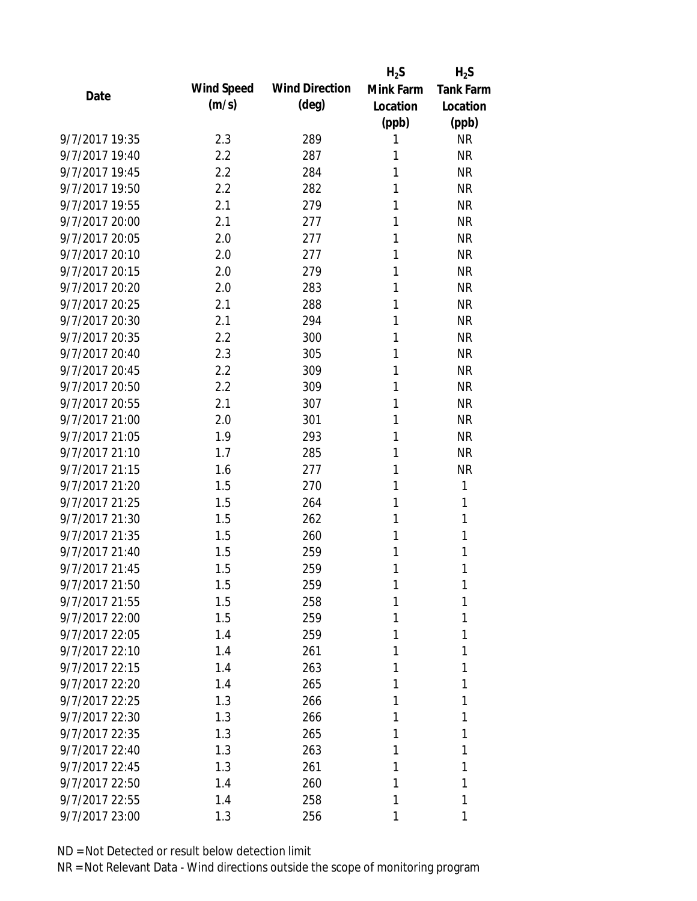| Date | Wind Speed (m/s) | Wind Direction (deg) | $H_2S$ Mink Farm Location (ppb) | $H_2S$ Tank Farm Location (ppb) |
|---|---|---|---|---|
| 9/7/2017 19:35 | 2.3 | 289 | 1 | NR |
| 9/7/2017 19:40 | 2.2 | 287 | 1 | NR |
| 9/7/2017 19:45 | 2.2 | 284 | 1 | NR |
| 9/7/2017 19:50 | 2.2 | 282 | 1 | NR |
| 9/7/2017 19:55 | 2.1 | 279 | 1 | NR |
| 9/7/2017 20:00 | 2.1 | 277 | 1 | NR |
| 9/7/2017 20:05 | 2.0 | 277 | 1 | NR |
| 9/7/2017 20:10 | 2.0 | 277 | 1 | NR |
| 9/7/2017 20:15 | 2.0 | 279 | 1 | NR |
| 9/7/2017 20:20 | 2.0 | 283 | 1 | NR |
| 9/7/2017 20:25 | 2.1 | 288 | 1 | NR |
| 9/7/2017 20:30 | 2.1 | 294 | 1 | NR |
| 9/7/2017 20:35 | 2.2 | 300 | 1 | NR |
| 9/7/2017 20:40 | 2.3 | 305 | 1 | NR |
| 9/7/2017 20:45 | 2.2 | 309 | 1 | NR |
| 9/7/2017 20:50 | 2.2 | 309 | 1 | NR |
| 9/7/2017 20:55 | 2.1 | 307 | 1 | NR |
| 9/7/2017 21:00 | 2.0 | 301 | 1 | NR |
| 9/7/2017 21:05 | 1.9 | 293 | 1 | NR |
| 9/7/2017 21:10 | 1.7 | 285 | 1 | NR |
| 9/7/2017 21:15 | 1.6 | 277 | 1 | NR |
| 9/7/2017 21:20 | 1.5 | 270 | 1 | 1 |
| 9/7/2017 21:25 | 1.5 | 264 | 1 | 1 |
| 9/7/2017 21:30 | 1.5 | 262 | 1 | 1 |
| 9/7/2017 21:35 | 1.5 | 260 | 1 | 1 |
| 9/7/2017 21:40 | 1.5 | 259 | 1 | 1 |
| 9/7/2017 21:45 | 1.5 | 259 | 1 | 1 |
| 9/7/2017 21:50 | 1.5 | 259 | 1 | 1 |
| 9/7/2017 21:55 | 1.5 | 258 | 1 | 1 |
| 9/7/2017 22:00 | 1.5 | 259 | 1 | 1 |
| 9/7/2017 22:05 | 1.4 | 259 | 1 | 1 |
| 9/7/2017 22:10 | 1.4 | 261 | 1 | 1 |
| 9/7/2017 22:15 | 1.4 | 263 | 1 | 1 |
| 9/7/2017 22:20 | 1.4 | 265 | 1 | 1 |
| 9/7/2017 22:25 | 1.3 | 266 | 1 | 1 |
| 9/7/2017 22:30 | 1.3 | 266 | 1 | 1 |
| 9/7/2017 22:35 | 1.3 | 265 | 1 | 1 |
| 9/7/2017 22:40 | 1.3 | 263 | 1 | 1 |
| 9/7/2017 22:45 | 1.3 | 261 | 1 | 1 |
| 9/7/2017 22:50 | 1.4 | 260 | 1 | 1 |
| 9/7/2017 22:55 | 1.4 | 258 | 1 | 1 |
| 9/7/2017 23:00 | 1.3 | 256 | 1 | 1 |

ND = Not Detected or result below detection limit

NR = Not Relevant Data - Wind directions outside the scope of monitoring program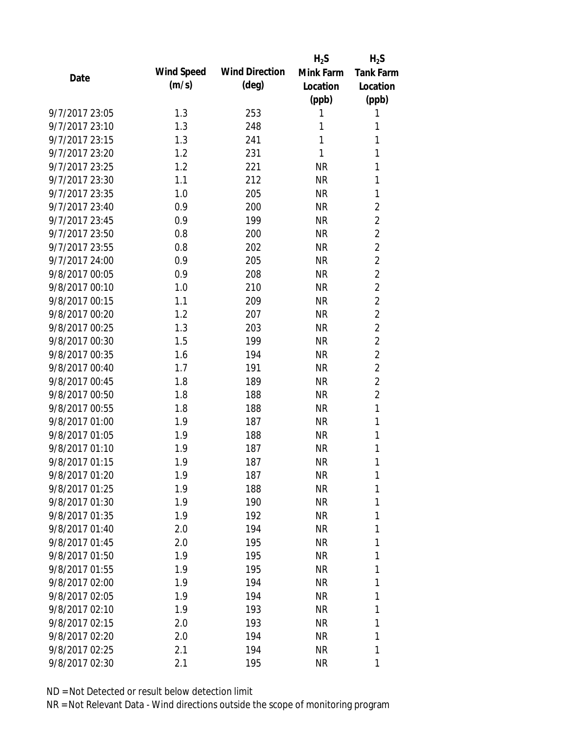| Date | Wind Speed (m/s) | Wind Direction (deg) | $H_2S$ Mink Farm Location (ppb) | $H_2S$ Tank Farm Location (ppb) |
|---|---|---|---|---|
| 9/7/2017 23:05 | 1.3 | 253 | 1 | 1 |
| 9/7/2017 23:10 | 1.3 | 248 | 1 | 1 |
| 9/7/2017 23:15 | 1.3 | 241 | 1 | 1 |
| 9/7/2017 23:20 | 1.2 | 231 | 1 | 1 |
| 9/7/2017 23:25 | 1.2 | 221 | NR | 1 |
| 9/7/2017 23:30 | 1.1 | 212 | NR | 1 |
| 9/7/2017 23:35 | 1.0 | 205 | NR | 1 |
| 9/7/2017 23:40 | 0.9 | 200 | NR | 2 |
| 9/7/2017 23:45 | 0.9 | 199 | NR | 2 |
| 9/7/2017 23:50 | 0.8 | 200 | NR | 2 |
| 9/7/2017 23:55 | 0.8 | 202 | NR | 2 |
| 9/7/2017 24:00 | 0.9 | 205 | NR | 2 |
| 9/8/2017 00:05 | 0.9 | 208 | NR | 2 |
| 9/8/2017 00:10 | 1.0 | 210 | NR | 2 |
| 9/8/2017 00:15 | 1.1 | 209 | NR | 2 |
| 9/8/2017 00:20 | 1.2 | 207 | NR | 2 |
| 9/8/2017 00:25 | 1.3 | 203 | NR | 2 |
| 9/8/2017 00:30 | 1.5 | 199 | NR | 2 |
| 9/8/2017 00:35 | 1.6 | 194 | NR | 2 |
| 9/8/2017 00:40 | 1.7 | 191 | NR | 2 |
| 9/8/2017 00:45 | 1.8 | 189 | NR | 2 |
| 9/8/2017 00:50 | 1.8 | 188 | NR | 2 |
| 9/8/2017 00:55 | 1.8 | 188 | NR | 1 |
| 9/8/2017 01:00 | 1.9 | 187 | NR | 1 |
| 9/8/2017 01:05 | 1.9 | 188 | NR | 1 |
| 9/8/2017 01:10 | 1.9 | 187 | NR | 1 |
| 9/8/2017 01:15 | 1.9 | 187 | NR | 1 |
| 9/8/2017 01:20 | 1.9 | 187 | NR | 1 |
| 9/8/2017 01:25 | 1.9 | 188 | NR | 1 |
| 9/8/2017 01:30 | 1.9 | 190 | NR | 1 |
| 9/8/2017 01:35 | 1.9 | 192 | NR | 1 |
| 9/8/2017 01:40 | 2.0 | 194 | NR | 1 |
| 9/8/2017 01:45 | 2.0 | 195 | NR | 1 |
| 9/8/2017 01:50 | 1.9 | 195 | NR | 1 |
| 9/8/2017 01:55 | 1.9 | 195 | NR | 1 |
| 9/8/2017 02:00 | 1.9 | 194 | NR | 1 |
| 9/8/2017 02:05 | 1.9 | 194 | NR | 1 |
| 9/8/2017 02:10 | 1.9 | 193 | NR | 1 |
| 9/8/2017 02:15 | 2.0 | 193 | NR | 1 |
| 9/8/2017 02:20 | 2.0 | 194 | NR | 1 |
| 9/8/2017 02:25 | 2.1 | 194 | NR | 1 |
| 9/8/2017 02:30 | 2.1 | 195 | NR | 1 |

ND = Not Detected or result below detection limit

NR = Not Relevant Data - Wind directions outside the scope of monitoring program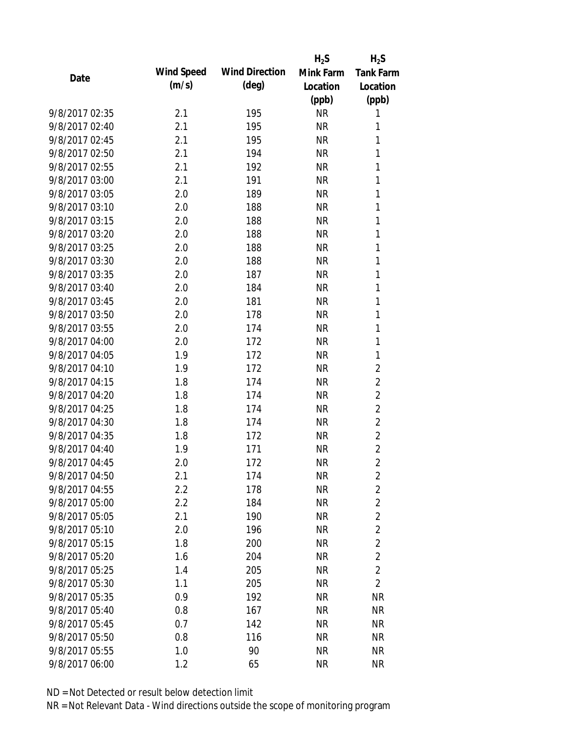| Date | Wind Speed (m/s) | Wind Direction (deg) | $H_2S$ Mink Farm Location (ppb) | $H_2S$ Tank Farm Location (ppb) |
|---|---|---|---|---|
| 9/8/2017 02:35 | 2.1 | 195 | NR | 1 |
| 9/8/2017 02:40 | 2.1 | 195 | NR | 1 |
| 9/8/2017 02:45 | 2.1 | 195 | NR | 1 |
| 9/8/2017 02:50 | 2.1 | 194 | NR | 1 |
| 9/8/2017 02:55 | 2.1 | 192 | NR | 1 |
| 9/8/2017 03:00 | 2.1 | 191 | NR | 1 |
| 9/8/2017 03:05 | 2.0 | 189 | NR | 1 |
| 9/8/2017 03:10 | 2.0 | 188 | NR | 1 |
| 9/8/2017 03:15 | 2.0 | 188 | NR | 1 |
| 9/8/2017 03:20 | 2.0 | 188 | NR | 1 |
| 9/8/2017 03:25 | 2.0 | 188 | NR | 1 |
| 9/8/2017 03:30 | 2.0 | 188 | NR | 1 |
| 9/8/2017 03:35 | 2.0 | 187 | NR | 1 |
| 9/8/2017 03:40 | 2.0 | 184 | NR | 1 |
| 9/8/2017 03:45 | 2.0 | 181 | NR | 1 |
| 9/8/2017 03:50 | 2.0 | 178 | NR | 1 |
| 9/8/2017 03:55 | 2.0 | 174 | NR | 1 |
| 9/8/2017 04:00 | 2.0 | 172 | NR | 1 |
| 9/8/2017 04:05 | 1.9 | 172 | NR | 1 |
| 9/8/2017 04:10 | 1.9 | 172 | NR | 2 |
| 9/8/2017 04:15 | 1.8 | 174 | NR | 2 |
| 9/8/2017 04:20 | 1.8 | 174 | NR | 2 |
| 9/8/2017 04:25 | 1.8 | 174 | NR | 2 |
| 9/8/2017 04:30 | 1.8 | 174 | NR | 2 |
| 9/8/2017 04:35 | 1.8 | 172 | NR | 2 |
| 9/8/2017 04:40 | 1.9 | 171 | NR | 2 |
| 9/8/2017 04:45 | 2.0 | 172 | NR | 2 |
| 9/8/2017 04:50 | 2.1 | 174 | NR | 2 |
| 9/8/2017 04:55 | 2.2 | 178 | NR | 2 |
| 9/8/2017 05:00 | 2.2 | 184 | NR | 2 |
| 9/8/2017 05:05 | 2.1 | 190 | NR | 2 |
| 9/8/2017 05:10 | 2.0 | 196 | NR | 2 |
| 9/8/2017 05:15 | 1.8 | 200 | NR | 2 |
| 9/8/2017 05:20 | 1.6 | 204 | NR | 2 |
| 9/8/2017 05:25 | 1.4 | 205 | NR | 2 |
| 9/8/2017 05:30 | 1.1 | 205 | NR | 2 |
| 9/8/2017 05:35 | 0.9 | 192 | NR | NR |
| 9/8/2017 05:40 | 0.8 | 167 | NR | NR |
| 9/8/2017 05:45 | 0.7 | 142 | NR | NR |
| 9/8/2017 05:50 | 0.8 | 116 | NR | NR |
| 9/8/2017 05:55 | 1.0 | 90 | NR | NR |
| 9/8/2017 06:00 | 1.2 | 65 | NR | NR |

ND = Not Detected or result below detection limit

NR = Not Relevant Data - Wind directions outside the scope of monitoring program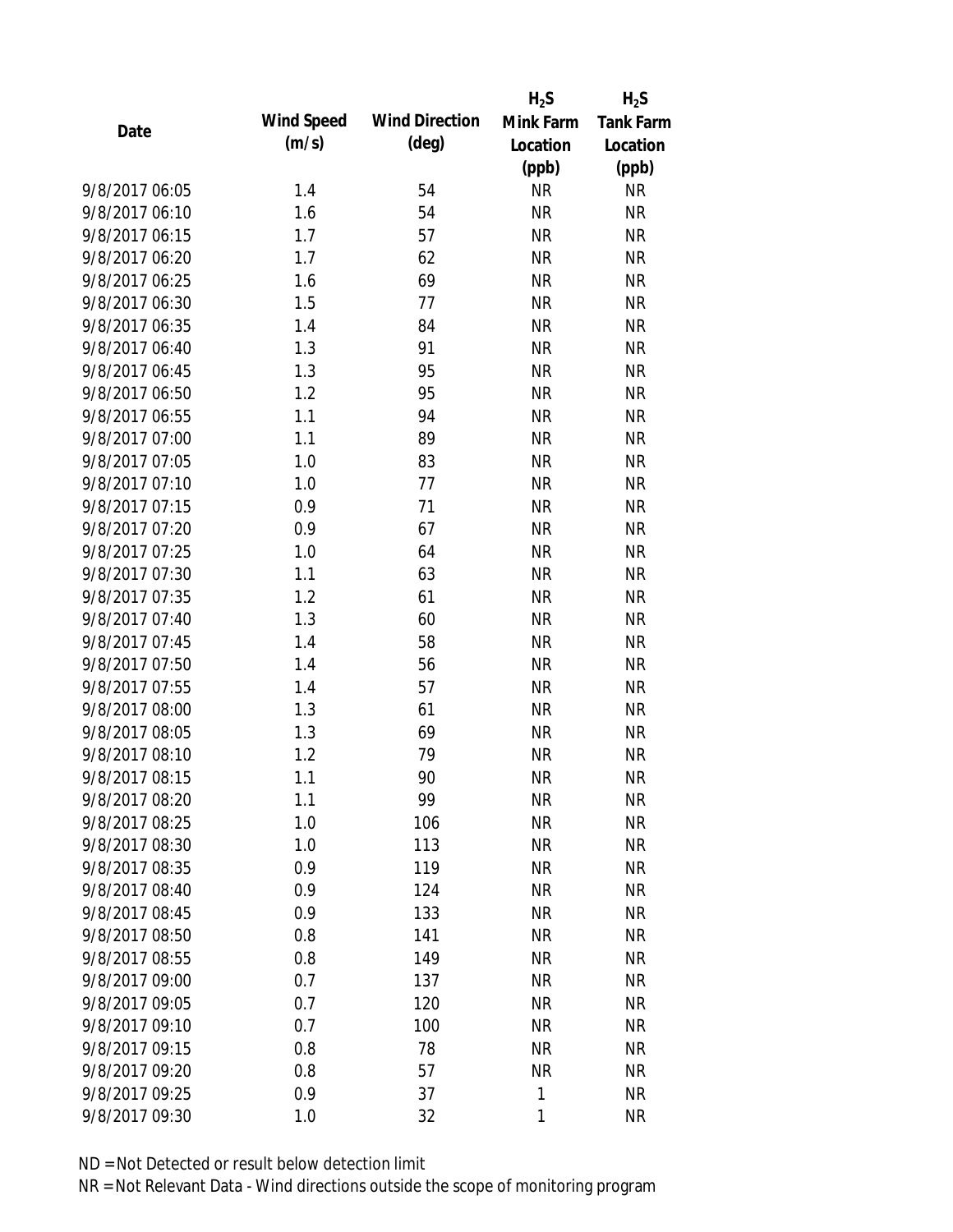| Date | Wind Speed (m/s) | Wind Direction (deg) | $H_2S$ Mink Farm Location (ppb) | $H_2S$ Tank Farm Location (ppb) |
|---|---|---|---|---|
| 9/8/2017 06:05 | 1.4 | 54 | NR | NR |
| 9/8/2017 06:10 | 1.6 | 54 | NR | NR |
| 9/8/2017 06:15 | 1.7 | 57 | NR | NR |
| 9/8/2017 06:20 | 1.7 | 62 | NR | NR |
| 9/8/2017 06:25 | 1.6 | 69 | NR | NR |
| 9/8/2017 06:30 | 1.5 | 77 | NR | NR |
| 9/8/2017 06:35 | 1.4 | 84 | NR | NR |
| 9/8/2017 06:40 | 1.3 | 91 | NR | NR |
| 9/8/2017 06:45 | 1.3 | 95 | NR | NR |
| 9/8/2017 06:50 | 1.2 | 95 | NR | NR |
| 9/8/2017 06:55 | 1.1 | 94 | NR | NR |
| 9/8/2017 07:00 | 1.1 | 89 | NR | NR |
| 9/8/2017 07:05 | 1.0 | 83 | NR | NR |
| 9/8/2017 07:10 | 1.0 | 77 | NR | NR |
| 9/8/2017 07:15 | 0.9 | 71 | NR | NR |
| 9/8/2017 07:20 | 0.9 | 67 | NR | NR |
| 9/8/2017 07:25 | 1.0 | 64 | NR | NR |
| 9/8/2017 07:30 | 1.1 | 63 | NR | NR |
| 9/8/2017 07:35 | 1.2 | 61 | NR | NR |
| 9/8/2017 07:40 | 1.3 | 60 | NR | NR |
| 9/8/2017 07:45 | 1.4 | 58 | NR | NR |
| 9/8/2017 07:50 | 1.4 | 56 | NR | NR |
| 9/8/2017 07:55 | 1.4 | 57 | NR | NR |
| 9/8/2017 08:00 | 1.3 | 61 | NR | NR |
| 9/8/2017 08:05 | 1.3 | 69 | NR | NR |
| 9/8/2017 08:10 | 1.2 | 79 | NR | NR |
| 9/8/2017 08:15 | 1.1 | 90 | NR | NR |
| 9/8/2017 08:20 | 1.1 | 99 | NR | NR |
| 9/8/2017 08:25 | 1.0 | 106 | NR | NR |
| 9/8/2017 08:30 | 1.0 | 113 | NR | NR |
| 9/8/2017 08:35 | 0.9 | 119 | NR | NR |
| 9/8/2017 08:40 | 0.9 | 124 | NR | NR |
| 9/8/2017 08:45 | 0.9 | 133 | NR | NR |
| 9/8/2017 08:50 | 0.8 | 141 | NR | NR |
| 9/8/2017 08:55 | 0.8 | 149 | NR | NR |
| 9/8/2017 09:00 | 0.7 | 137 | NR | NR |
| 9/8/2017 09:05 | 0.7 | 120 | NR | NR |
| 9/8/2017 09:10 | 0.7 | 100 | NR | NR |
| 9/8/2017 09:15 | 0.8 | 78 | NR | NR |
| 9/8/2017 09:20 | 0.8 | 57 | NR | NR |
| 9/8/2017 09:25 | 0.9 | 37 | 1 | NR |
| 9/8/2017 09:30 | 1.0 | 32 | 1 | NR |

ND = Not Detected or result below detection limit

NR = Not Relevant Data - Wind directions outside the scope of monitoring program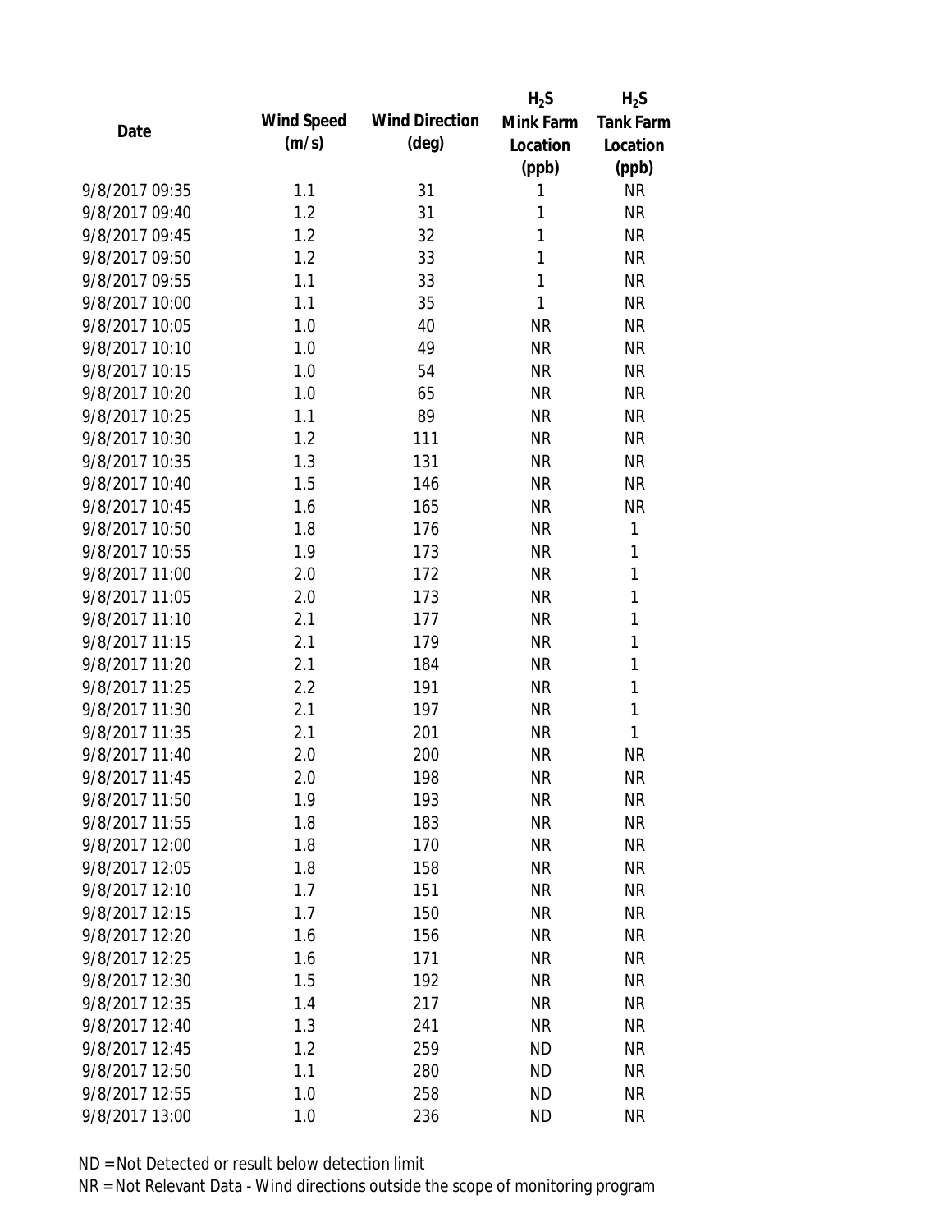| Date | Wind Speed (m/s) | Wind Direction (deg) | $H_2S$ Mink Farm Location (ppb) | $H_2S$ Tank Farm Location (ppb) |
|---|---|---|---|---|
| 9/8/2017 09:35 | 1.1 | 31 | 1 | NR |
| 9/8/2017 09:40 | 1.2 | 31 | 1 | NR |
| 9/8/2017 09:45 | 1.2 | 32 | 1 | NR |
| 9/8/2017 09:50 | 1.2 | 33 | 1 | NR |
| 9/8/2017 09:55 | 1.1 | 33 | 1 | NR |
| 9/8/2017 10:00 | 1.1 | 35 | 1 | NR |
| 9/8/2017 10:05 | 1.0 | 40 | NR | NR |
| 9/8/2017 10:10 | 1.0 | 49 | NR | NR |
| 9/8/2017 10:15 | 1.0 | 54 | NR | NR |
| 9/8/2017 10:20 | 1.0 | 65 | NR | NR |
| 9/8/2017 10:25 | 1.1 | 89 | NR | NR |
| 9/8/2017 10:30 | 1.2 | 111 | NR | NR |
| 9/8/2017 10:35 | 1.3 | 131 | NR | NR |
| 9/8/2017 10:40 | 1.5 | 146 | NR | NR |
| 9/8/2017 10:45 | 1.6 | 165 | NR | NR |
| 9/8/2017 10:50 | 1.8 | 176 | NR | 1 |
| 9/8/2017 10:55 | 1.9 | 173 | NR | 1 |
| 9/8/2017 11:00 | 2.0 | 172 | NR | 1 |
| 9/8/2017 11:05 | 2.0 | 173 | NR | 1 |
| 9/8/2017 11:10 | 2.1 | 177 | NR | 1 |
| 9/8/2017 11:15 | 2.1 | 179 | NR | 1 |
| 9/8/2017 11:20 | 2.1 | 184 | NR | 1 |
| 9/8/2017 11:25 | 2.2 | 191 | NR | 1 |
| 9/8/2017 11:30 | 2.1 | 197 | NR | 1 |
| 9/8/2017 11:35 | 2.1 | 201 | NR | 1 |
| 9/8/2017 11:40 | 2.0 | 200 | NR | NR |
| 9/8/2017 11:45 | 2.0 | 198 | NR | NR |
| 9/8/2017 11:50 | 1.9 | 193 | NR | NR |
| 9/8/2017 11:55 | 1.8 | 183 | NR | NR |
| 9/8/2017 12:00 | 1.8 | 170 | NR | NR |
| 9/8/2017 12:05 | 1.8 | 158 | NR | NR |
| 9/8/2017 12:10 | 1.7 | 151 | NR | NR |
| 9/8/2017 12:15 | 1.7 | 150 | NR | NR |
| 9/8/2017 12:20 | 1.6 | 156 | NR | NR |
| 9/8/2017 12:25 | 1.6 | 171 | NR | NR |
| 9/8/2017 12:30 | 1.5 | 192 | NR | NR |
| 9/8/2017 12:35 | 1.4 | 217 | NR | NR |
| 9/8/2017 12:40 | 1.3 | 241 | NR | NR |
| 9/8/2017 12:45 | 1.2 | 259 | ND | NR |
| 9/8/2017 12:50 | 1.1 | 280 | ND | NR |
| 9/8/2017 12:55 | 1.0 | 258 | ND | NR |
| 9/8/2017 13:00 | 1.0 | 236 | ND | NR |

ND = Not Detected or result below detection limit

NR = Not Relevant Data - Wind directions outside the scope of monitoring program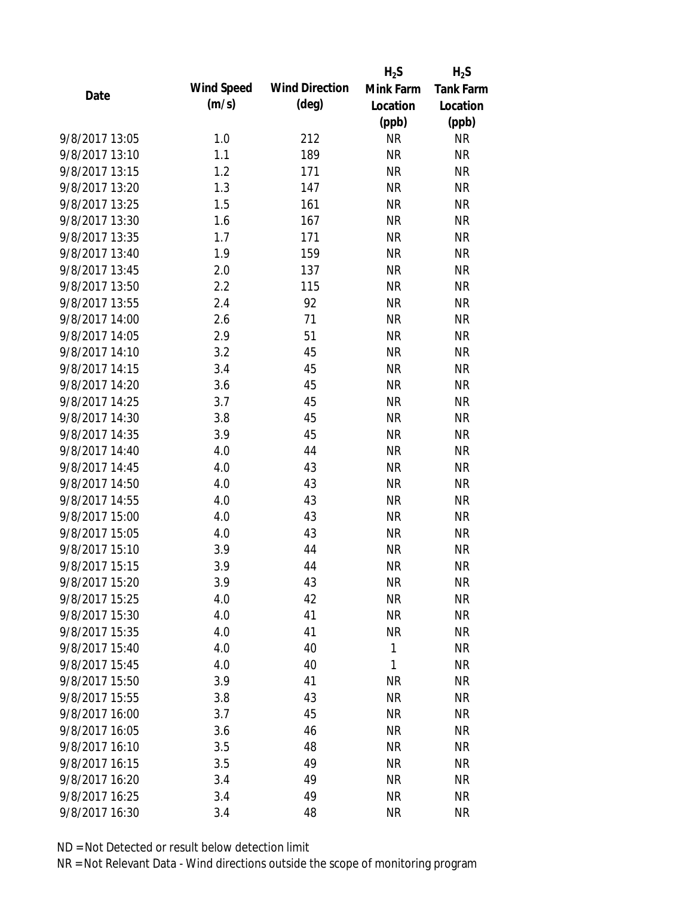| Date | Wind Speed (m/s) | Wind Direction (deg) | $H_2S$ Mink Farm Location (ppb) | $H_2S$ Tank Farm Location (ppb) |
|---|---|---|---|---|
| 9/8/2017 13:05 | 1.0 | 212 | NR | NR |
| 9/8/2017 13:10 | 1.1 | 189 | NR | NR |
| 9/8/2017 13:15 | 1.2 | 171 | NR | NR |
| 9/8/2017 13:20 | 1.3 | 147 | NR | NR |
| 9/8/2017 13:25 | 1.5 | 161 | NR | NR |
| 9/8/2017 13:30 | 1.6 | 167 | NR | NR |
| 9/8/2017 13:35 | 1.7 | 171 | NR | NR |
| 9/8/2017 13:40 | 1.9 | 159 | NR | NR |
| 9/8/2017 13:45 | 2.0 | 137 | NR | NR |
| 9/8/2017 13:50 | 2.2 | 115 | NR | NR |
| 9/8/2017 13:55 | 2.4 | 92 | NR | NR |
| 9/8/2017 14:00 | 2.6 | 71 | NR | NR |
| 9/8/2017 14:05 | 2.9 | 51 | NR | NR |
| 9/8/2017 14:10 | 3.2 | 45 | NR | NR |
| 9/8/2017 14:15 | 3.4 | 45 | NR | NR |
| 9/8/2017 14:20 | 3.6 | 45 | NR | NR |
| 9/8/2017 14:25 | 3.7 | 45 | NR | NR |
| 9/8/2017 14:30 | 3.8 | 45 | NR | NR |
| 9/8/2017 14:35 | 3.9 | 45 | NR | NR |
| 9/8/2017 14:40 | 4.0 | 44 | NR | NR |
| 9/8/2017 14:45 | 4.0 | 43 | NR | NR |
| 9/8/2017 14:50 | 4.0 | 43 | NR | NR |
| 9/8/2017 14:55 | 4.0 | 43 | NR | NR |
| 9/8/2017 15:00 | 4.0 | 43 | NR | NR |
| 9/8/2017 15:05 | 4.0 | 43 | NR | NR |
| 9/8/2017 15:10 | 3.9 | 44 | NR | NR |
| 9/8/2017 15:15 | 3.9 | 44 | NR | NR |
| 9/8/2017 15:20 | 3.9 | 43 | NR | NR |
| 9/8/2017 15:25 | 4.0 | 42 | NR | NR |
| 9/8/2017 15:30 | 4.0 | 41 | NR | NR |
| 9/8/2017 15:35 | 4.0 | 41 | NR | NR |
| 9/8/2017 15:40 | 4.0 | 40 | 1 | NR |
| 9/8/2017 15:45 | 4.0 | 40 | 1 | NR |
| 9/8/2017 15:50 | 3.9 | 41 | NR | NR |
| 9/8/2017 15:55 | 3.8 | 43 | NR | NR |
| 9/8/2017 16:00 | 3.7 | 45 | NR | NR |
| 9/8/2017 16:05 | 3.6 | 46 | NR | NR |
| 9/8/2017 16:10 | 3.5 | 48 | NR | NR |
| 9/8/2017 16:15 | 3.5 | 49 | NR | NR |
| 9/8/2017 16:20 | 3.4 | 49 | NR | NR |
| 9/8/2017 16:25 | 3.4 | 49 | NR | NR |
| 9/8/2017 16:30 | 3.4 | 48 | NR | NR |

ND = Not Detected or result below detection limit

NR = Not Relevant Data - Wind directions outside the scope of monitoring program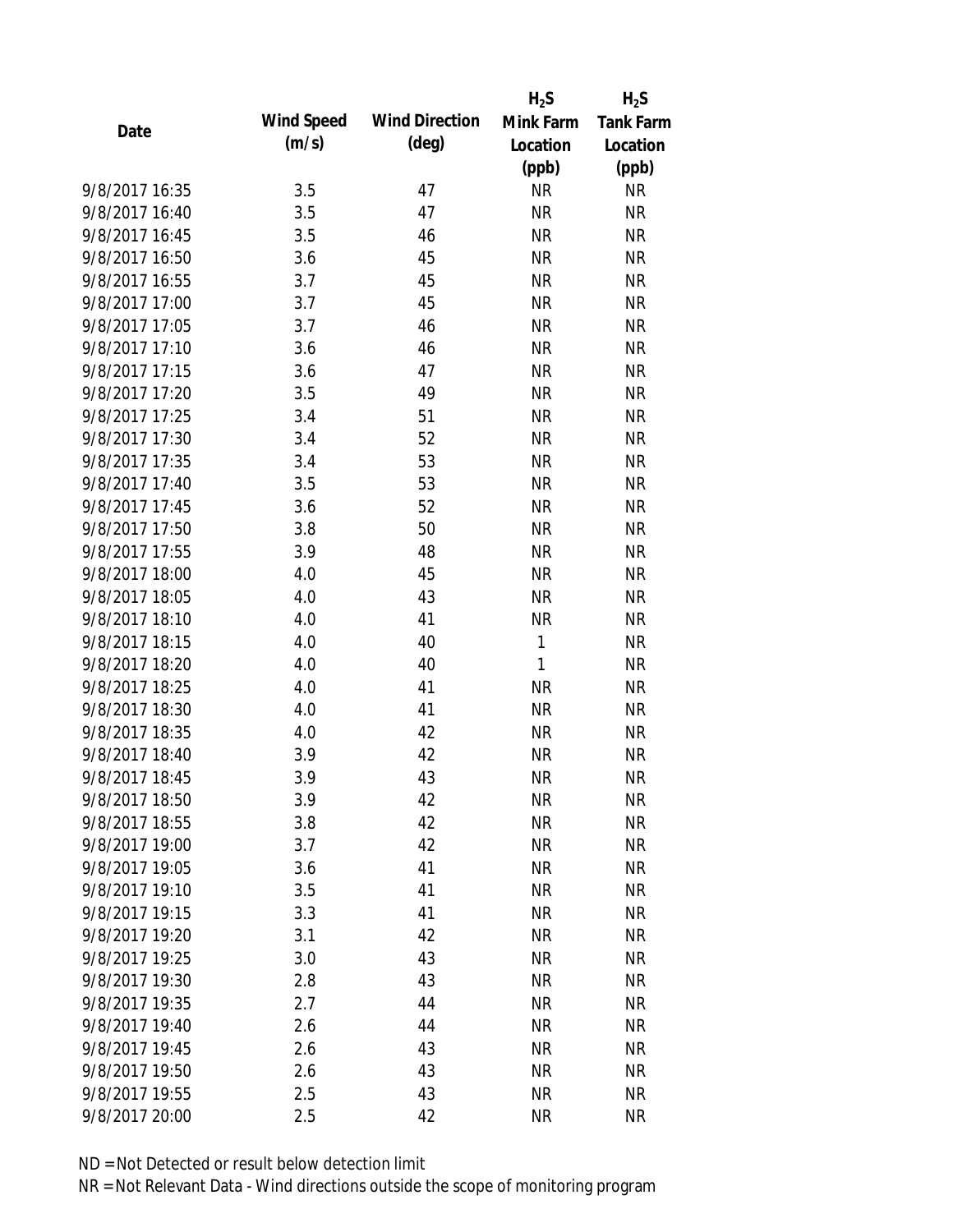| Date | Wind Speed (m/s) | Wind Direction (deg) | $H_2S$ Mink Farm Location (ppb) | $H_2S$ Tank Farm Location (ppb) |
|---|---|---|---|---|
| 9/8/2017 16:35 | 3.5 | 47 | NR | NR |
| 9/8/2017 16:40 | 3.5 | 47 | NR | NR |
| 9/8/2017 16:45 | 3.5 | 46 | NR | NR |
| 9/8/2017 16:50 | 3.6 | 45 | NR | NR |
| 9/8/2017 16:55 | 3.7 | 45 | NR | NR |
| 9/8/2017 17:00 | 3.7 | 45 | NR | NR |
| 9/8/2017 17:05 | 3.7 | 46 | NR | NR |
| 9/8/2017 17:10 | 3.6 | 46 | NR | NR |
| 9/8/2017 17:15 | 3.6 | 47 | NR | NR |
| 9/8/2017 17:20 | 3.5 | 49 | NR | NR |
| 9/8/2017 17:25 | 3.4 | 51 | NR | NR |
| 9/8/2017 17:30 | 3.4 | 52 | NR | NR |
| 9/8/2017 17:35 | 3.4 | 53 | NR | NR |
| 9/8/2017 17:40 | 3.5 | 53 | NR | NR |
| 9/8/2017 17:45 | 3.6 | 52 | NR | NR |
| 9/8/2017 17:50 | 3.8 | 50 | NR | NR |
| 9/8/2017 17:55 | 3.9 | 48 | NR | NR |
| 9/8/2017 18:00 | 4.0 | 45 | NR | NR |
| 9/8/2017 18:05 | 4.0 | 43 | NR | NR |
| 9/8/2017 18:10 | 4.0 | 41 | NR | NR |
| 9/8/2017 18:15 | 4.0 | 40 | 1 | NR |
| 9/8/2017 18:20 | 4.0 | 40 | 1 | NR |
| 9/8/2017 18:25 | 4.0 | 41 | NR | NR |
| 9/8/2017 18:30 | 4.0 | 41 | NR | NR |
| 9/8/2017 18:35 | 4.0 | 42 | NR | NR |
| 9/8/2017 18:40 | 3.9 | 42 | NR | NR |
| 9/8/2017 18:45 | 3.9 | 43 | NR | NR |
| 9/8/2017 18:50 | 3.9 | 42 | NR | NR |
| 9/8/2017 18:55 | 3.8 | 42 | NR | NR |
| 9/8/2017 19:00 | 3.7 | 42 | NR | NR |
| 9/8/2017 19:05 | 3.6 | 41 | NR | NR |
| 9/8/2017 19:10 | 3.5 | 41 | NR | NR |
| 9/8/2017 19:15 | 3.3 | 41 | NR | NR |
| 9/8/2017 19:20 | 3.1 | 42 | NR | NR |
| 9/8/2017 19:25 | 3.0 | 43 | NR | NR |
| 9/8/2017 19:30 | 2.8 | 43 | NR | NR |
| 9/8/2017 19:35 | 2.7 | 44 | NR | NR |
| 9/8/2017 19:40 | 2.6 | 44 | NR | NR |
| 9/8/2017 19:45 | 2.6 | 43 | NR | NR |
| 9/8/2017 19:50 | 2.6 | 43 | NR | NR |
| 9/8/2017 19:55 | 2.5 | 43 | NR | NR |
| 9/8/2017 20:00 | 2.5 | 42 | NR | NR |

ND = Not Detected or result below detection limit

NR = Not Relevant Data - Wind directions outside the scope of monitoring program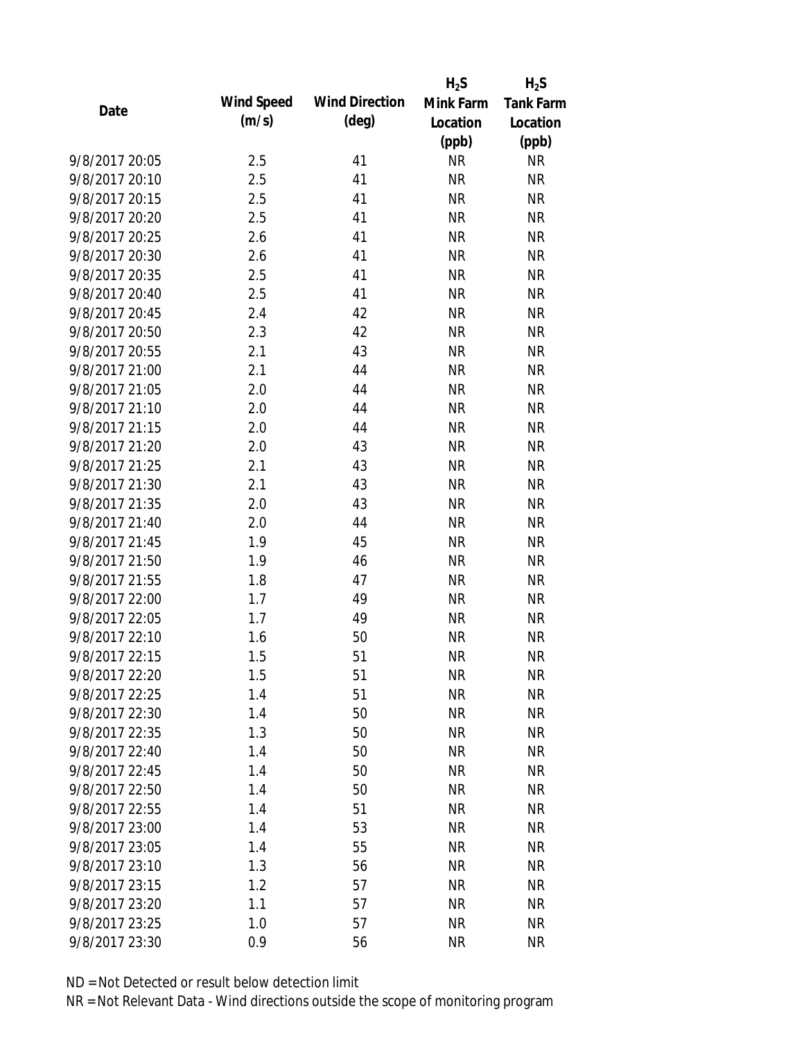| Date | Wind Speed (m/s) | Wind Direction (deg) | $H_2S$ Mink Farm Location (ppb) | $H_2S$ Tank Farm Location (ppb) |
|---|---|---|---|---|
| 9/8/2017 20:05 | 2.5 | 41 | NR | NR |
| 9/8/2017 20:10 | 2.5 | 41 | NR | NR |
| 9/8/2017 20:15 | 2.5 | 41 | NR | NR |
| 9/8/2017 20:20 | 2.5 | 41 | NR | NR |
| 9/8/2017 20:25 | 2.6 | 41 | NR | NR |
| 9/8/2017 20:30 | 2.6 | 41 | NR | NR |
| 9/8/2017 20:35 | 2.5 | 41 | NR | NR |
| 9/8/2017 20:40 | 2.5 | 41 | NR | NR |
| 9/8/2017 20:45 | 2.4 | 42 | NR | NR |
| 9/8/2017 20:50 | 2.3 | 42 | NR | NR |
| 9/8/2017 20:55 | 2.1 | 43 | NR | NR |
| 9/8/2017 21:00 | 2.1 | 44 | NR | NR |
| 9/8/2017 21:05 | 2.0 | 44 | NR | NR |
| 9/8/2017 21:10 | 2.0 | 44 | NR | NR |
| 9/8/2017 21:15 | 2.0 | 44 | NR | NR |
| 9/8/2017 21:20 | 2.0 | 43 | NR | NR |
| 9/8/2017 21:25 | 2.1 | 43 | NR | NR |
| 9/8/2017 21:30 | 2.1 | 43 | NR | NR |
| 9/8/2017 21:35 | 2.0 | 43 | NR | NR |
| 9/8/2017 21:40 | 2.0 | 44 | NR | NR |
| 9/8/2017 21:45 | 1.9 | 45 | NR | NR |
| 9/8/2017 21:50 | 1.9 | 46 | NR | NR |
| 9/8/2017 21:55 | 1.8 | 47 | NR | NR |
| 9/8/2017 22:00 | 1.7 | 49 | NR | NR |
| 9/8/2017 22:05 | 1.7 | 49 | NR | NR |
| 9/8/2017 22:10 | 1.6 | 50 | NR | NR |
| 9/8/2017 22:15 | 1.5 | 51 | NR | NR |
| 9/8/2017 22:20 | 1.5 | 51 | NR | NR |
| 9/8/2017 22:25 | 1.4 | 51 | NR | NR |
| 9/8/2017 22:30 | 1.4 | 50 | NR | NR |
| 9/8/2017 22:35 | 1.3 | 50 | NR | NR |
| 9/8/2017 22:40 | 1.4 | 50 | NR | NR |
| 9/8/2017 22:45 | 1.4 | 50 | NR | NR |
| 9/8/2017 22:50 | 1.4 | 50 | NR | NR |
| 9/8/2017 22:55 | 1.4 | 51 | NR | NR |
| 9/8/2017 23:00 | 1.4 | 53 | NR | NR |
| 9/8/2017 23:05 | 1.4 | 55 | NR | NR |
| 9/8/2017 23:10 | 1.3 | 56 | NR | NR |
| 9/8/2017 23:15 | 1.2 | 57 | NR | NR |
| 9/8/2017 23:20 | 1.1 | 57 | NR | NR |
| 9/8/2017 23:25 | 1.0 | 57 | NR | NR |
| 9/8/2017 23:30 | 0.9 | 56 | NR | NR |

ND = Not Detected or result below detection limit

NR = Not Relevant Data - Wind directions outside the scope of monitoring program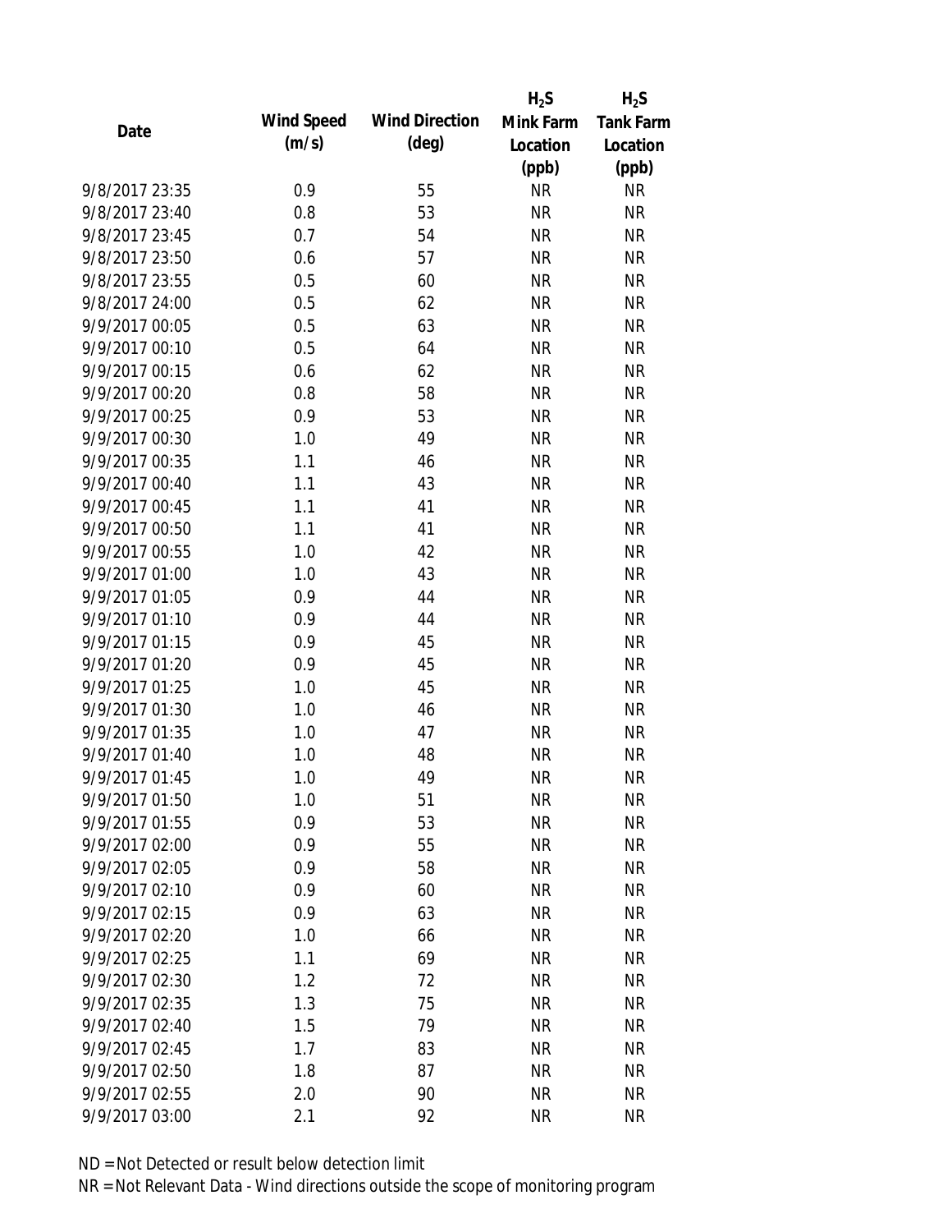| Date | Wind Speed (m/s) | Wind Direction (deg) | $H_2S$ Mink Farm Location (ppb) | $H_2S$ Tank Farm Location (ppb) |
|---|---|---|---|---|
| 9/8/2017 23:35 | 0.9 | 55 | NR | NR |
| 9/8/2017 23:40 | 0.8 | 53 | NR | NR |
| 9/8/2017 23:45 | 0.7 | 54 | NR | NR |
| 9/8/2017 23:50 | 0.6 | 57 | NR | NR |
| 9/8/2017 23:55 | 0.5 | 60 | NR | NR |
| 9/8/2017 24:00 | 0.5 | 62 | NR | NR |
| 9/9/2017 00:05 | 0.5 | 63 | NR | NR |
| 9/9/2017 00:10 | 0.5 | 64 | NR | NR |
| 9/9/2017 00:15 | 0.6 | 62 | NR | NR |
| 9/9/2017 00:20 | 0.8 | 58 | NR | NR |
| 9/9/2017 00:25 | 0.9 | 53 | NR | NR |
| 9/9/2017 00:30 | 1.0 | 49 | NR | NR |
| 9/9/2017 00:35 | 1.1 | 46 | NR | NR |
| 9/9/2017 00:40 | 1.1 | 43 | NR | NR |
| 9/9/2017 00:45 | 1.1 | 41 | NR | NR |
| 9/9/2017 00:50 | 1.1 | 41 | NR | NR |
| 9/9/2017 00:55 | 1.0 | 42 | NR | NR |
| 9/9/2017 01:00 | 1.0 | 43 | NR | NR |
| 9/9/2017 01:05 | 0.9 | 44 | NR | NR |
| 9/9/2017 01:10 | 0.9 | 44 | NR | NR |
| 9/9/2017 01:15 | 0.9 | 45 | NR | NR |
| 9/9/2017 01:20 | 0.9 | 45 | NR | NR |
| 9/9/2017 01:25 | 1.0 | 45 | NR | NR |
| 9/9/2017 01:30 | 1.0 | 46 | NR | NR |
| 9/9/2017 01:35 | 1.0 | 47 | NR | NR |
| 9/9/2017 01:40 | 1.0 | 48 | NR | NR |
| 9/9/2017 01:45 | 1.0 | 49 | NR | NR |
| 9/9/2017 01:50 | 1.0 | 51 | NR | NR |
| 9/9/2017 01:55 | 0.9 | 53 | NR | NR |
| 9/9/2017 02:00 | 0.9 | 55 | NR | NR |
| 9/9/2017 02:05 | 0.9 | 58 | NR | NR |
| 9/9/2017 02:10 | 0.9 | 60 | NR | NR |
| 9/9/2017 02:15 | 0.9 | 63 | NR | NR |
| 9/9/2017 02:20 | 1.0 | 66 | NR | NR |
| 9/9/2017 02:25 | 1.1 | 69 | NR | NR |
| 9/9/2017 02:30 | 1.2 | 72 | NR | NR |
| 9/9/2017 02:35 | 1.3 | 75 | NR | NR |
| 9/9/2017 02:40 | 1.5 | 79 | NR | NR |
| 9/9/2017 02:45 | 1.7 | 83 | NR | NR |
| 9/9/2017 02:50 | 1.8 | 87 | NR | NR |
| 9/9/2017 02:55 | 2.0 | 90 | NR | NR |
| 9/9/2017 03:00 | 2.1 | 92 | NR | NR |

ND = Not Detected or result below detection limit

NR = Not Relevant Data - Wind directions outside the scope of monitoring program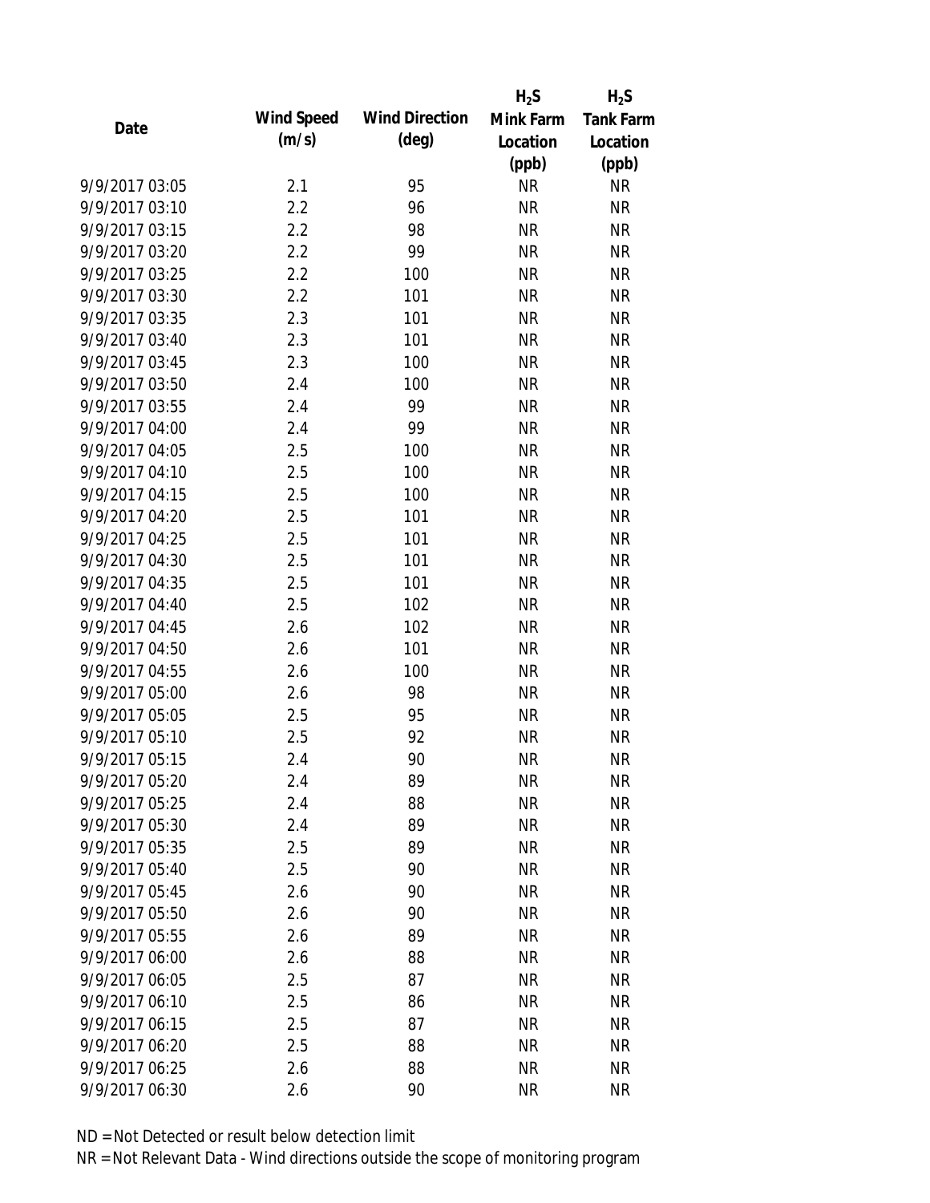| Date | Wind Speed (m/s) | Wind Direction (deg) | $H_2S$ Mink Farm Location (ppb) | $H_2S$ Tank Farm Location (ppb) |
|---|---|---|---|---|
| 9/9/2017 03:05 | 2.1 | 95 | NR | NR |
| 9/9/2017 03:10 | 2.2 | 96 | NR | NR |
| 9/9/2017 03:15 | 2.2 | 98 | NR | NR |
| 9/9/2017 03:20 | 2.2 | 99 | NR | NR |
| 9/9/2017 03:25 | 2.2 | 100 | NR | NR |
| 9/9/2017 03:30 | 2.2 | 101 | NR | NR |
| 9/9/2017 03:35 | 2.3 | 101 | NR | NR |
| 9/9/2017 03:40 | 2.3 | 101 | NR | NR |
| 9/9/2017 03:45 | 2.3 | 100 | NR | NR |
| 9/9/2017 03:50 | 2.4 | 100 | NR | NR |
| 9/9/2017 03:55 | 2.4 | 99 | NR | NR |
| 9/9/2017 04:00 | 2.4 | 99 | NR | NR |
| 9/9/2017 04:05 | 2.5 | 100 | NR | NR |
| 9/9/2017 04:10 | 2.5 | 100 | NR | NR |
| 9/9/2017 04:15 | 2.5 | 100 | NR | NR |
| 9/9/2017 04:20 | 2.5 | 101 | NR | NR |
| 9/9/2017 04:25 | 2.5 | 101 | NR | NR |
| 9/9/2017 04:30 | 2.5 | 101 | NR | NR |
| 9/9/2017 04:35 | 2.5 | 101 | NR | NR |
| 9/9/2017 04:40 | 2.5 | 102 | NR | NR |
| 9/9/2017 04:45 | 2.6 | 102 | NR | NR |
| 9/9/2017 04:50 | 2.6 | 101 | NR | NR |
| 9/9/2017 04:55 | 2.6 | 100 | NR | NR |
| 9/9/2017 05:00 | 2.6 | 98 | NR | NR |
| 9/9/2017 05:05 | 2.5 | 95 | NR | NR |
| 9/9/2017 05:10 | 2.5 | 92 | NR | NR |
| 9/9/2017 05:15 | 2.4 | 90 | NR | NR |
| 9/9/2017 05:20 | 2.4 | 89 | NR | NR |
| 9/9/2017 05:25 | 2.4 | 88 | NR | NR |
| 9/9/2017 05:30 | 2.4 | 89 | NR | NR |
| 9/9/2017 05:35 | 2.5 | 89 | NR | NR |
| 9/9/2017 05:40 | 2.5 | 90 | NR | NR |
| 9/9/2017 05:45 | 2.6 | 90 | NR | NR |
| 9/9/2017 05:50 | 2.6 | 90 | NR | NR |
| 9/9/2017 05:55 | 2.6 | 89 | NR | NR |
| 9/9/2017 06:00 | 2.6 | 88 | NR | NR |
| 9/9/2017 06:05 | 2.5 | 87 | NR | NR |
| 9/9/2017 06:10 | 2.5 | 86 | NR | NR |
| 9/9/2017 06:15 | 2.5 | 87 | NR | NR |
| 9/9/2017 06:20 | 2.5 | 88 | NR | NR |
| 9/9/2017 06:25 | 2.6 | 88 | NR | NR |
| 9/9/2017 06:30 | 2.6 | 90 | NR | NR |

ND = Not Detected or result below detection limit

NR = Not Relevant Data - Wind directions outside the scope of monitoring program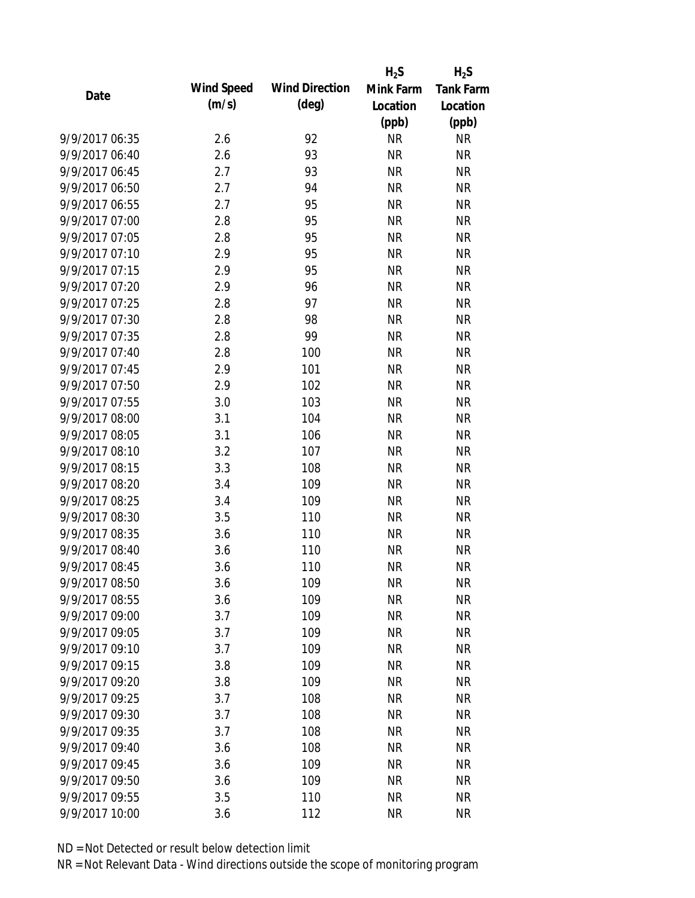| Date | Wind Speed (m/s) | Wind Direction (deg) | $H_2S$ Mink Farm Location (ppb) | $H_2S$ Tank Farm Location (ppb) |
|---|---|---|---|---|
| 9/9/2017 06:35 | 2.6 | 92 | NR | NR |
| 9/9/2017 06:40 | 2.6 | 93 | NR | NR |
| 9/9/2017 06:45 | 2.7 | 93 | NR | NR |
| 9/9/2017 06:50 | 2.7 | 94 | NR | NR |
| 9/9/2017 06:55 | 2.7 | 95 | NR | NR |
| 9/9/2017 07:00 | 2.8 | 95 | NR | NR |
| 9/9/2017 07:05 | 2.8 | 95 | NR | NR |
| 9/9/2017 07:10 | 2.9 | 95 | NR | NR |
| 9/9/2017 07:15 | 2.9 | 95 | NR | NR |
| 9/9/2017 07:20 | 2.9 | 96 | NR | NR |
| 9/9/2017 07:25 | 2.8 | 97 | NR | NR |
| 9/9/2017 07:30 | 2.8 | 98 | NR | NR |
| 9/9/2017 07:35 | 2.8 | 99 | NR | NR |
| 9/9/2017 07:40 | 2.8 | 100 | NR | NR |
| 9/9/2017 07:45 | 2.9 | 101 | NR | NR |
| 9/9/2017 07:50 | 2.9 | 102 | NR | NR |
| 9/9/2017 07:55 | 3.0 | 103 | NR | NR |
| 9/9/2017 08:00 | 3.1 | 104 | NR | NR |
| 9/9/2017 08:05 | 3.1 | 106 | NR | NR |
| 9/9/2017 08:10 | 3.2 | 107 | NR | NR |
| 9/9/2017 08:15 | 3.3 | 108 | NR | NR |
| 9/9/2017 08:20 | 3.4 | 109 | NR | NR |
| 9/9/2017 08:25 | 3.4 | 109 | NR | NR |
| 9/9/2017 08:30 | 3.5 | 110 | NR | NR |
| 9/9/2017 08:35 | 3.6 | 110 | NR | NR |
| 9/9/2017 08:40 | 3.6 | 110 | NR | NR |
| 9/9/2017 08:45 | 3.6 | 110 | NR | NR |
| 9/9/2017 08:50 | 3.6 | 109 | NR | NR |
| 9/9/2017 08:55 | 3.6 | 109 | NR | NR |
| 9/9/2017 09:00 | 3.7 | 109 | NR | NR |
| 9/9/2017 09:05 | 3.7 | 109 | NR | NR |
| 9/9/2017 09:10 | 3.7 | 109 | NR | NR |
| 9/9/2017 09:15 | 3.8 | 109 | NR | NR |
| 9/9/2017 09:20 | 3.8 | 109 | NR | NR |
| 9/9/2017 09:25 | 3.7 | 108 | NR | NR |
| 9/9/2017 09:30 | 3.7 | 108 | NR | NR |
| 9/9/2017 09:35 | 3.7 | 108 | NR | NR |
| 9/9/2017 09:40 | 3.6 | 108 | NR | NR |
| 9/9/2017 09:45 | 3.6 | 109 | NR | NR |
| 9/9/2017 09:50 | 3.6 | 109 | NR | NR |
| 9/9/2017 09:55 | 3.5 | 110 | NR | NR |
| 9/9/2017 10:00 | 3.6 | 112 | NR | NR |

ND = Not Detected or result below detection limit

NR = Not Relevant Data - Wind directions outside the scope of monitoring program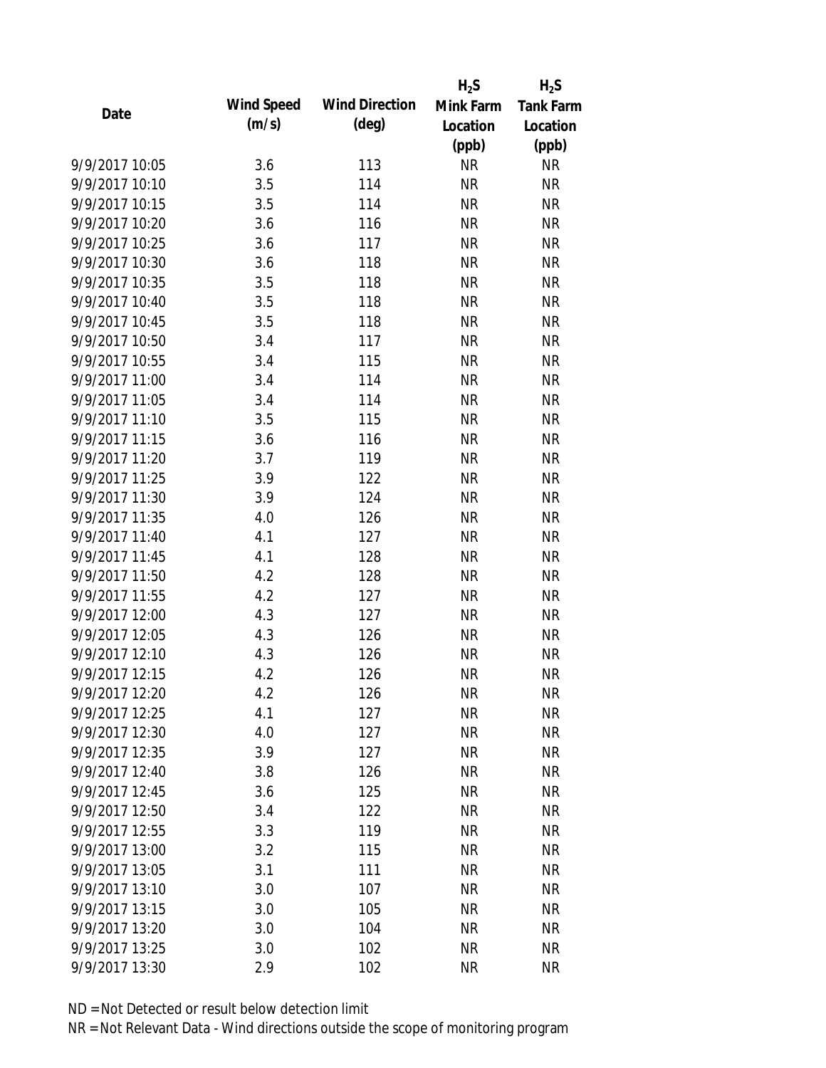| Date | Wind Speed (m/s) | Wind Direction (deg) | $H_2S$ Mink Farm Location (ppb) | $H_2S$ Tank Farm Location (ppb) |
|---|---|---|---|---|
| 9/9/2017 10:05 | 3.6 | 113 | NR | NR |
| 9/9/2017 10:10 | 3.5 | 114 | NR | NR |
| 9/9/2017 10:15 | 3.5 | 114 | NR | NR |
| 9/9/2017 10:20 | 3.6 | 116 | NR | NR |
| 9/9/2017 10:25 | 3.6 | 117 | NR | NR |
| 9/9/2017 10:30 | 3.6 | 118 | NR | NR |
| 9/9/2017 10:35 | 3.5 | 118 | NR | NR |
| 9/9/2017 10:40 | 3.5 | 118 | NR | NR |
| 9/9/2017 10:45 | 3.5 | 118 | NR | NR |
| 9/9/2017 10:50 | 3.4 | 117 | NR | NR |
| 9/9/2017 10:55 | 3.4 | 115 | NR | NR |
| 9/9/2017 11:00 | 3.4 | 114 | NR | NR |
| 9/9/2017 11:05 | 3.4 | 114 | NR | NR |
| 9/9/2017 11:10 | 3.5 | 115 | NR | NR |
| 9/9/2017 11:15 | 3.6 | 116 | NR | NR |
| 9/9/2017 11:20 | 3.7 | 119 | NR | NR |
| 9/9/2017 11:25 | 3.9 | 122 | NR | NR |
| 9/9/2017 11:30 | 3.9 | 124 | NR | NR |
| 9/9/2017 11:35 | 4.0 | 126 | NR | NR |
| 9/9/2017 11:40 | 4.1 | 127 | NR | NR |
| 9/9/2017 11:45 | 4.1 | 128 | NR | NR |
| 9/9/2017 11:50 | 4.2 | 128 | NR | NR |
| 9/9/2017 11:55 | 4.2 | 127 | NR | NR |
| 9/9/2017 12:00 | 4.3 | 127 | NR | NR |
| 9/9/2017 12:05 | 4.3 | 126 | NR | NR |
| 9/9/2017 12:10 | 4.3 | 126 | NR | NR |
| 9/9/2017 12:15 | 4.2 | 126 | NR | NR |
| 9/9/2017 12:20 | 4.2 | 126 | NR | NR |
| 9/9/2017 12:25 | 4.1 | 127 | NR | NR |
| 9/9/2017 12:30 | 4.0 | 127 | NR | NR |
| 9/9/2017 12:35 | 3.9 | 127 | NR | NR |
| 9/9/2017 12:40 | 3.8 | 126 | NR | NR |
| 9/9/2017 12:45 | 3.6 | 125 | NR | NR |
| 9/9/2017 12:50 | 3.4 | 122 | NR | NR |
| 9/9/2017 12:55 | 3.3 | 119 | NR | NR |
| 9/9/2017 13:00 | 3.2 | 115 | NR | NR |
| 9/9/2017 13:05 | 3.1 | 111 | NR | NR |
| 9/9/2017 13:10 | 3.0 | 107 | NR | NR |
| 9/9/2017 13:15 | 3.0 | 105 | NR | NR |
| 9/9/2017 13:20 | 3.0 | 104 | NR | NR |
| 9/9/2017 13:25 | 3.0 | 102 | NR | NR |
| 9/9/2017 13:30 | 2.9 | 102 | NR | NR |

ND = Not Detected or result below detection limit

NR = Not Relevant Data - Wind directions outside the scope of monitoring program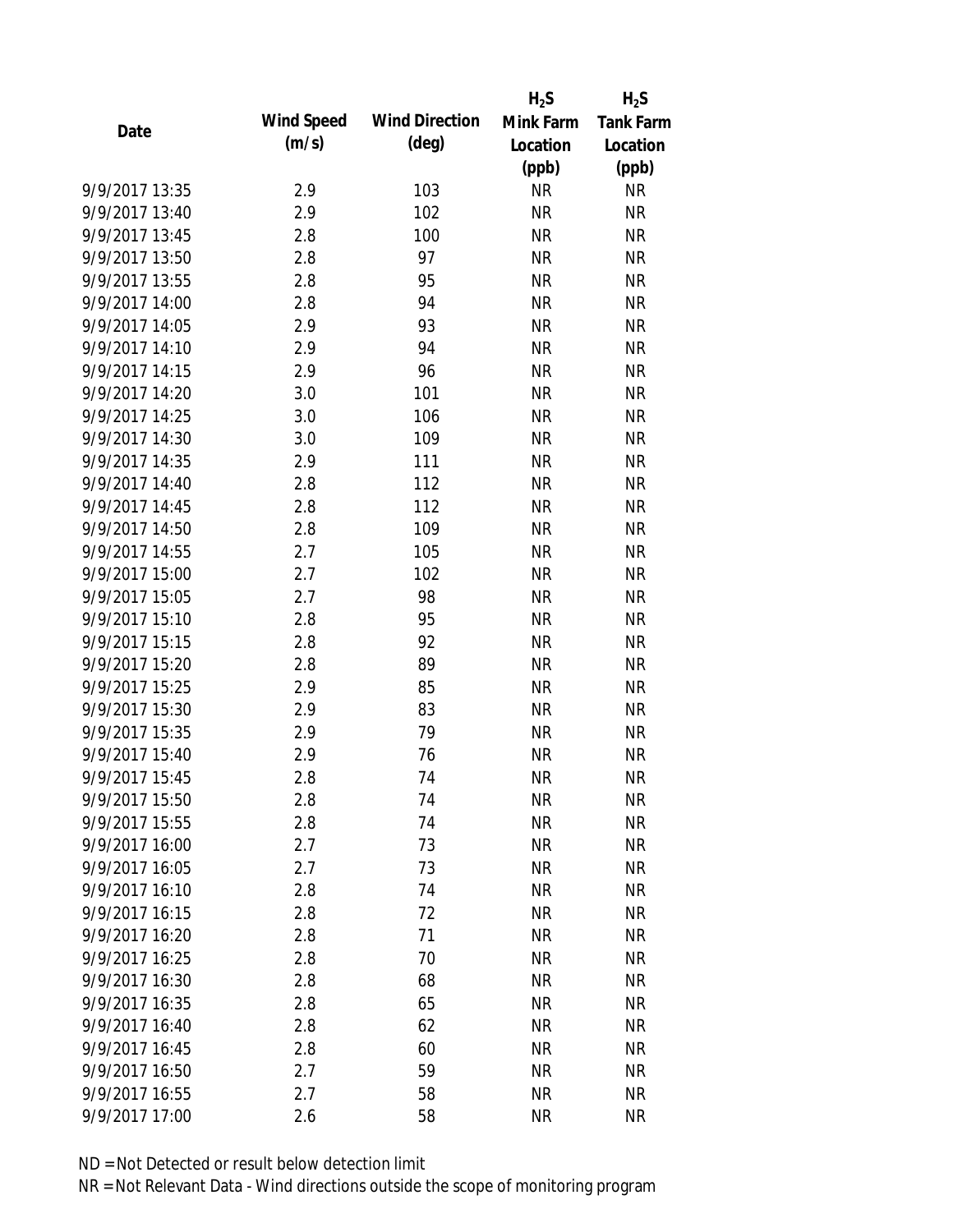| Date | Wind Speed (m/s) | Wind Direction (deg) | $H_2S$ Mink Farm Location (ppb) | $H_2S$ Tank Farm Location (ppb) |
|---|---|---|---|---|
| 9/9/2017 13:35 | 2.9 | 103 | NR | NR |
| 9/9/2017 13:40 | 2.9 | 102 | NR | NR |
| 9/9/2017 13:45 | 2.8 | 100 | NR | NR |
| 9/9/2017 13:50 | 2.8 | 97 | NR | NR |
| 9/9/2017 13:55 | 2.8 | 95 | NR | NR |
| 9/9/2017 14:00 | 2.8 | 94 | NR | NR |
| 9/9/2017 14:05 | 2.9 | 93 | NR | NR |
| 9/9/2017 14:10 | 2.9 | 94 | NR | NR |
| 9/9/2017 14:15 | 2.9 | 96 | NR | NR |
| 9/9/2017 14:20 | 3.0 | 101 | NR | NR |
| 9/9/2017 14:25 | 3.0 | 106 | NR | NR |
| 9/9/2017 14:30 | 3.0 | 109 | NR | NR |
| 9/9/2017 14:35 | 2.9 | 111 | NR | NR |
| 9/9/2017 14:40 | 2.8 | 112 | NR | NR |
| 9/9/2017 14:45 | 2.8 | 112 | NR | NR |
| 9/9/2017 14:50 | 2.8 | 109 | NR | NR |
| 9/9/2017 14:55 | 2.7 | 105 | NR | NR |
| 9/9/2017 15:00 | 2.7 | 102 | NR | NR |
| 9/9/2017 15:05 | 2.7 | 98 | NR | NR |
| 9/9/2017 15:10 | 2.8 | 95 | NR | NR |
| 9/9/2017 15:15 | 2.8 | 92 | NR | NR |
| 9/9/2017 15:20 | 2.8 | 89 | NR | NR |
| 9/9/2017 15:25 | 2.9 | 85 | NR | NR |
| 9/9/2017 15:30 | 2.9 | 83 | NR | NR |
| 9/9/2017 15:35 | 2.9 | 79 | NR | NR |
| 9/9/2017 15:40 | 2.9 | 76 | NR | NR |
| 9/9/2017 15:45 | 2.8 | 74 | NR | NR |
| 9/9/2017 15:50 | 2.8 | 74 | NR | NR |
| 9/9/2017 15:55 | 2.8 | 74 | NR | NR |
| 9/9/2017 16:00 | 2.7 | 73 | NR | NR |
| 9/9/2017 16:05 | 2.7 | 73 | NR | NR |
| 9/9/2017 16:10 | 2.8 | 74 | NR | NR |
| 9/9/2017 16:15 | 2.8 | 72 | NR | NR |
| 9/9/2017 16:20 | 2.8 | 71 | NR | NR |
| 9/9/2017 16:25 | 2.8 | 70 | NR | NR |
| 9/9/2017 16:30 | 2.8 | 68 | NR | NR |
| 9/9/2017 16:35 | 2.8 | 65 | NR | NR |
| 9/9/2017 16:40 | 2.8 | 62 | NR | NR |
| 9/9/2017 16:45 | 2.8 | 60 | NR | NR |
| 9/9/2017 16:50 | 2.7 | 59 | NR | NR |
| 9/9/2017 16:55 | 2.7 | 58 | NR | NR |
| 9/9/2017 17:00 | 2.6 | 58 | NR | NR |

ND = Not Detected or result below detection limit

NR = Not Relevant Data - Wind directions outside the scope of monitoring program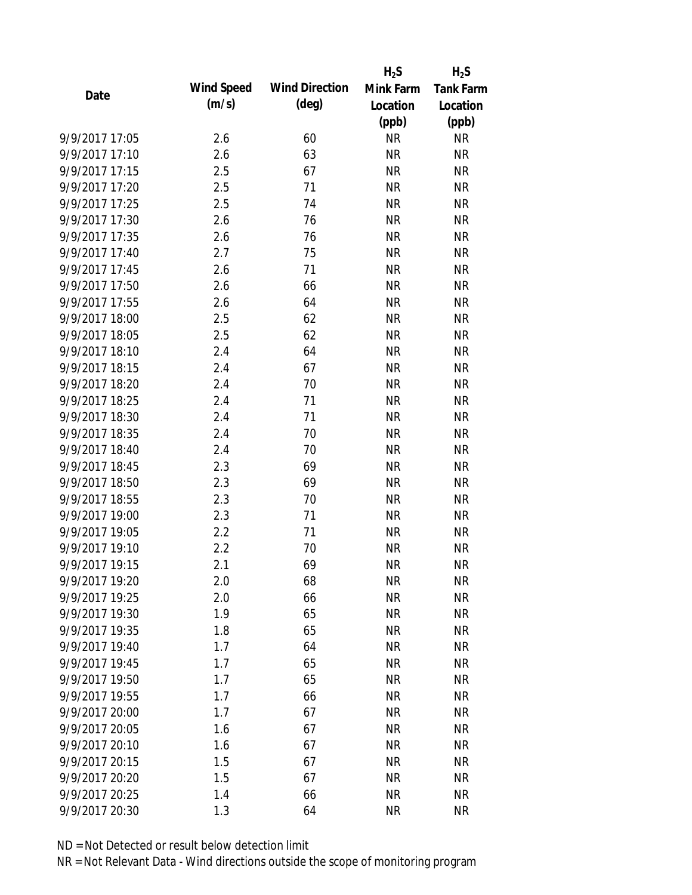| Date | Wind Speed (m/s) | Wind Direction (deg) | $H_2S$ Mink Farm Location (ppb) | $H_2S$ Tank Farm Location (ppb) |
|---|---|---|---|---|
| 9/9/2017 17:05 | 2.6 | 60 | NR | NR |
| 9/9/2017 17:10 | 2.6 | 63 | NR | NR |
| 9/9/2017 17:15 | 2.5 | 67 | NR | NR |
| 9/9/2017 17:20 | 2.5 | 71 | NR | NR |
| 9/9/2017 17:25 | 2.5 | 74 | NR | NR |
| 9/9/2017 17:30 | 2.6 | 76 | NR | NR |
| 9/9/2017 17:35 | 2.6 | 76 | NR | NR |
| 9/9/2017 17:40 | 2.7 | 75 | NR | NR |
| 9/9/2017 17:45 | 2.6 | 71 | NR | NR |
| 9/9/2017 17:50 | 2.6 | 66 | NR | NR |
| 9/9/2017 17:55 | 2.6 | 64 | NR | NR |
| 9/9/2017 18:00 | 2.5 | 62 | NR | NR |
| 9/9/2017 18:05 | 2.5 | 62 | NR | NR |
| 9/9/2017 18:10 | 2.4 | 64 | NR | NR |
| 9/9/2017 18:15 | 2.4 | 67 | NR | NR |
| 9/9/2017 18:20 | 2.4 | 70 | NR | NR |
| 9/9/2017 18:25 | 2.4 | 71 | NR | NR |
| 9/9/2017 18:30 | 2.4 | 71 | NR | NR |
| 9/9/2017 18:35 | 2.4 | 70 | NR | NR |
| 9/9/2017 18:40 | 2.4 | 70 | NR | NR |
| 9/9/2017 18:45 | 2.3 | 69 | NR | NR |
| 9/9/2017 18:50 | 2.3 | 69 | NR | NR |
| 9/9/2017 18:55 | 2.3 | 70 | NR | NR |
| 9/9/2017 19:00 | 2.3 | 71 | NR | NR |
| 9/9/2017 19:05 | 2.2 | 71 | NR | NR |
| 9/9/2017 19:10 | 2.2 | 70 | NR | NR |
| 9/9/2017 19:15 | 2.1 | 69 | NR | NR |
| 9/9/2017 19:20 | 2.0 | 68 | NR | NR |
| 9/9/2017 19:25 | 2.0 | 66 | NR | NR |
| 9/9/2017 19:30 | 1.9 | 65 | NR | NR |
| 9/9/2017 19:35 | 1.8 | 65 | NR | NR |
| 9/9/2017 19:40 | 1.7 | 64 | NR | NR |
| 9/9/2017 19:45 | 1.7 | 65 | NR | NR |
| 9/9/2017 19:50 | 1.7 | 65 | NR | NR |
| 9/9/2017 19:55 | 1.7 | 66 | NR | NR |
| 9/9/2017 20:00 | 1.7 | 67 | NR | NR |
| 9/9/2017 20:05 | 1.6 | 67 | NR | NR |
| 9/9/2017 20:10 | 1.6 | 67 | NR | NR |
| 9/9/2017 20:15 | 1.5 | 67 | NR | NR |
| 9/9/2017 20:20 | 1.5 | 67 | NR | NR |
| 9/9/2017 20:25 | 1.4 | 66 | NR | NR |
| 9/9/2017 20:30 | 1.3 | 64 | NR | NR |

ND = Not Detected or result below detection limit

NR = Not Relevant Data - Wind directions outside the scope of monitoring program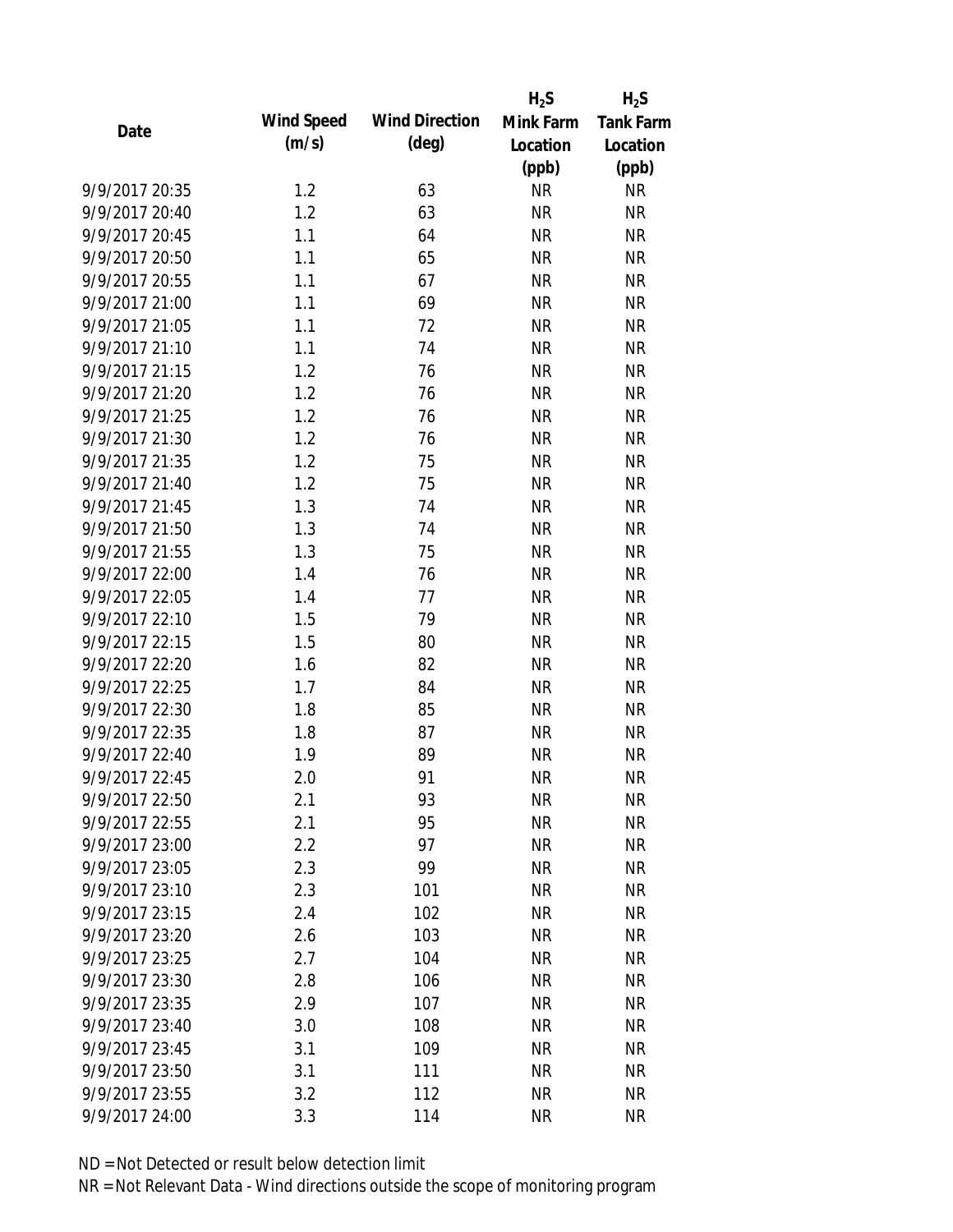| Date | Wind Speed (m/s) | Wind Direction (deg) | $H_2S$ Mink Farm Location (ppb) | $H_2S$ Tank Farm Location (ppb) |
|---|---|---|---|---|
| 9/9/2017 20:35 | 1.2 | 63 | NR | NR |
| 9/9/2017 20:40 | 1.2 | 63 | NR | NR |
| 9/9/2017 20:45 | 1.1 | 64 | NR | NR |
| 9/9/2017 20:50 | 1.1 | 65 | NR | NR |
| 9/9/2017 20:55 | 1.1 | 67 | NR | NR |
| 9/9/2017 21:00 | 1.1 | 69 | NR | NR |
| 9/9/2017 21:05 | 1.1 | 72 | NR | NR |
| 9/9/2017 21:10 | 1.1 | 74 | NR | NR |
| 9/9/2017 21:15 | 1.2 | 76 | NR | NR |
| 9/9/2017 21:20 | 1.2 | 76 | NR | NR |
| 9/9/2017 21:25 | 1.2 | 76 | NR | NR |
| 9/9/2017 21:30 | 1.2 | 76 | NR | NR |
| 9/9/2017 21:35 | 1.2 | 75 | NR | NR |
| 9/9/2017 21:40 | 1.2 | 75 | NR | NR |
| 9/9/2017 21:45 | 1.3 | 74 | NR | NR |
| 9/9/2017 21:50 | 1.3 | 74 | NR | NR |
| 9/9/2017 21:55 | 1.3 | 75 | NR | NR |
| 9/9/2017 22:00 | 1.4 | 76 | NR | NR |
| 9/9/2017 22:05 | 1.4 | 77 | NR | NR |
| 9/9/2017 22:10 | 1.5 | 79 | NR | NR |
| 9/9/2017 22:15 | 1.5 | 80 | NR | NR |
| 9/9/2017 22:20 | 1.6 | 82 | NR | NR |
| 9/9/2017 22:25 | 1.7 | 84 | NR | NR |
| 9/9/2017 22:30 | 1.8 | 85 | NR | NR |
| 9/9/2017 22:35 | 1.8 | 87 | NR | NR |
| 9/9/2017 22:40 | 1.9 | 89 | NR | NR |
| 9/9/2017 22:45 | 2.0 | 91 | NR | NR |
| 9/9/2017 22:50 | 2.1 | 93 | NR | NR |
| 9/9/2017 22:55 | 2.1 | 95 | NR | NR |
| 9/9/2017 23:00 | 2.2 | 97 | NR | NR |
| 9/9/2017 23:05 | 2.3 | 99 | NR | NR |
| 9/9/2017 23:10 | 2.3 | 101 | NR | NR |
| 9/9/2017 23:15 | 2.4 | 102 | NR | NR |
| 9/9/2017 23:20 | 2.6 | 103 | NR | NR |
| 9/9/2017 23:25 | 2.7 | 104 | NR | NR |
| 9/9/2017 23:30 | 2.8 | 106 | NR | NR |
| 9/9/2017 23:35 | 2.9 | 107 | NR | NR |
| 9/9/2017 23:40 | 3.0 | 108 | NR | NR |
| 9/9/2017 23:45 | 3.1 | 109 | NR | NR |
| 9/9/2017 23:50 | 3.1 | 111 | NR | NR |
| 9/9/2017 23:55 | 3.2 | 112 | NR | NR |
| 9/9/2017 24:00 | 3.3 | 114 | NR | NR |

ND = Not Detected or result below detection limit

NR = Not Relevant Data - Wind directions outside the scope of monitoring program